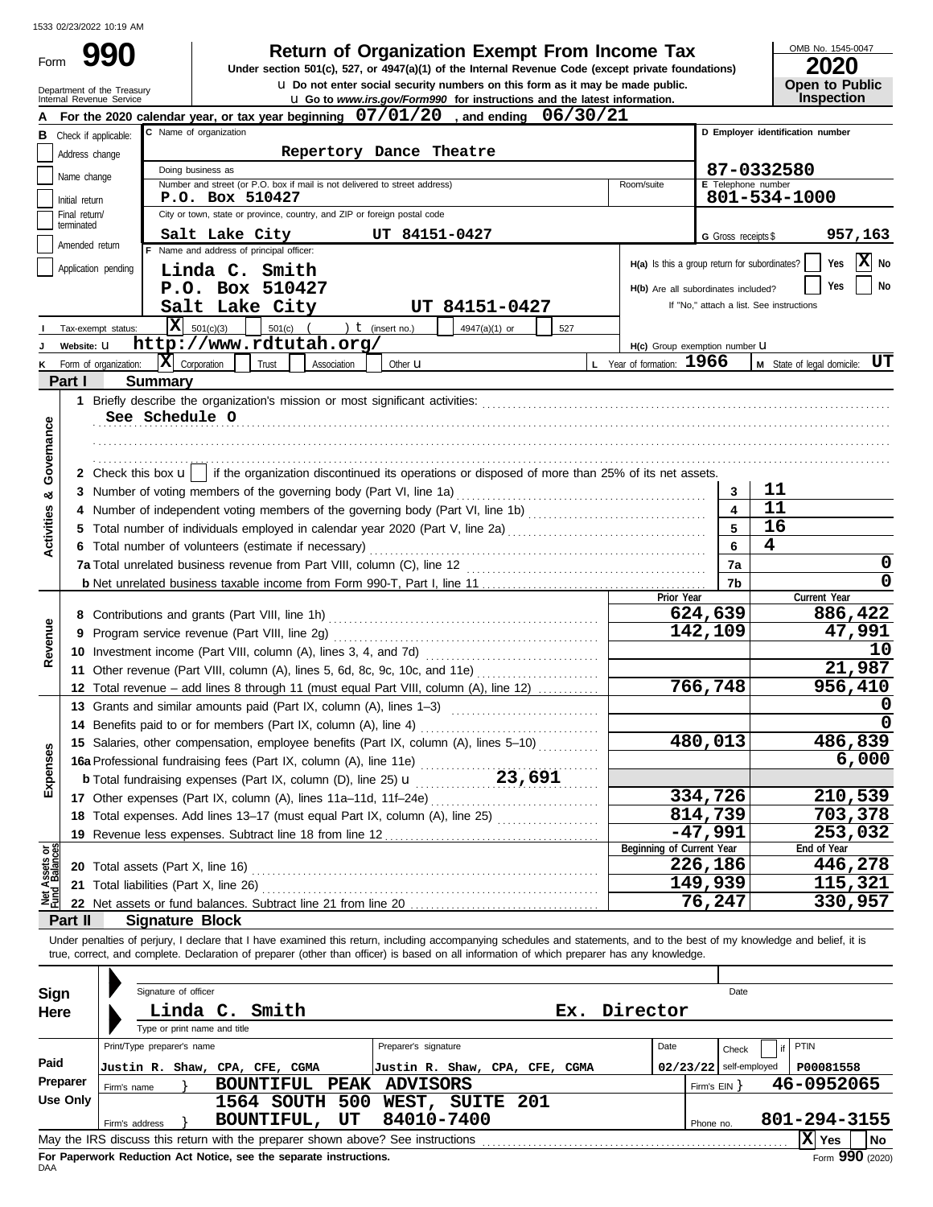1533 02/23/2022 10:19 AM

# Form 990 — Return of Organization Exempt From Income Tax

Under section 501(c), 527, or 4947(a)(1) of the Internal Revenue Code (except private foundations)

u Do not enter social security numbers on this form as it may be made public.

u Go to *www.irs.gov/Form990* for instructions and the latest information.

Department of the Treasury
Internal Revenue Service

OMB No. 1545-0047

**2020**

**Open to Public Inspection**

**A** For the 2020 calendar year, or tax year beginning **07/01/20**, and ending **06/30/21**

**B** Check if applicable:
- Address change
- Name change
- Initial return
- Final return/terminated
- Amended return
- Application pending

**C** Name of organization: **Repertory Dance Theatre**

Doing business as

Number and street (or P.O. box if mail is not delivered to street address): **P.O. Box 510427** Room/suite

City or town, state or province, country, and ZIP or foreign postal code: **Salt Lake City UT 84151-0427**

**D** Employer identification number: **87-0332580**

**E** Telephone number: **801-534-1000**

**G** Gross receipts $ **957,163**

**F** Name and address of principal officer:
**Linda C. Smith**
**P.O. Box 510427**
**Salt Lake City UT 84151-0427**

H(a) Is this a group return for subordinates? Yes [ ] No [X]

H(b) Are all subordinates included? Yes [ ] No [ ]
If "No," attach a list. See instructions

**I** Tax-exempt status: [X] 501(c)(3) [ ] 501(c) ( ) t (insert no.) [ ] 4947(a)(1) or [ ] 527

**J** Website: u **http://www.rdtutah.org/**

H(c) Group exemption number u

**K** Form of organization: [X] Corporation [ ] Trust [ ] Association [ ] Other u

**L** Year of formation: **1966**

**M** State of legal domicile: **UT**

## Part I Summary

### Activities & Governance

1 Briefly describe the organization's mission or most significant activities:
**See Schedule O**

2 Check this box u [ ] if the organization discontinued its operations or disposed of more than 25% of its net assets.

| | | | |
|---|---|---|---|
| 3 | Number of voting members of the governing body (Part VI, line 1a) | 3 | 11 |
| 4 | Number of independent voting members of the governing body (Part VI, line 1b) | 4 | 11 |
| 5 | Total number of individuals employed in calendar year 2020 (Part V, line 2a) | 5 | 16 |
| 6 | Total number of volunteers (estimate if necessary) | 6 | 4 |
| 7a | Total unrelated business revenue from Part VIII, column (C), line 12 | 7a | 0 |
| b | Net unrelated business taxable income from Form 990-T, Part I, line 11 | 7b | 0 |

### Revenue / Expenses / Net Assets

| | | Prior Year | Current Year |
|---|---|---|---|
| 8 | Contributions and grants (Part VIII, line 1h) | 624,639 | 886,422 |
| 9 | Program service revenue (Part VIII, line 2g) | 142,109 | 47,991 |
| 10 | Investment income (Part VIII, column (A), lines 3, 4, and 7d) | | 10 |
| 11 | Other revenue (Part VIII, column (A), lines 5, 6d, 8c, 9c, 10c, and 11e) | | 21,987 |
| 12 | Total revenue – add lines 8 through 11 (must equal Part VIII, column (A), line 12) | 766,748 | 956,410 |
| 13 | Grants and similar amounts paid (Part IX, column (A), lines 1–3) | | 0 |
| 14 | Benefits paid to or for members (Part IX, column (A), line 4) | | 0 |
| 15 | Salaries, other compensation, employee benefits (Part IX, column (A), lines 5–10) | 480,013 | 486,839 |
| 16a | Professional fundraising fees (Part IX, column (A), line 11e) | | 6,000 |
| b | Total fundraising expenses (Part IX, column (D), line 25) u 23,691 | | |
| 17 | Other expenses (Part IX, column (A), lines 11a–11d, 11f–24e) | 334,726 | 210,539 |
| 18 | Total expenses. Add lines 13–17 (must equal Part IX, column (A), line 25) | 814,739 | 703,378 |
| 19 | Revenue less expenses. Subtract line 18 from line 12 | -47,991 | 253,032 |
| | | **Beginning of Current Year** | **End of Year** |
| 20 | Total assets (Part X, line 16) | 226,186 | 446,278 |
| 21 | Total liabilities (Part X, line 26) | 149,939 | 115,321 |
| 22 | Net assets or fund balances. Subtract line 21 from line 20 | 76,247 | 330,957 |

## Part II Signature Block

Under penalties of perjury, I declare that I have examined this return, including accompanying schedules and statements, and to the best of my knowledge and belief, it is true, correct, and complete. Declaration of preparer (other than officer) is based on all information of which preparer has any knowledge.

**Sign Here**

Signature of officer Date

**Linda C. Smith Ex. Director**
Type or print name and title

**Paid Preparer Use Only**

| Print/Type preparer's name | Preparer's signature | Date | Check if self-employed | PTIN |
|---|---|---|---|---|
| Justin R. Shaw, CPA, CFE, CGMA | Justin R. Shaw, CPA, CFE, CGMA | 02/23/22 | | P00081558 |

Firm's name } **BOUNTIFUL PEAK ADVISORS** Firm's EIN } **46-0952065**

Firm's address } **1564 SOUTH 500 WEST, SUITE 201 BOUNTIFUL, UT 84010-7400** Phone no. **801-294-3155**

May the IRS discuss this return with the preparer shown above? See instructions [X] Yes [ ] No

**For Paperwork Reduction Act Notice, see the separate instructions.**

DAA Form **990** (2020)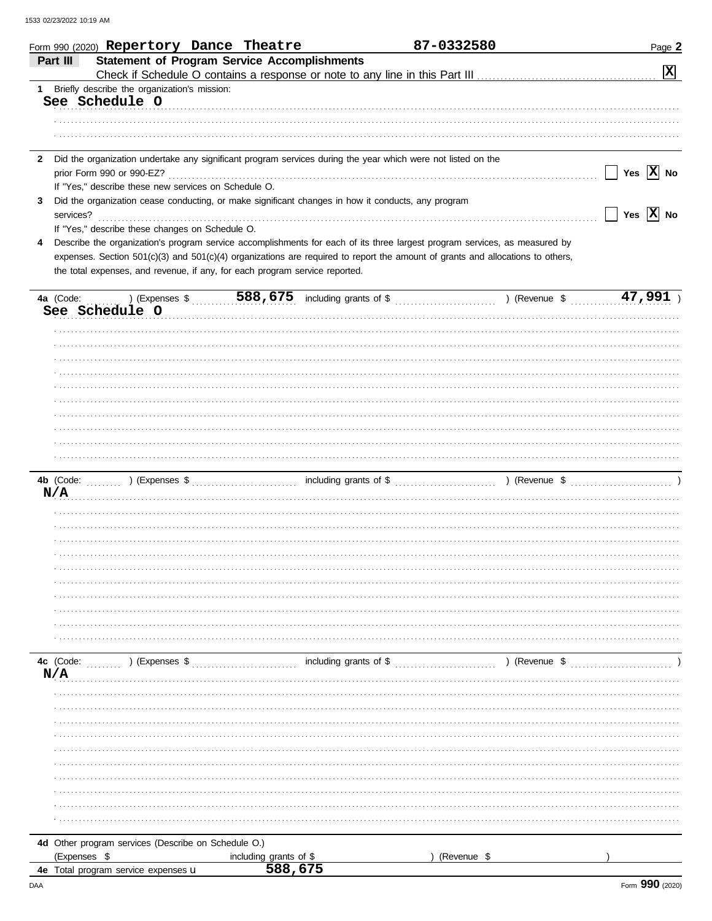Form 990 (2020) **Repertory Dance Theatre** **87-0332580**

## Part III Statement of Program Service Accomplishments

Check if Schedule O contains a response or note to any line in this Part III .......... [X]

**1** Briefly describe the organization's mission:

See Schedule O

**2** Did the organization undertake any significant program services during the year which were not listed on the prior Form 990 or 990-EZ? .......... [ ] Yes [X] No

If "Yes," describe these new services on Schedule O.

**3** Did the organization cease conducting, or make significant changes in how it conducts, any program services? .......... [ ] Yes [X] No

If "Yes," describe these changes on Schedule O.

**4** Describe the organization's program service accomplishments for each of its three largest program services, as measured by expenses. Section 501(c)(3) and 501(c)(4) organizations are required to report the amount of grants and allocations to others, the total expenses, and revenue, if any, for each program service reported.

**4a** (Code: ) (Expenses $ 588,675 including grants of $ ) (Revenue $ 47,991 )

See Schedule O

**4b** (Code: ) (Expenses $ including grants of $ ) (Revenue $ )

N/A

**4c** (Code: ) (Expenses $ including grants of $ ) (Revenue $ )

N/A

**4d** Other program services (Describe on Schedule O.)

(Expenses $ including grants of $ ) (Revenue $ )

**4e** Total program service expenses 588,675

Form **990** (2020)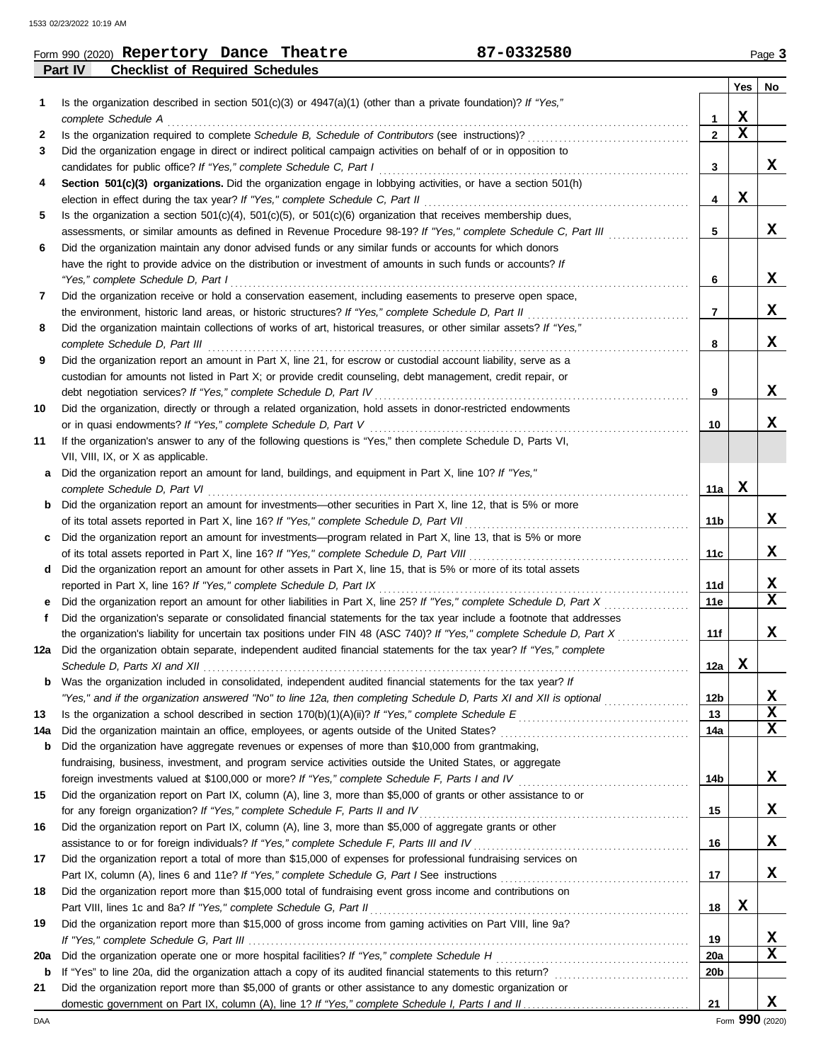Form 990 (2020) **Repertory Dance Theatre** **87-0332580** Page **3**

**Part IV Checklist of Required Schedules**

| | | | Yes | No |
|---|---|---|---|---|
| 1 | Is the organization described in section 501(c)(3) or 4947(a)(1) (other than a private foundation)? *If "Yes," complete Schedule A* | 1 | X | |
| 2 | Is the organization required to complete *Schedule B, Schedule of Contributors* (see instructions)? | 2 | X | |
| 3 | Did the organization engage in direct or indirect political campaign activities on behalf of or in opposition to candidates for public office? *If "Yes," complete Schedule C, Part I* | 3 | | X |
| 4 | **Section 501(c)(3) organizations.** Did the organization engage in lobbying activities, or have a section 501(h) election in effect during the tax year? *If "Yes," complete Schedule C, Part II* | 4 | X | |
| 5 | Is the organization a section 501(c)(4), 501(c)(5), or 501(c)(6) organization that receives membership dues, assessments, or similar amounts as defined in Revenue Procedure 98-19? *If "Yes," complete Schedule C, Part III* | 5 | | X |
| 6 | Did the organization maintain any donor advised funds or any similar funds or accounts for which donors have the right to provide advice on the distribution or investment of amounts in such funds or accounts? *If "Yes," complete Schedule D, Part I* | 6 | | X |
| 7 | Did the organization receive or hold a conservation easement, including easements to preserve open space, the environment, historic land areas, or historic structures? *If "Yes," complete Schedule D, Part II* | 7 | | X |
| 8 | Did the organization maintain collections of works of art, historical treasures, or other similar assets? *If "Yes," complete Schedule D, Part III* | 8 | | X |
| 9 | Did the organization report an amount in Part X, line 21, for escrow or custodial account liability, serve as a custodian for amounts not listed in Part X; or provide credit counseling, debt management, credit repair, or debt negotiation services? *If "Yes," complete Schedule D, Part IV* | 9 | | X |
| 10 | Did the organization, directly or through a related organization, hold assets in donor-restricted endowments or in quasi endowments? *If "Yes," complete Schedule D, Part V* | 10 | | X |
| 11 | If the organization's answer to any of the following questions is "Yes," then complete Schedule D, Parts VI, VII, VIII, IX, or X as applicable. | | | |
| a | Did the organization report an amount for land, buildings, and equipment in Part X, line 10? *If "Yes," complete Schedule D, Part VI* | 11a | X | |
| b | Did the organization report an amount for investments—other securities in Part X, line 12, that is 5% or more of its total assets reported in Part X, line 16? *If "Yes," complete Schedule D, Part VII* | 11b | | X |
| c | Did the organization report an amount for investments—program related in Part X, line 13, that is 5% or more of its total assets reported in Part X, line 16? *If "Yes," complete Schedule D, Part VIII* | 11c | | X |
| d | Did the organization report an amount for other assets in Part X, line 15, that is 5% or more of its total assets reported in Part X, line 16? *If "Yes," complete Schedule D, Part IX* | 11d | | X |
| e | Did the organization report an amount for other liabilities in Part X, line 25? *If "Yes," complete Schedule D, Part X* | 11e | | X |
| f | Did the organization's separate or consolidated financial statements for the tax year include a footnote that addresses the organization's liability for uncertain tax positions under FIN 48 (ASC 740)? *If "Yes," complete Schedule D, Part X* | 11f | | X |
| 12a | Did the organization obtain separate, independent audited financial statements for the tax year? *If "Yes," complete Schedule D, Parts XI and XII* | 12a | X | |
| b | Was the organization included in consolidated, independent audited financial statements for the tax year? *If "Yes," and if the organization answered "No" to line 12a, then completing Schedule D, Parts XI and XII is optional* | 12b | | X |
| 13 | Is the organization a school described in section 170(b)(1)(A)(ii)? *If "Yes," complete Schedule E* | 13 | | X |
| 14a | Did the organization maintain an office, employees, or agents outside of the United States? | 14a | | X |
| b | Did the organization have aggregate revenues or expenses of more than $10,000 from grantmaking, fundraising, business, investment, and program service activities outside the United States, or aggregate foreign investments valued at $100,000 or more? *If "Yes," complete Schedule F, Parts I and IV* | 14b | | X |
| 15 | Did the organization report on Part IX, column (A), line 3, more than $5,000 of grants or other assistance to or for any foreign organization? *If "Yes," complete Schedule F, Parts II and IV* | 15 | | X |
| 16 | Did the organization report on Part IX, column (A), line 3, more than $5,000 of aggregate grants or other assistance to or for foreign individuals? *If "Yes," complete Schedule F, Parts III and IV* | 16 | | X |
| 17 | Did the organization report a total of more than $15,000 of expenses for professional fundraising services on Part IX, column (A), lines 6 and 11e? *If "Yes," complete Schedule G, Part I* See instructions | 17 | | X |
| 18 | Did the organization report more than $15,000 total of fundraising event gross income and contributions on Part VIII, lines 1c and 8a? *If "Yes," complete Schedule G, Part II* | 18 | X | |
| 19 | Did the organization report more than $15,000 of gross income from gaming activities on Part VIII, line 9a? *If "Yes," complete Schedule G, Part III* | 19 | | X |
| 20a | Did the organization operate one or more hospital facilities? *If "Yes," complete Schedule H* | 20a | | X |
| b | If "Yes" to line 20a, did the organization attach a copy of its audited financial statements to this return? | 20b | | |
| 21 | Did the organization report more than $5,000 of grants or other assistance to any domestic organization or domestic government on Part IX, column (A), line 1? *If "Yes," complete Schedule I, Parts I and II* | 21 | | X |

Form **990** (2020)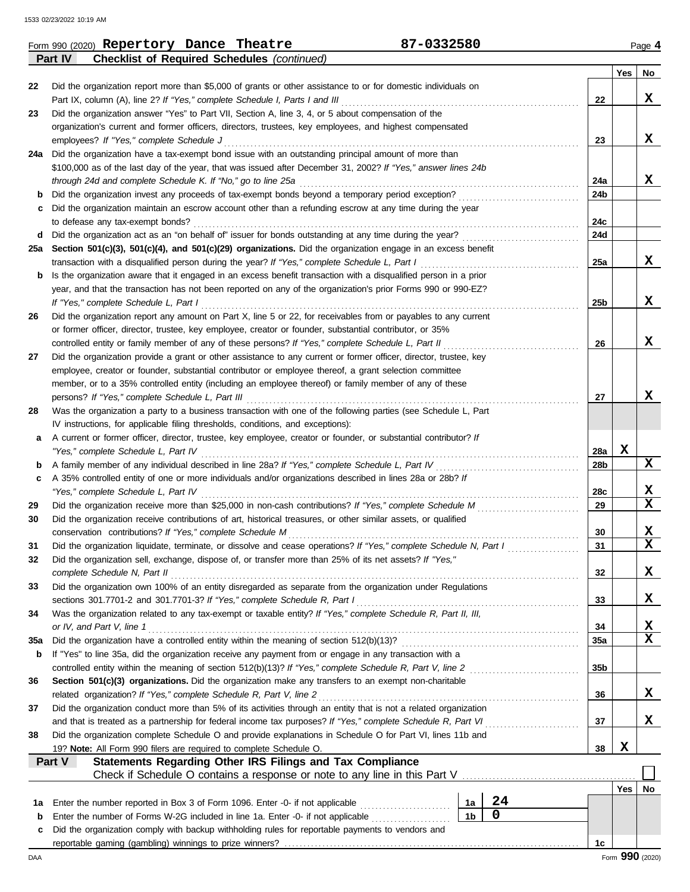Form 990 (2020) **Repertory Dance Theatre** **87-0332580**

**Part IV — Checklist of Required Schedules** *(continued)*

| | | | Yes | No |
|---|---|---|---|---|
| 22 | Did the organization report more than $5,000 of grants or other assistance to or for domestic individuals on Part IX, column (A), line 2? *If "Yes," complete Schedule I, Parts I and III* | 22 | | X |
| 23 | Did the organization answer "Yes" to Part VII, Section A, line 3, 4, or 5 about compensation of the organization's current and former officers, directors, trustees, key employees, and highest compensated employees? *If "Yes," complete Schedule J* | 23 | | X |
| 24a | Did the organization have a tax-exempt bond issue with an outstanding principal amount of more than $100,000 as of the last day of the year, that was issued after December 31, 2002? *If "Yes," answer lines 24b through 24d and complete Schedule K. If "No," go to line 25a* | 24a | | X |
| b | Did the organization invest any proceeds of tax-exempt bonds beyond a temporary period exception? | 24b | | |
| c | Did the organization maintain an escrow account other than a refunding escrow at any time during the year to defease any tax-exempt bonds? | 24c | | |
| d | Did the organization act as an "on behalf of" issuer for bonds outstanding at any time during the year? | 24d | | |
| 25a | **Section 501(c)(3), 501(c)(4), and 501(c)(29) organizations.** Did the organization engage in an excess benefit transaction with a disqualified person during the year? *If "Yes," complete Schedule L, Part I* | 25a | | X |
| b | Is the organization aware that it engaged in an excess benefit transaction with a disqualified person in a prior year, and that the transaction has not been reported on any of the organization's prior Forms 990 or 990-EZ? *If "Yes," complete Schedule L, Part I* | 25b | | X |
| 26 | Did the organization report any amount on Part X, line 5 or 22, for receivables from or payables to any current or former officer, director, trustee, key employee, creator or founder, substantial contributor, or 35% controlled entity or family member of any of these persons? *If "Yes," complete Schedule L, Part II* | 26 | | X |
| 27 | Did the organization provide a grant or other assistance to any current or former officer, director, trustee, key employee, creator or founder, substantial contributor or employee thereof, a grant selection committee member, or to a 35% controlled entity (including an employee thereof) or family member of any of these persons? *If "Yes," complete Schedule L, Part III* | 27 | | X |
| 28 | Was the organization a party to a business transaction with one of the following parties (see Schedule L, Part IV instructions, for applicable filing thresholds, conditions, and exceptions): | | | |
| a | A current or former officer, director, trustee, key employee, creator or founder, or substantial contributor? *If "Yes," complete Schedule L, Part IV* | 28a | X | |
| b | A family member of any individual described in line 28a? *If "Yes," complete Schedule L, Part IV* | 28b | | X |
| c | A 35% controlled entity of one or more individuals and/or organizations described in lines 28a or 28b? *If "Yes," complete Schedule L, Part IV* | 28c | | X |
| 29 | Did the organization receive more than $25,000 in non-cash contributions? *If "Yes," complete Schedule M* | 29 | | X |
| 30 | Did the organization receive contributions of art, historical treasures, or other similar assets, or qualified conservation contributions? *If "Yes," complete Schedule M* | 30 | | X |
| 31 | Did the organization liquidate, terminate, or dissolve and cease operations? *If "Yes," complete Schedule N, Part I* | 31 | | X |
| 32 | Did the organization sell, exchange, dispose of, or transfer more than 25% of its net assets? *If "Yes," complete Schedule N, Part II* | 32 | | X |
| 33 | Did the organization own 100% of an entity disregarded as separate from the organization under Regulations sections 301.7701-2 and 301.7701-3? *If "Yes," complete Schedule R, Part I* | 33 | | X |
| 34 | Was the organization related to any tax-exempt or taxable entity? *If "Yes," complete Schedule R, Part II, III, or IV, and Part V, line 1* | 34 | | X |
| 35a | Did the organization have a controlled entity within the meaning of section 512(b)(13)? | 35a | | X |
| b | If "Yes" to line 35a, did the organization receive any payment from or engage in any transaction with a controlled entity within the meaning of section 512(b)(13)? *If "Yes," complete Schedule R, Part V, line 2* | 35b | | |
| 36 | **Section 501(c)(3) organizations.** Did the organization make any transfers to an exempt non-charitable related organization? *If "Yes," complete Schedule R, Part V, line 2* | 36 | | X |
| 37 | Did the organization conduct more than 5% of its activities through an entity that is not a related organization and that is treated as a partnership for federal income tax purposes? *If "Yes," complete Schedule R, Part VI* | 37 | | X |
| 38 | Did the organization complete Schedule O and provide explanations in Schedule O for Part VI, lines 11b and 19? **Note:** All Form 990 filers are required to complete Schedule O. | 38 | X | |

**Part V — Statements Regarding Other IRS Filings and Tax Compliance**

Check if Schedule O contains a response or note to any line in this Part V ☐

| | | | | | Yes | No |
|---|---|---|---|---|---|---|
| 1a | Enter the number reported in Box 3 of Form 1096. Enter -0- if not applicable | 1a | 24 | | | |
| b | Enter the number of Forms W-2G included in line 1a. Enter -0- if not applicable | 1b | 0 | | | |
| c | Did the organization comply with backup withholding rules for reportable payments to vendors and reportable gaming (gambling) winnings to prize winners? | | | 1c | | |

Form **990** (2020)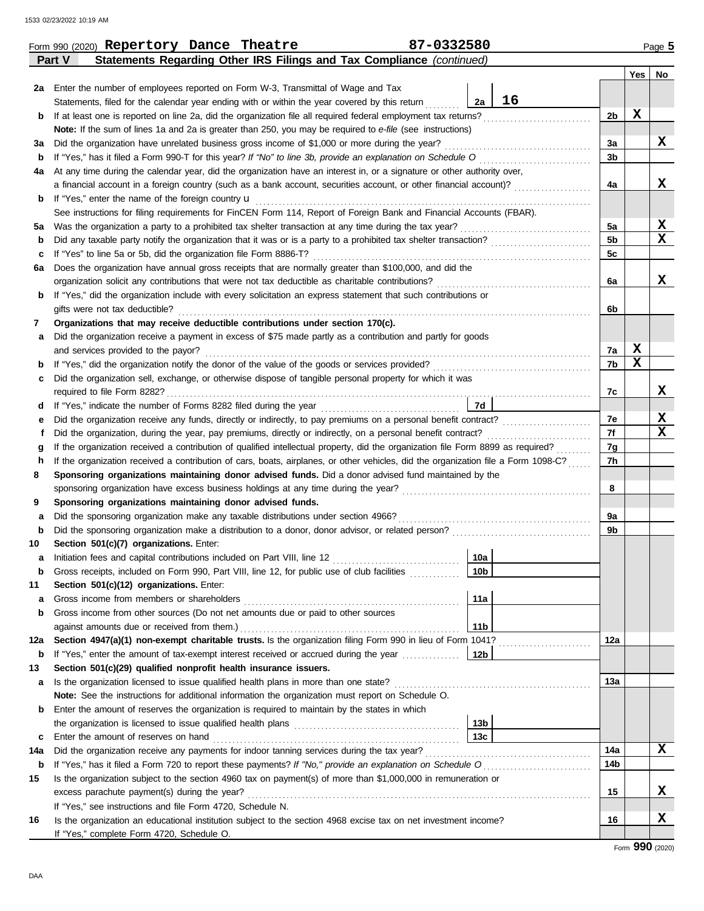Form 990 (2020) **Repertory Dance Theatre** 87-0332580 Page **5**

**Part V — Statements Regarding Other IRS Filings and Tax Compliance** *(continued)*

| | | | | Yes | No |
|---|---|---|---|---|---|
| **2a** | Enter the number of employees reported on Form W-3, Transmittal of Wage and Tax Statements, filed for the calendar year ending with or within the year covered by this return | 2a: 16 | | | |
| **b** | If at least one is reported on line 2a, did the organization file all required federal employment tax returns? | | 2b | X | |
| | **Note:** If the sum of lines 1a and 2a is greater than 250, you may be required to *e-file* (see instructions) | | | | |
| **3a** | Did the organization have unrelated business gross income of $1,000 or more during the year? | | 3a | | X |
| **b** | If "Yes," has it filed a Form 990-T for this year? *If "No" to line 3b, provide an explanation on Schedule O* | | 3b | | |
| **4a** | At any time during the calendar year, did the organization have an interest in, or a signature or other authority over, a financial account in a foreign country (such as a bank account, securities account, or other financial account)? | | 4a | | X |
| **b** | If "Yes," enter the name of the foreign country u | | | | |
| | See instructions for filing requirements for FinCEN Form 114, Report of Foreign Bank and Financial Accounts (FBAR). | | | | |
| **5a** | Was the organization a party to a prohibited tax shelter transaction at any time during the tax year? | | 5a | | X |
| **b** | Did any taxable party notify the organization that it was or is a party to a prohibited tax shelter transaction? | | 5b | | X |
| **c** | If "Yes" to line 5a or 5b, did the organization file Form 8886-T? | | 5c | | |
| **6a** | Does the organization have annual gross receipts that are normally greater than $100,000, and did the organization solicit any contributions that were not tax deductible as charitable contributions? | | 6a | | X |
| **b** | If "Yes," did the organization include with every solicitation an express statement that such contributions or gifts were not tax deductible? | | 6b | | |
| **7** | **Organizations that may receive deductible contributions under section 170(c).** | | | | |
| **a** | Did the organization receive a payment in excess of $75 made partly as a contribution and partly for goods and services provided to the payor? | | 7a | X | |
| **b** | If "Yes," did the organization notify the donor of the value of the goods or services provided? | | 7b | X | |
| **c** | Did the organization sell, exchange, or otherwise dispose of tangible personal property for which it was required to file Form 8282? | | 7c | | X |
| **d** | If "Yes," indicate the number of Forms 8282 filed during the year | 7d | | | |
| **e** | Did the organization receive any funds, directly or indirectly, to pay premiums on a personal benefit contract? | | 7e | | X |
| **f** | Did the organization, during the year, pay premiums, directly or indirectly, on a personal benefit contract? | | 7f | | X |
| **g** | If the organization received a contribution of qualified intellectual property, did the organization file Form 8899 as required? | | 7g | | |
| **h** | If the organization received a contribution of cars, boats, airplanes, or other vehicles, did the organization file a Form 1098-C? | | 7h | | |
| **8** | **Sponsoring organizations maintaining donor advised funds.** Did a donor advised fund maintained by the sponsoring organization have excess business holdings at any time during the year? | | 8 | | |
| **9** | **Sponsoring organizations maintaining donor advised funds.** | | | | |
| **a** | Did the sponsoring organization make any taxable distributions under section 4966? | | 9a | | |
| **b** | Did the sponsoring organization make a distribution to a donor, donor advisor, or related person? | | 9b | | |
| **10** | **Section 501(c)(7) organizations.** Enter: | | | | |
| **a** | Initiation fees and capital contributions included on Part VIII, line 12 | 10a | | | |
| **b** | Gross receipts, included on Form 990, Part VIII, line 12, for public use of club facilities | 10b | | | |
| **11** | **Section 501(c)(12) organizations.** Enter: | | | | |
| **a** | Gross income from members or shareholders | 11a | | | |
| **b** | Gross income from other sources (Do not net amounts due or paid to other sources against amounts due or received from them.) | 11b | | | |
| **12a** | **Section 4947(a)(1) non-exempt charitable trusts.** Is the organization filing Form 990 in lieu of Form 1041? | | 12a | | |
| **b** | If "Yes," enter the amount of tax-exempt interest received or accrued during the year | 12b | | | |
| **13** | **Section 501(c)(29) qualified nonprofit health insurance issuers.** | | | | |
| **a** | Is the organization licensed to issue qualified health plans in more than one state? | | 13a | | |
| | **Note:** See the instructions for additional information the organization must report on Schedule O. | | | | |
| **b** | Enter the amount of reserves the organization is required to maintain by the states in which the organization is licensed to issue qualified health plans | 13b | | | |
| **c** | Enter the amount of reserves on hand | 13c | | | |
| **14a** | Did the organization receive any payments for indoor tanning services during the tax year? | | 14a | | X |
| **b** | If "Yes," has it filed a Form 720 to report these payments? *If "No," provide an explanation on Schedule O* | | 14b | | |
| **15** | Is the organization subject to the section 4960 tax on payment(s) of more than $1,000,000 in remuneration or excess parachute payment(s) during the year? | | 15 | | X |
| | If "Yes," see instructions and file Form 4720, Schedule N. | | | | |
| **16** | Is the organization an educational institution subject to the section 4968 excise tax on net investment income? | | 16 | | X |
| | If "Yes," complete Form 4720, Schedule O. | | | | |

Form **990** (2020)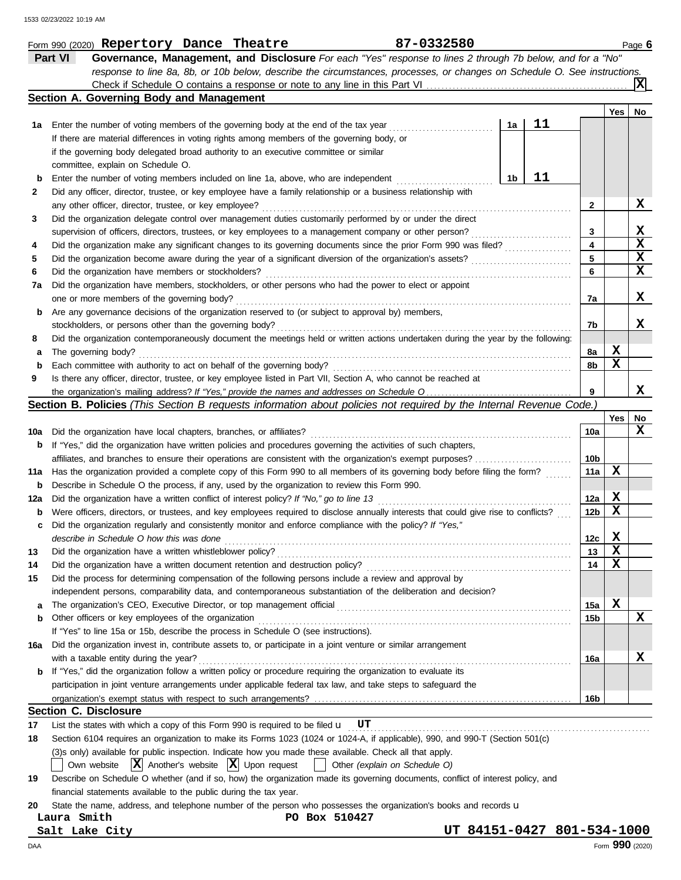Form 990 (2020) **Repertory Dance Theatre** **87-0332580** Page **6**

## Part VI Governance, Management, and Disclosure

*For each "Yes" response to lines 2 through 7b below, and for a "No" response to line 8a, 8b, or 10b below, describe the circumstances, processes, or changes on Schedule O. See instructions.*

Check if Schedule O contains a response or note to any line in this Part VI .......... [X]

### Section A. Governing Body and Management

| | | | | | Yes | No |
|---|---|---|---|---|---|---|
| **1a** | Enter the number of voting members of the governing body at the end of the tax year | 1a | 11 | | | |
| | If there are material differences in voting rights among members of the governing body, or if the governing body delegated broad authority to an executive committee or similar committee, explain on Schedule O. | | | | | |
| **b** | Enter the number of voting members included on line 1a, above, who are independent | 1b | 11 | | | |
| **2** | Did any officer, director, trustee, or key employee have a family relationship or a business relationship with any other officer, director, trustee, or key employee? | | | 2 | | X |
| **3** | Did the organization delegate control over management duties customarily performed by or under the direct supervision of officers, directors, trustees, or key employees to a management company or other person? | | | 3 | | X |
| **4** | Did the organization make any significant changes to its governing documents since the prior Form 990 was filed? | | | 4 | | X |
| **5** | Did the organization become aware during the year of a significant diversion of the organization's assets? | | | 5 | | X |
| **6** | Did the organization have members or stockholders? | | | 6 | | X |
| **7a** | Did the organization have members, stockholders, or other persons who had the power to elect or appoint one or more members of the governing body? | | | 7a | | X |
| **b** | Are any governance decisions of the organization reserved to (or subject to approval by) members, stockholders, or persons other than the governing body? | | | 7b | | X |
| **8** | Did the organization contemporaneously document the meetings held or written actions undertaken during the year by the following: | | | | | |
| **a** | The governing body? | | | 8a | X | |
| **b** | Each committee with authority to act on behalf of the governing body? | | | 8b | X | |
| **9** | Is there any officer, director, trustee, or key employee listed in Part VII, Section A, who cannot be reached at the organization's mailing address? *If "Yes," provide the names and addresses on Schedule O* | | | 9 | | X |

### Section B. Policies *(This Section B requests information about policies not required by the Internal Revenue Code.)*

| | | | Yes | No |
|---|---|---|---|---|
| **10a** | Did the organization have local chapters, branches, or affiliates? | 10a | | X |
| **b** | If "Yes," did the organization have written policies and procedures governing the activities of such chapters, affiliates, and branches to ensure their operations are consistent with the organization's exempt purposes? | 10b | | |
| **11a** | Has the organization provided a complete copy of this Form 990 to all members of its governing body before filing the form? | 11a | X | |
| **b** | Describe in Schedule O the process, if any, used by the organization to review this Form 990. | | | |
| **12a** | Did the organization have a written conflict of interest policy? *If "No," go to line 13* | 12a | X | |
| **b** | Were officers, directors, or trustees, and key employees required to disclose annually interests that could give rise to conflicts? | 12b | X | |
| **c** | Did the organization regularly and consistently monitor and enforce compliance with the policy? *If "Yes," describe in Schedule O how this was done* | 12c | X | |
| **13** | Did the organization have a written whistleblower policy? | 13 | X | |
| **14** | Did the organization have a written document retention and destruction policy? | 14 | X | |
| **15** | Did the process for determining compensation of the following persons include a review and approval by independent persons, comparability data, and contemporaneous substantiation of the deliberation and decision? | | | |
| **a** | The organization's CEO, Executive Director, or top management official | 15a | X | |
| **b** | Other officers or key employees of the organization | 15b | | X |
| | If "Yes" to line 15a or 15b, describe the process in Schedule O (see instructions). | | | |
| **16a** | Did the organization invest in, contribute assets to, or participate in a joint venture or similar arrangement with a taxable entity during the year? | 16a | | X |
| **b** | If "Yes," did the organization follow a written policy or procedure requiring the organization to evaluate its participation in joint venture arrangements under applicable federal tax law, and take steps to safeguard the organization's exempt status with respect to such arrangements? | 16b | | |

### Section C. Disclosure

**17** List the states with which a copy of this Form 990 is required to be filed u **UT**

**18** Section 6104 requires an organization to make its Forms 1023 (1024 or 1024-A, if applicable), 990, and 990-T (Section 501(c)(3)s only) available for public inspection. Indicate how you made these available. Check all that apply.

[ ] Own website [X] Another's website [X] Upon request [ ] Other *(explain on Schedule O)*

**19** Describe on Schedule O whether (and if so, how) the organization made its governing documents, conflict of interest policy, and financial statements available to the public during the tax year.

**20** State the name, address, and telephone number of the person who possesses the organization's books and records u

Laura Smith PO Box 510427
Salt Lake City UT 84151-0427 801-534-1000

Form **990** (2020)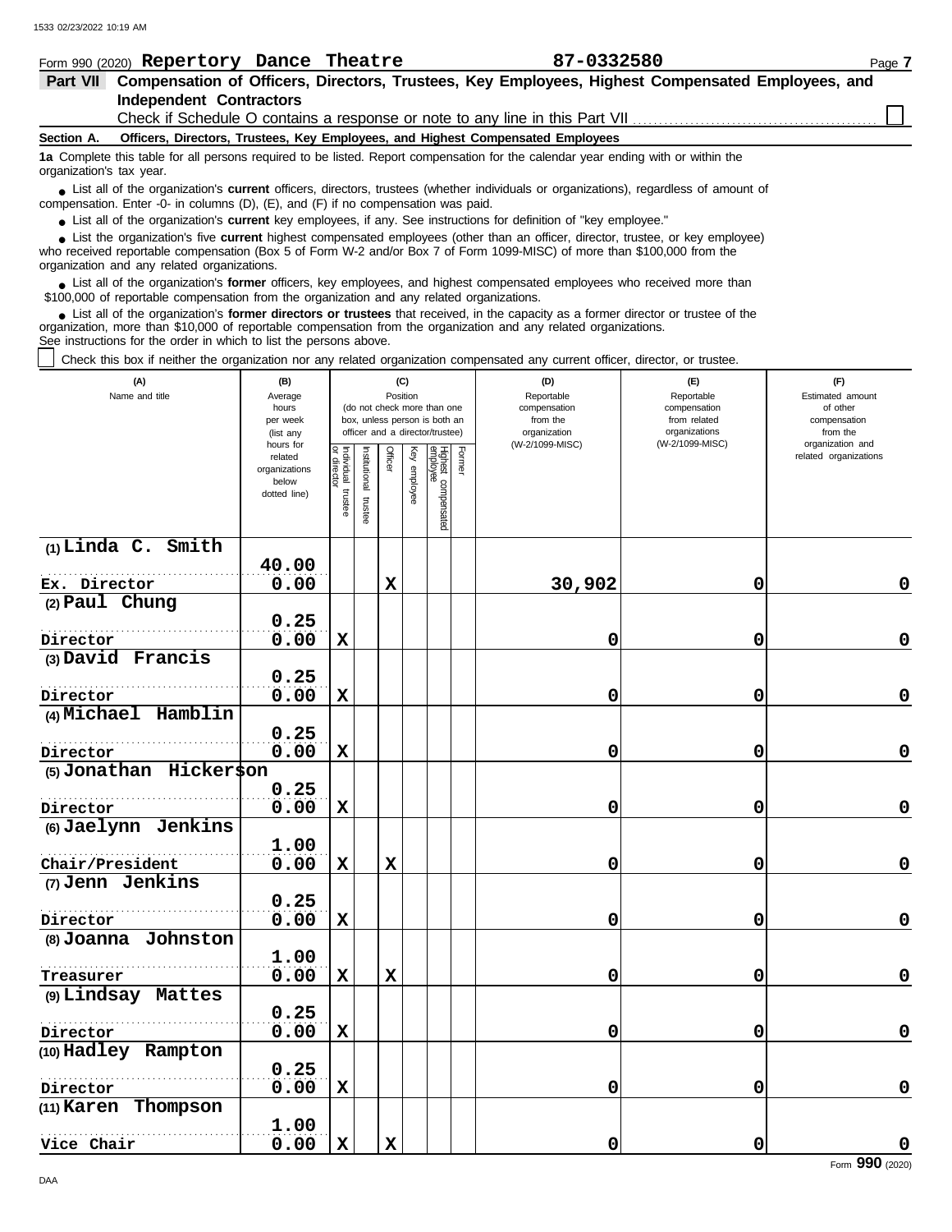Form 990 (2020) **Repertory Dance Theatre** **87-0332580** Page **7**

## Part VII Compensation of Officers, Directors, Trustees, Key Employees, Highest Compensated Employees, and Independent Contractors

Check if Schedule O contains a response or note to any line in this Part VII ☐

**Section A. Officers, Directors, Trustees, Key Employees, and Highest Compensated Employees**

**1a** Complete this table for all persons required to be listed. Report compensation for the calendar year ending with or within the organization's tax year.

- List all of the organization's **current** officers, directors, trustees (whether individuals or organizations), regardless of amount of compensation. Enter -0- in columns (D), (E), and (F) if no compensation was paid.
- List all of the organization's **current** key employees, if any. See instructions for definition of "key employee."
- List the organization's five **current** highest compensated employees (other than an officer, director, trustee, or key employee) who received reportable compensation (Box 5 of Form W-2 and/or Box 7 of Form 1099-MISC) of more than $100,000 from the organization and any related organizations.
- List all of the organization's **former** officers, key employees, and highest compensated employees who received more than $100,000 of reportable compensation from the organization and any related organizations.
- List all of the organization's **former directors or trustees** that received, in the capacity as a former director or trustee of the organization, more than $10,000 of reportable compensation from the organization and any related organizations.

See instructions for the order in which to list the persons above.

☐ Check this box if neither the organization nor any related organization compensated any current officer, director, or trustee.

| (A) Name and title | (B) Average hours per week (list any hours for related organizations below dotted line) | (C) Position: Individual trustee or director | Institutional trustee | Officer | Key employee | Highest compensated employee | Former | (D) Reportable compensation from the organization (W-2/1099-MISC) | (E) Reportable compensation from related organizations (W-2/1099-MISC) | (F) Estimated amount of other compensation from the organization and related organizations |
|---|---|---|---|---|---|---|---|---|---|---|
| (1) Linda C. Smith<br>Ex. Director | 40.00<br>0.00 | | | X | | | | 30,902 | 0 | 0 |
| (2) Paul Chung<br>Director | 0.25<br>0.00 | X | | | | | | 0 | 0 | 0 |
| (3) David Francis<br>Director | 0.25<br>0.00 | X | | | | | | 0 | 0 | 0 |
| (4) Michael Hamblin<br>Director | 0.25<br>0.00 | X | | | | | | 0 | 0 | 0 |
| (5) Jonathan Hickerson<br>Director | 0.25<br>0.00 | X | | | | | | 0 | 0 | 0 |
| (6) Jaelynn Jenkins<br>Chair/President | 1.00<br>0.00 | X | | X | | | | 0 | 0 | 0 |
| (7) Jenn Jenkins<br>Director | 0.25<br>0.00 | X | | | | | | 0 | 0 | 0 |
| (8) Joanna Johnston<br>Treasurer | 1.00<br>0.00 | X | | X | | | | 0 | 0 | 0 |
| (9) Lindsay Mattes<br>Director | 0.25<br>0.00 | X | | | | | | 0 | 0 | 0 |
| (10) Hadley Rampton<br>Director | 0.25<br>0.00 | X | | | | | | 0 | 0 | 0 |
| (11) Karen Thompson<br>Vice Chair | 1.00<br>0.00 | X | | X | | | | 0 | 0 | 0 |

Form **990** (2020)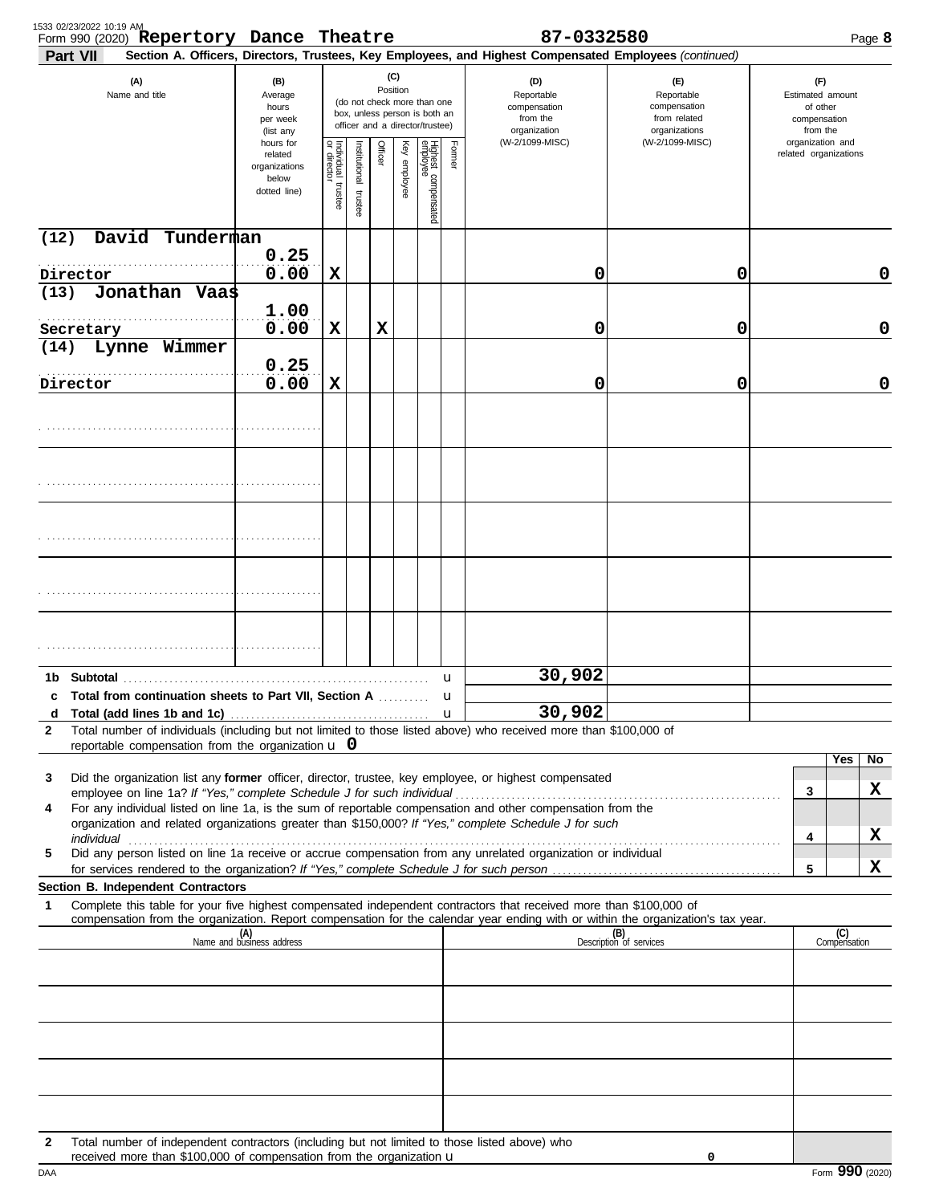Form 990 (2020) **Repertory Dance Theatre** **87-0332580**

**Part VII** **Section A. Officers, Directors, Trustees, Key Employees, and Highest Compensated Employees** *(continued)*

| (A) Name and title | (B) Average hours per week (list any hours for related organizations below dotted line) | (C) Position: Individual trustee or director | Institutional trustee | Officer | Key employee | Highest compensated employee | Former | (D) Reportable compensation from the organization (W-2/1099-MISC) | (E) Reportable compensation from related organizations (W-2/1099-MISC) | (F) Estimated amount of other compensation from the organization and related organizations |
|---|---|---|---|---|---|---|---|---|---|---|
| (12) David Tunderman<br>Director | 0.25<br>0.00 | X | | | | | | 0 | 0 | 0 |
| (13) Jonathan Vaas<br>Secretary | 1.00<br>0.00 | X | | X | | | | 0 | 0 | 0 |
| (14) Lynne Wimmer<br>Director | 0.25<br>0.00 | X | | | | | | 0 | 0 | 0 |
| | | | | | | | | | | |
| | | | | | | | | | | |
| | | | | | | | | | | |
| | | | | | | | | | | |
| | | | | | | | | | | |

| | | (D) | (E) | (F) |
|---|---|---|---|---|
| **1b** | **Subtotal** | 30,902 | | |
| **c** | **Total from continuation sheets to Part VII, Section A** | | | |
| **d** | **Total (add lines 1b and 1c)** | 30,902 | | |

**2** Total number of individuals (including but not limited to those listed above) who received more than $100,000 of reportable compensation from the organization u **0**

| | | | Yes | No |
|---|---|---|---|---|
| **3** | Did the organization list any **former** officer, director, trustee, key employee, or highest compensated employee on line 1a? *If "Yes," complete Schedule J for such individual* | 3 | | X |
| **4** | For any individual listed on line 1a, is the sum of reportable compensation and other compensation from the organization and related organizations greater than $150,000? *If "Yes," complete Schedule J for such individual* | 4 | | X |
| **5** | Did any person listed on line 1a receive or accrue compensation from any unrelated organization or individual for services rendered to the organization? *If "Yes," complete Schedule J for such person* | 5 | | X |

**Section B. Independent Contractors**

**1** Complete this table for your five highest compensated independent contractors that received more than $100,000 of compensation from the organization. Report compensation for the calendar year ending with or within the organization's tax year.

| (A) Name and business address | (B) Description of services | (C) Compensation |
|---|---|---|
| | | |
| | | |
| | | |
| | | |
| | | |

**2** Total number of independent contractors (including but not limited to those listed above) who received more than $100,000 of compensation from the organization u **0**

Form **990** (2020)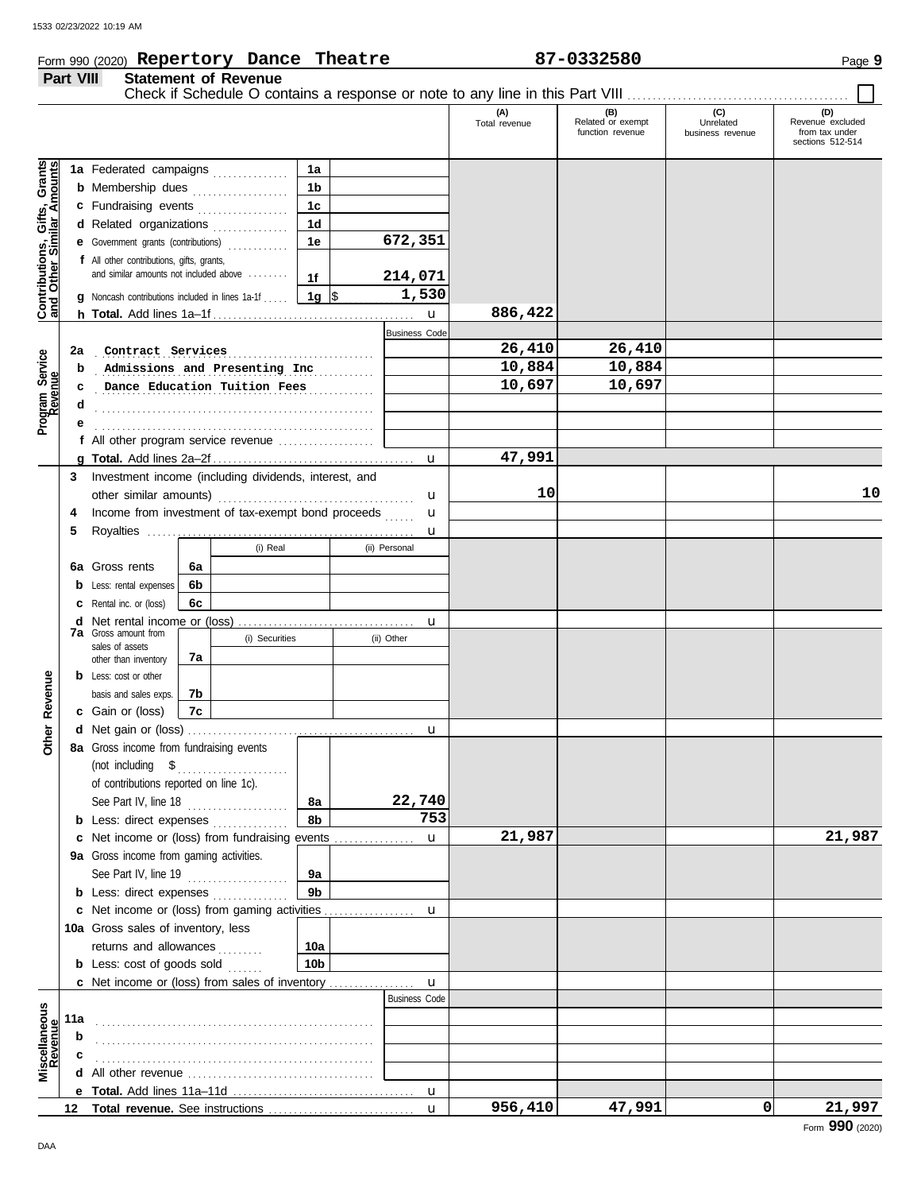Form 990 (2020) **Repertory Dance Theatre** **87-0332580** Page **9**

## Part VIII Statement of Revenue

Check if Schedule O contains a response or note to any line in this Part VIII ☐

| | | | | (A) Total revenue | (B) Related or exempt function revenue | (C) Unrelated business revenue | (D) Revenue excluded from tax under sections 512-514 |
|---|---|---|---|---|---|---|---|
| **Contributions, Gifts, Grants and Other Similar Amounts** | 1a Federated campaigns | 1a | | | | | |
| | b Membership dues | 1b | | | | | |
| | c Fundraising events | 1c | | | | | |
| | d Related organizations | 1d | | | | | |
| | e Government grants (contributions) | 1e | 672,351 | | | | |
| | f All other contributions, gifts, grants, and similar amounts not included above | 1f | 214,071 | | | | |
| | g Noncash contributions included in lines 1a-1f | 1g | $ 1,530 | | | | |
| | h **Total.** Add lines 1a–1f | | u | 886,422 | | | |
| **Program Service Revenue** | | | Business Code | | | | |
| | 2a Contract Services | | | 26,410 | 26,410 | | |
| | b Admissions and Presenting Inc | | | 10,884 | 10,884 | | |
| | c Dance Education Tuition Fees | | | 10,697 | 10,697 | | |
| | d | | | | | | |
| | e | | | | | | |
| | f All other program service revenue | | | | | | |
| | g **Total.** Add lines 2a–2f | | u | 47,991 | | | |
| **Other Revenue** | 3 Investment income (including dividends, interest, and other similar amounts) | | u | 10 | | | 10 |
| | 4 Income from investment of tax-exempt bond proceeds | | u | | | | |
| | 5 Royalties | | u | | | | |
| | | (i) Real | (ii) Personal | | | | |
| | 6a Gross rents (6a) | | | | | | |
| | b Less: rental expenses (6b) | | | | | | |
| | c Rental inc. or (loss) (6c) | | | | | | |
| | d Net rental income or (loss) | | u | | | | |
| | | (i) Securities | (ii) Other | | | | |
| | 7a Gross amount from sales of assets other than inventory (7a) | | | | | | |
| | b Less: cost or other basis and sales exps. (7b) | | | | | | |
| | c Gain or (loss) (7c) | | | | | | |
| | d Net gain or (loss) | | u | | | | |
| | 8a Gross income from fundraising events (not including $ of contributions reported on line 1c). See Part IV, line 18 | 8a | 22,740 | | | | |
| | b Less: direct expenses | 8b | 753 | | | | |
| | c Net income or (loss) from fundraising events | | u | 21,987 | | | 21,987 |
| | 9a Gross income from gaming activities. See Part IV, line 19 | 9a | | | | | |
| | b Less: direct expenses | 9b | | | | | |
| | c Net income or (loss) from gaming activities | | u | | | | |
| | 10a Gross sales of inventory, less returns and allowances | 10a | | | | | |
| | b Less: cost of goods sold | 10b | | | | | |
| | c Net income or (loss) from sales of inventory | | u | | | | |
| **Miscellaneous Revenue** | | | Business Code | | | | |
| | 11a | | | | | | |
| | b | | | | | | |
| | c | | | | | | |
| | d All other revenue | | | | | | |
| | e **Total.** Add lines 11a–11d | | u | | | | |
| | 12 **Total revenue.** See instructions | | u | 956,410 | 47,991 | 0 | 21,997 |

Form **990** (2020)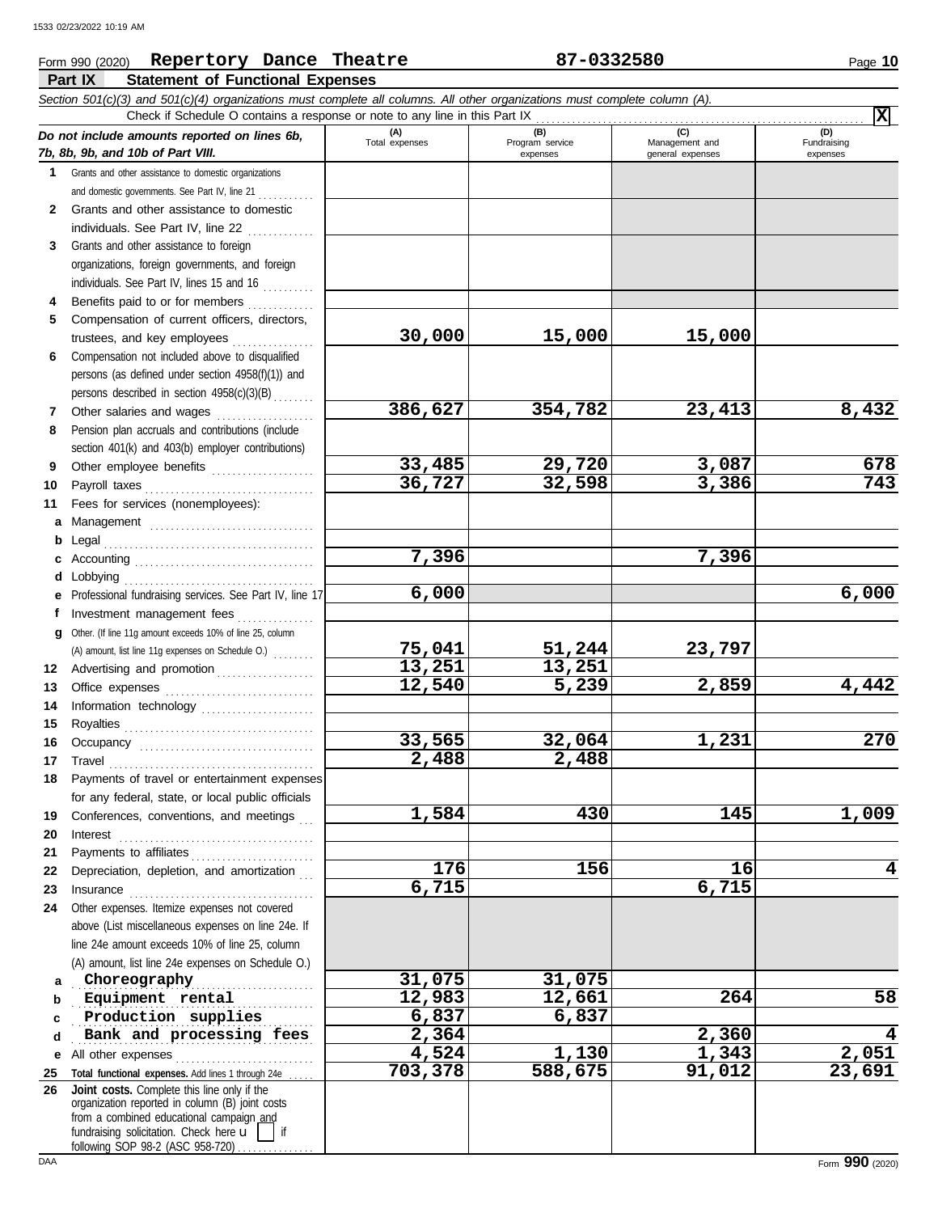Form 990 (2020) **Repertory Dance Theatre** **87-0332580**

## Part IX Statement of Functional Expenses

*Section 501(c)(3) and 501(c)(4) organizations must complete all columns. All other organizations must complete column (A).*

Check if Schedule O contains a response or note to any line in this Part IX ..... [X]

| *Do not include amounts reported on lines 6b, 7b, 8b, 9b, and 10b of Part VIII.* | (A) Total expenses | (B) Program service expenses | (C) Management and general expenses | (D) Fundraising expenses |
|---|---|---|---|---|
| **1** Grants and other assistance to domestic organizations and domestic governments. See Part IV, line 21 | | | | |
| **2** Grants and other assistance to domestic individuals. See Part IV, line 22 | | | | |
| **3** Grants and other assistance to foreign organizations, foreign governments, and foreign individuals. See Part IV, lines 15 and 16 | | | | |
| **4** Benefits paid to or for members | | | | |
| **5** Compensation of current officers, directors, trustees, and key employees | 30,000 | 15,000 | 15,000 | |
| **6** Compensation not included above to disqualified persons (as defined under section 4958(f)(1)) and persons described in section 4958(c)(3)(B) | | | | |
| **7** Other salaries and wages | 386,627 | 354,782 | 23,413 | 8,432 |
| **8** Pension plan accruals and contributions (include section 401(k) and 403(b) employer contributions) | | | | |
| **9** Other employee benefits | 33,485 | 29,720 | 3,087 | 678 |
| **10** Payroll taxes | 36,727 | 32,598 | 3,386 | 743 |
| **11** Fees for services (nonemployees): | | | | |
| **a** Management | | | | |
| **b** Legal | | | | |
| **c** Accounting | 7,396 | | 7,396 | |
| **d** Lobbying | | | | |
| **e** Professional fundraising services. See Part IV, line 17 | 6,000 | | | 6,000 |
| **f** Investment management fees | | | | |
| **g** Other. (If line 11g amount exceeds 10% of line 25, column (A) amount, list line 11g expenses on Schedule O.) | 75,041 | 51,244 | 23,797 | |
| **12** Advertising and promotion | 13,251 | 13,251 | | |
| **13** Office expenses | 12,540 | 5,239 | 2,859 | 4,442 |
| **14** Information technology | | | | |
| **15** Royalties | | | | |
| **16** Occupancy | 33,565 | 32,064 | 1,231 | 270 |
| **17** Travel | 2,488 | 2,488 | | |
| **18** Payments of travel or entertainment expenses for any federal, state, or local public officials | | | | |
| **19** Conferences, conventions, and meetings | 1,584 | 430 | 145 | 1,009 |
| **20** Interest | | | | |
| **21** Payments to affiliates | | | | |
| **22** Depreciation, depletion, and amortization | 176 | 156 | 16 | 4 |
| **23** Insurance | 6,715 | | 6,715 | |
| **24** Other expenses. Itemize expenses not covered above (List miscellaneous expenses on line 24e. If line 24e amount exceeds 10% of line 25, column (A) amount, list line 24e expenses on Schedule O.) | | | | |
| **a** Choreography | 31,075 | 31,075 | | |
| **b** Equipment rental | 12,983 | 12,661 | 264 | 58 |
| **c** Production supplies | 6,837 | 6,837 | | |
| **d** Bank and processing fees | 2,364 | | 2,360 | 4 |
| **e** All other expenses | 4,524 | 1,130 | 1,343 | 2,051 |
| **25 Total functional expenses.** Add lines 1 through 24e | 703,378 | 588,675 | 91,012 | 23,691 |
| **26 Joint costs.** Complete this line only if the organization reported in column (B) joint costs from a combined educational campaign and fundraising solicitation. Check here [ ] if following SOP 98-2 (ASC 958-720) | | | | |

Form **990** (2020)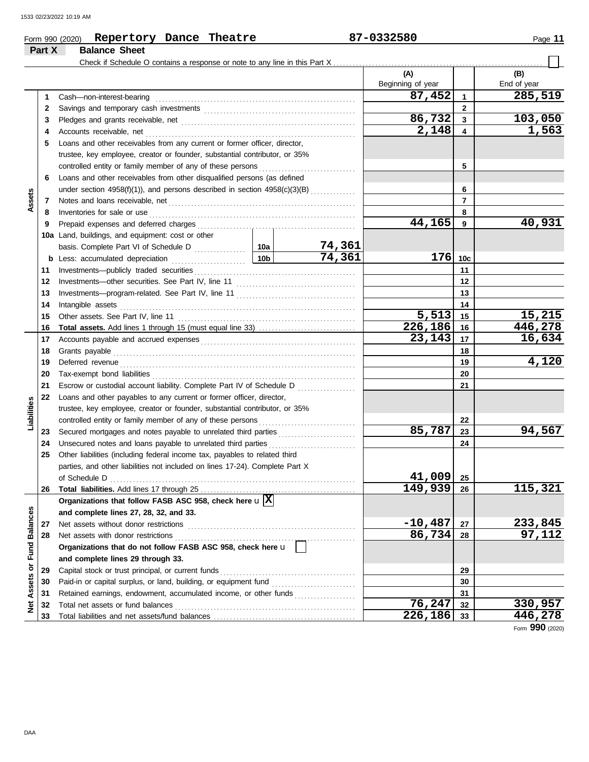Form 990 (2020) **Repertory Dance Theatre** **87-0332580**

**Part X Balance Sheet**

Check if Schedule O contains a response or note to any line in this Part X . . . ☐

| | | | | (A) Beginning of year | | (B) End of year |
|---|---|---|---|---|---|---|
| **Assets** | 1 | Cash—non-interest-bearing | | 87,452 | 1 | 285,519 |
| | 2 | Savings and temporary cash investments | | | 2 | |
| | 3 | Pledges and grants receivable, net | | 86,732 | 3 | 103,050 |
| | 4 | Accounts receivable, net | | 2,148 | 4 | 1,563 |
| | 5 | Loans and other receivables from any current or former officer, director, trustee, key employee, creator or founder, substantial contributor, or 35% controlled entity or family member of any of these persons | | | 5 | |
| | 6 | Loans and other receivables from other disqualified persons (as defined under section 4958(f)(1)), and persons described in section 4958(c)(3)(B) | | | 6 | |
| | 7 | Notes and loans receivable, net | | | 7 | |
| | 8 | Inventories for sale or use | | | 8 | |
| | 9 | Prepaid expenses and deferred charges | | 44,165 | 9 | 40,931 |
| | 10a | Land, buildings, and equipment: cost or other basis. Complete Part VI of Schedule D | 10a 74,361 | | | |
| | b | Less: accumulated depreciation | 10b 74,361 | 176 | 10c | |
| | 11 | Investments—publicly traded securities | | | 11 | |
| | 12 | Investments—other securities. See Part IV, line 11 | | | 12 | |
| | 13 | Investments—program-related. See Part IV, line 11 | | | 13 | |
| | 14 | Intangible assets | | | 14 | |
| | 15 | Other assets. See Part IV, line 11 | | 5,513 | 15 | 15,215 |
| | 16 | **Total assets.** Add lines 1 through 15 (must equal line 33) | | 226,186 | 16 | 446,278 |
| **Liabilities** | 17 | Accounts payable and accrued expenses | | 23,143 | 17 | 16,634 |
| | 18 | Grants payable | | | 18 | |
| | 19 | Deferred revenue | | | 19 | 4,120 |
| | 20 | Tax-exempt bond liabilities | | | 20 | |
| | 21 | Escrow or custodial account liability. Complete Part IV of Schedule D | | | 21 | |
| | 22 | Loans and other payables to any current or former officer, director, trustee, key employee, creator or founder, substantial contributor, or 35% controlled entity or family member of any of these persons | | | 22 | |
| | 23 | Secured mortgages and notes payable to unrelated third parties | | 85,787 | 23 | 94,567 |
| | 24 | Unsecured notes and loans payable to unrelated third parties | | | 24 | |
| | 25 | Other liabilities (including federal income tax, payables to related third parties, and other liabilities not included on lines 17-24). Complete Part X of Schedule D | | 41,009 | 25 | |
| | 26 | **Total liabilities.** Add lines 17 through 25 | | 149,939 | 26 | 115,321 |
| **Net Assets or Fund Balances** | | **Organizations that follow FASB ASC 958, check here** u [X] **and complete lines 27, 28, 32, and 33.** | | | | |
| | 27 | Net assets without donor restrictions | | -10,487 | 27 | 233,845 |
| | 28 | Net assets with donor restrictions | | 86,734 | 28 | 97,112 |
| | | **Organizations that do not follow FASB ASC 958, check here** u [ ] **and complete lines 29 through 33.** | | | | |
| | 29 | Capital stock or trust principal, or current funds | | | 29 | |
| | 30 | Paid-in or capital surplus, or land, building, or equipment fund | | | 30 | |
| | 31 | Retained earnings, endowment, accumulated income, or other funds | | | 31 | |
| | 32 | Total net assets or fund balances | | 76,247 | 32 | 330,957 |
| | 33 | Total liabilities and net assets/fund balances | | 226,186 | 33 | 446,278 |

Form **990** (2020)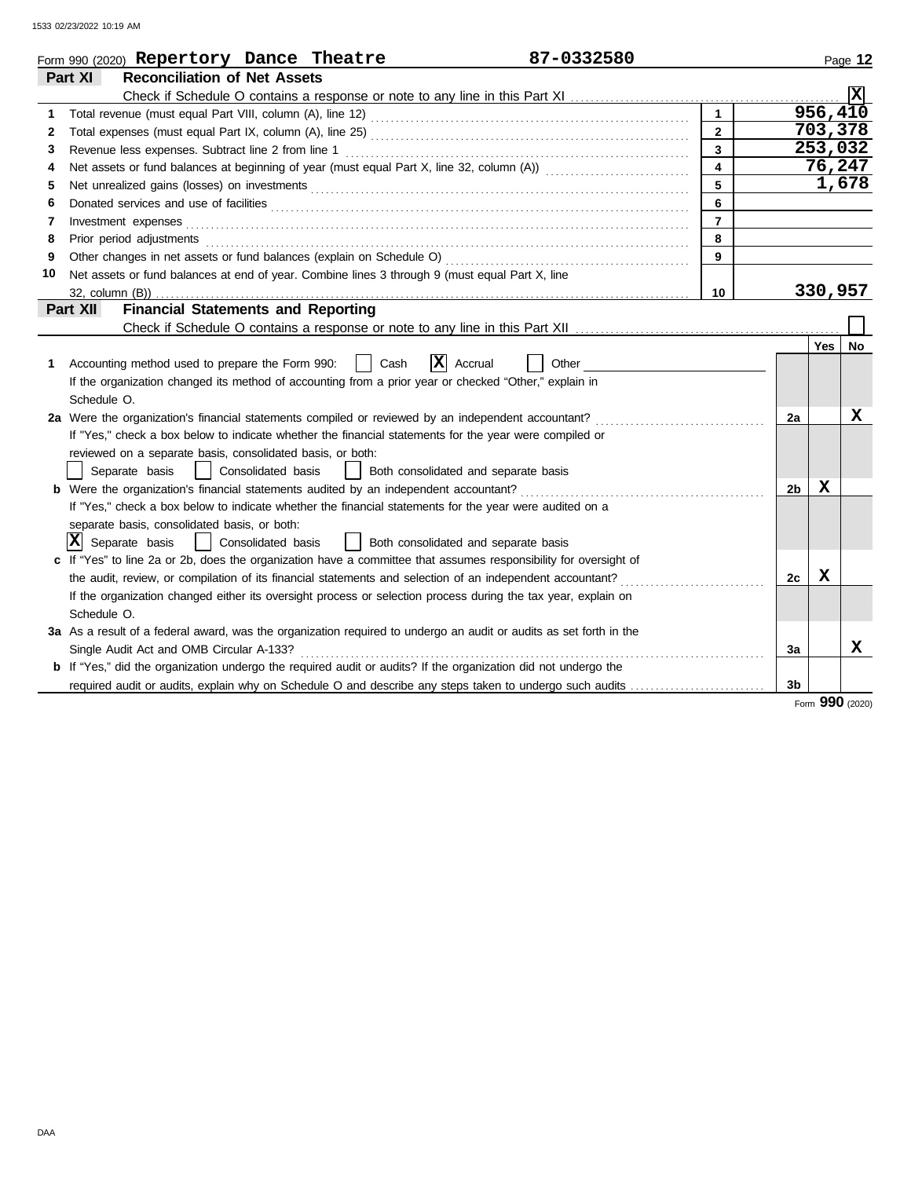Form 990 (2020) **Repertory Dance Theatre** **87-0332580** Page **12**

## Part XI Reconciliation of Net Assets

Check if Schedule O contains a response or note to any line in this Part XI ..................... **X**

| | | | |
|---|---|---|---|
| 1 | Total revenue (must equal Part VIII, column (A), line 12) | 1 | 956,410 |
| 2 | Total expenses (must equal Part IX, column (A), line 25) | 2 | 703,378 |
| 3 | Revenue less expenses. Subtract line 2 from line 1 | 3 | 253,032 |
| 4 | Net assets or fund balances at beginning of year (must equal Part X, line 32, column (A)) | 4 | 76,247 |
| 5 | Net unrealized gains (losses) on investments | 5 | 1,678 |
| 6 | Donated services and use of facilities | 6 | |
| 7 | Investment expenses | 7 | |
| 8 | Prior period adjustments | 8 | |
| 9 | Other changes in net assets or fund balances (explain on Schedule O) | 9 | |
| 10 | Net assets or fund balances at end of year. Combine lines 3 through 9 (must equal Part X, line 32, column (B)) | 10 | 330,957 |

## Part XII Financial Statements and Reporting

Check if Schedule O contains a response or note to any line in this Part XII ..................... ☐

| | | | Yes | No |
|---|---|---|---|---|
| 1 | Accounting method used to prepare the Form 990: ☐ Cash **X** Accrual ☐ Other<br>If the organization changed its method of accounting from a prior year or checked "Other," explain in Schedule O. | | | |
| 2a | Were the organization's financial statements compiled or reviewed by an independent accountant?<br>If "Yes," check a box below to indicate whether the financial statements for the year were compiled or reviewed on a separate basis, consolidated basis, or both:<br>☐ Separate basis ☐ Consolidated basis ☐ Both consolidated and separate basis | 2a | | X |
| b | Were the organization's financial statements audited by an independent accountant?<br>If "Yes," check a box below to indicate whether the financial statements for the year were audited on a separate basis, consolidated basis, or both:<br>**X** Separate basis ☐ Consolidated basis ☐ Both consolidated and separate basis | 2b | X | |
| c | If "Yes" to line 2a or 2b, does the organization have a committee that assumes responsibility for oversight of the audit, review, or compilation of its financial statements and selection of an independent accountant?<br>If the organization changed either its oversight process or selection process during the tax year, explain on Schedule O. | 2c | X | |
| 3a | As a result of a federal award, was the organization required to undergo an audit or audits as set forth in the Single Audit Act and OMB Circular A-133? | 3a | | X |
| b | If "Yes," did the organization undergo the required audit or audits? If the organization did not undergo the required audit or audits, explain why on Schedule O and describe any steps taken to undergo such audits | 3b | | |

Form **990** (2020)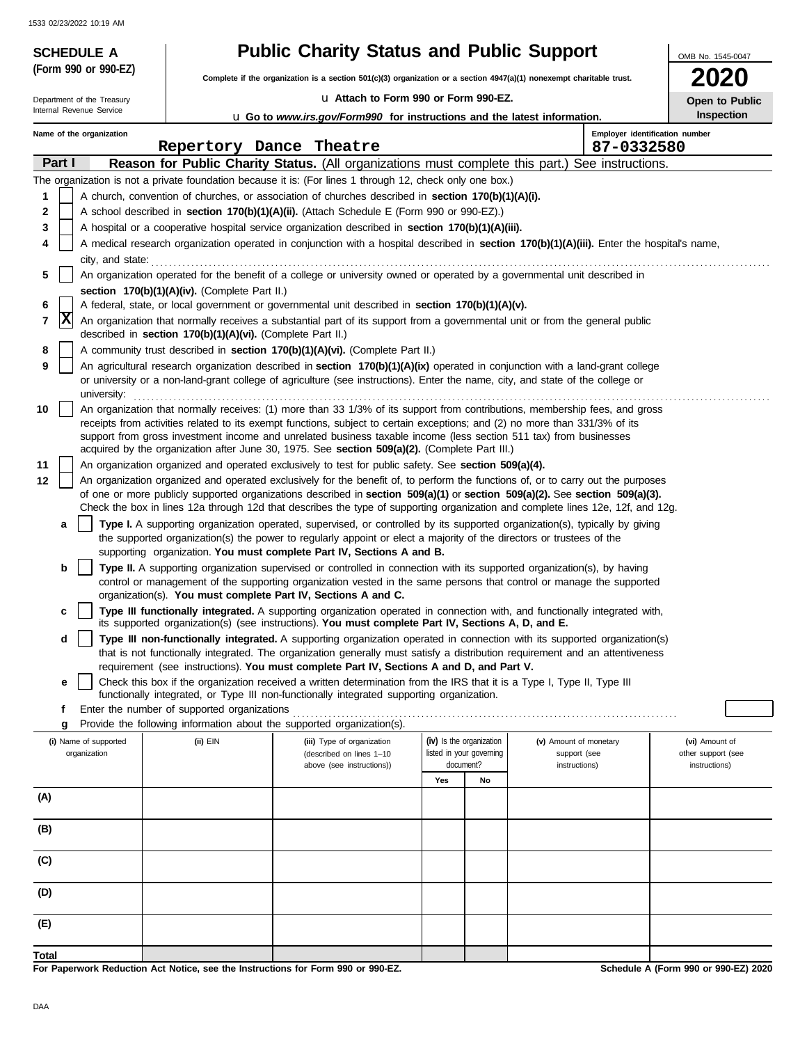1533 02/23/2022 10:19 AM

**SCHEDULE A**
**(Form 990 or 990-EZ)**

Department of the Treasury
Internal Revenue Service

# Public Charity Status and Public Support

**Complete if the organization is a section 501(c)(3) organization or a section 4947(a)(1) nonexempt charitable trust.**

u **Attach to Form 990 or Form 990-EZ.**

u **Go to *www.irs.gov/Form990* for instructions and the latest information.**

OMB No. 1545-0047

**2020**

**Open to Public Inspection**

**Name of the organization:** Repertory Dance Theatre

**Employer identification number:** 87-0332580

## Part I — Reason for Public Charity Status. (All organizations must complete this part.) See instructions.

The organization is not a private foundation because it is: (For lines 1 through 12, check only one box.)

1. [ ] A church, convention of churches, or association of churches described in **section 170(b)(1)(A)(i).**
2. [ ] A school described in **section 170(b)(1)(A)(ii).** (Attach Schedule E (Form 990 or 990-EZ).)
3. [ ] A hospital or a cooperative hospital service organization described in **section 170(b)(1)(A)(iii).**
4. [ ] A medical research organization operated in conjunction with a hospital described in **section 170(b)(1)(A)(iii).** Enter the hospital's name, city, and state:
5. [ ] An organization operated for the benefit of a college or university owned or operated by a governmental unit described in **section 170(b)(1)(A)(iv).** (Complete Part II.)
6. [ ] A federal, state, or local government or governmental unit described in **section 170(b)(1)(A)(v).**
7. [X] An organization that normally receives a substantial part of its support from a governmental unit or from the general public described in **section 170(b)(1)(A)(vi).** (Complete Part II.)
8. [ ] A community trust described in **section 170(b)(1)(A)(vi).** (Complete Part II.)
9. [ ] An agricultural research organization described in **section 170(b)(1)(A)(ix)** operated in conjunction with a land-grant college or university or a non-land-grant college of agriculture (see instructions). Enter the name, city, and state of the college or university:
10. [ ] An organization that normally receives: (1) more than 33 1/3% of its support from contributions, membership fees, and gross receipts from activities related to its exempt functions, subject to certain exceptions; and (2) no more than 331/3% of its support from gross investment income and unrelated business taxable income (less section 511 tax) from businesses acquired by the organization after June 30, 1975. See **section 509(a)(2).** (Complete Part III.)
11. [ ] An organization organized and operated exclusively to test for public safety. See **section 509(a)(4).**
12. [ ] An organization organized and operated exclusively for the benefit of, to perform the functions of, or to carry out the purposes of one or more publicly supported organizations described in **section 509(a)(1)** or **section 509(a)(2).** See **section 509(a)(3).** Check the box in lines 12a through 12d that describes the type of supporting organization and complete lines 12e, 12f, and 12g.
   - **a** [ ] **Type I.** A supporting organization operated, supervised, or controlled by its supported organization(s), typically by giving the supported organization(s) the power to regularly appoint or elect a majority of the directors or trustees of the supporting organization. **You must complete Part IV, Sections A and B.**
   - **b** [ ] **Type II.** A supporting organization supervised or controlled in connection with its supported organization(s), by having control or management of the supporting organization vested in the same persons that control or manage the supported organization(s). **You must complete Part IV, Sections A and C.**
   - **c** [ ] **Type III functionally integrated.** A supporting organization operated in connection with, and functionally integrated with, its supported organization(s) (see instructions). **You must complete Part IV, Sections A, D, and E.**
   - **d** [ ] **Type III non-functionally integrated.** A supporting organization operated in connection with its supported organization(s) that is not functionally integrated. The organization generally must satisfy a distribution requirement and an attentiveness requirement (see instructions). **You must complete Part IV, Sections A and D, and Part V.**
   - **e** [ ] Check this box if the organization received a written determination from the IRS that it is a Type I, Type II, Type III functionally integrated, or Type III non-functionally integrated supporting organization.
   - **f** Enter the number of supported organizations
   - **g** Provide the following information about the supported organization(s).

| (i) Name of supported organization | (ii) EIN | (iii) Type of organization (described on lines 1–10 above (see instructions)) | (iv) Is the organization listed in your governing document? Yes | No | (v) Amount of monetary support (see instructions) | (vi) Amount of other support (see instructions) |
|---|---|---|---|---|---|---|
| (A) | | | | | | |
| (B) | | | | | | |
| (C) | | | | | | |
| (D) | | | | | | |
| (E) | | | | | | |
| **Total** | | | | | | |

**For Paperwork Reduction Act Notice, see the Instructions for Form 990 or 990-EZ.**

**Schedule A (Form 990 or 990-EZ) 2020**

DAA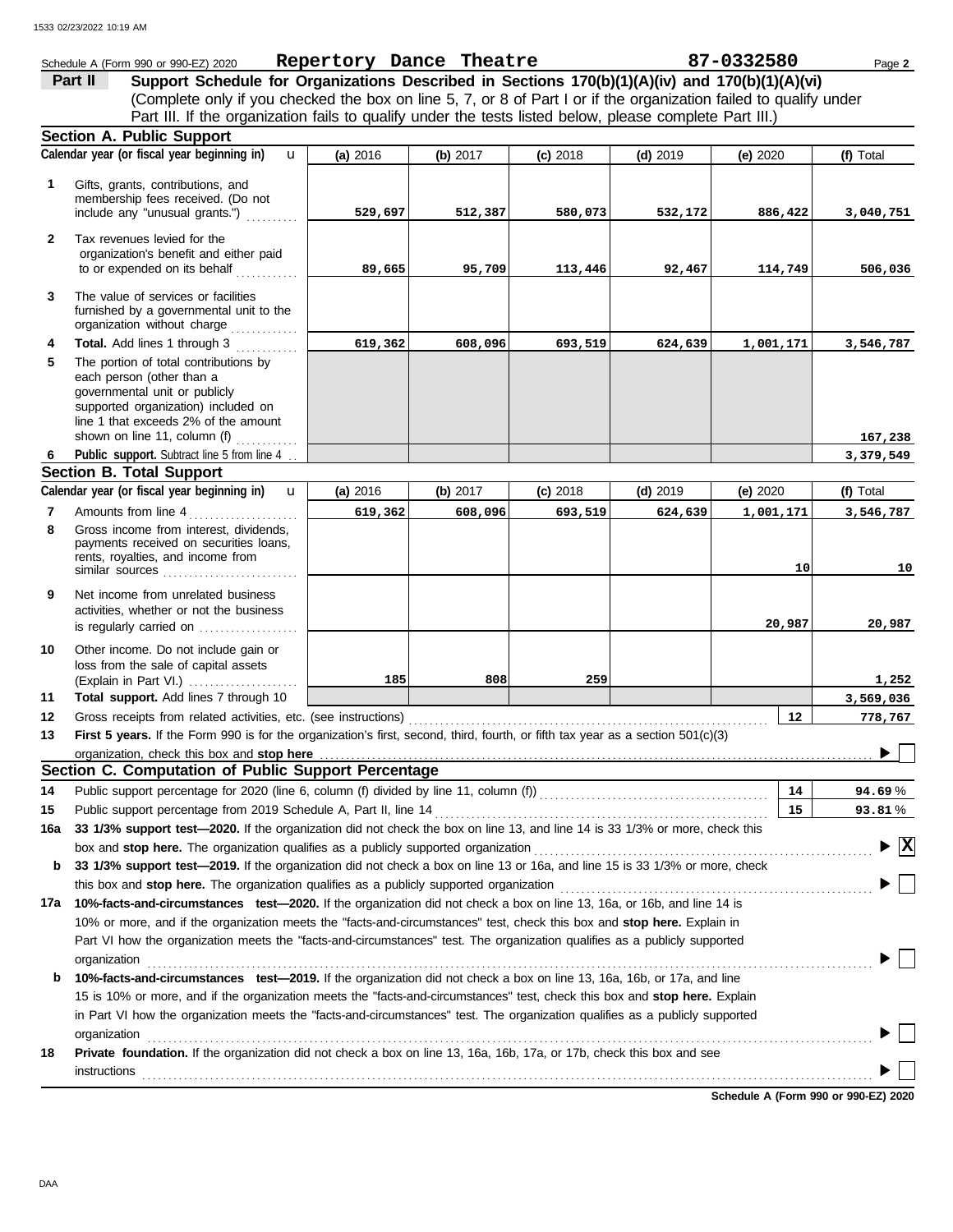Schedule A (Form 990 or 990-EZ) 2020 **Repertory Dance Theatre** **87-0332580** Page **2**

**Part II** **Support Schedule for Organizations Described in Sections 170(b)(1)(A)(iv) and 170(b)(1)(A)(vi)**
(Complete only if you checked the box on line 5, 7, or 8 of Part I or if the organization failed to qualify under Part III. If the organization fails to qualify under the tests listed below, please complete Part III.)

## Section A. Public Support

| | Calendar year (or fiscal year beginning in) | (a) 2016 | (b) 2017 | (c) 2018 | (d) 2019 | (e) 2020 | (f) Total |
|---|---|---|---|---|---|---|---|
| 1 | Gifts, grants, contributions, and membership fees received. (Do not include any "unusual grants.") | 529,697 | 512,387 | 580,073 | 532,172 | 886,422 | 3,040,751 |
| 2 | Tax revenues levied for the organization's benefit and either paid to or expended on its behalf | 89,665 | 95,709 | 113,446 | 92,467 | 114,749 | 506,036 |
| 3 | The value of services or facilities furnished by a governmental unit to the organization without charge | | | | | | |
| 4 | **Total.** Add lines 1 through 3 | 619,362 | 608,096 | 693,519 | 624,639 | 1,001,171 | 3,546,787 |
| 5 | The portion of total contributions by each person (other than a governmental unit or publicly supported organization) included on line 1 that exceeds 2% of the amount shown on line 11, column (f) | | | | | | 167,238 |
| 6 | **Public support.** Subtract line 5 from line 4 | | | | | | 3,379,549 |

## Section B. Total Support

| | Calendar year (or fiscal year beginning in) | (a) 2016 | (b) 2017 | (c) 2018 | (d) 2019 | (e) 2020 | (f) Total |
|---|---|---|---|---|---|---|---|
| 7 | Amounts from line 4 | 619,362 | 608,096 | 693,519 | 624,639 | 1,001,171 | 3,546,787 |
| 8 | Gross income from interest, dividends, payments received on securities loans, rents, royalties, and income from similar sources | | | | | 10 | 10 |
| 9 | Net income from unrelated business activities, whether or not the business is regularly carried on | | | | | 20,987 | 20,987 |
| 10 | Other income. Do not include gain or loss from the sale of capital assets (Explain in Part VI.) | 185 | 808 | 259 | | | 1,252 |
| 11 | **Total support.** Add lines 7 through 10 | | | | | | 3,569,036 |

**12** Gross receipts from related activities, etc. (see instructions) **12** 778,767

**13** **First 5 years.** If the Form 990 is for the organization's first, second, third, fourth, or fifth tax year as a section 501(c)(3) organization, check this box and **stop here** ☐

## Section C. Computation of Public Support Percentage

**14** Public support percentage for 2020 (line 6, column (f) divided by line 11, column (f)) **14** 94.69 %

**15** Public support percentage from 2019 Schedule A, Part II, line 14 **15** 93.81 %

**16a** **33 1/3% support test—2020.** If the organization did not check the box on line 13, and line 14 is 33 1/3% or more, check this box and **stop here.** The organization qualifies as a publicly supported organization ☒

**b** **33 1/3% support test—2019.** If the organization did not check a box on line 13 or 16a, and line 15 is 33 1/3% or more, check this box and **stop here.** The organization qualifies as a publicly supported organization ☐

**17a** **10%-facts-and-circumstances test—2020.** If the organization did not check a box on line 13, 16a, or 16b, and line 14 is 10% or more, and if the organization meets the "facts-and-circumstances" test, check this box and **stop here.** Explain in Part VI how the organization meets the "facts-and-circumstances" test. The organization qualifies as a publicly supported organization ☐

**b** **10%-facts-and-circumstances test—2019.** If the organization did not check a box on line 13, 16a, 16b, or 17a, and line 15 is 10% or more, and if the organization meets the "facts-and-circumstances" test, check this box and **stop here.** Explain in Part VI how the organization meets the "facts-and-circumstances" test. The organization qualifies as a publicly supported organization ☐

**18** **Private foundation.** If the organization did not check a box on line 13, 16a, 16b, 17a, or 17b, check this box and see instructions ☐

**Schedule A (Form 990 or 990-EZ) 2020**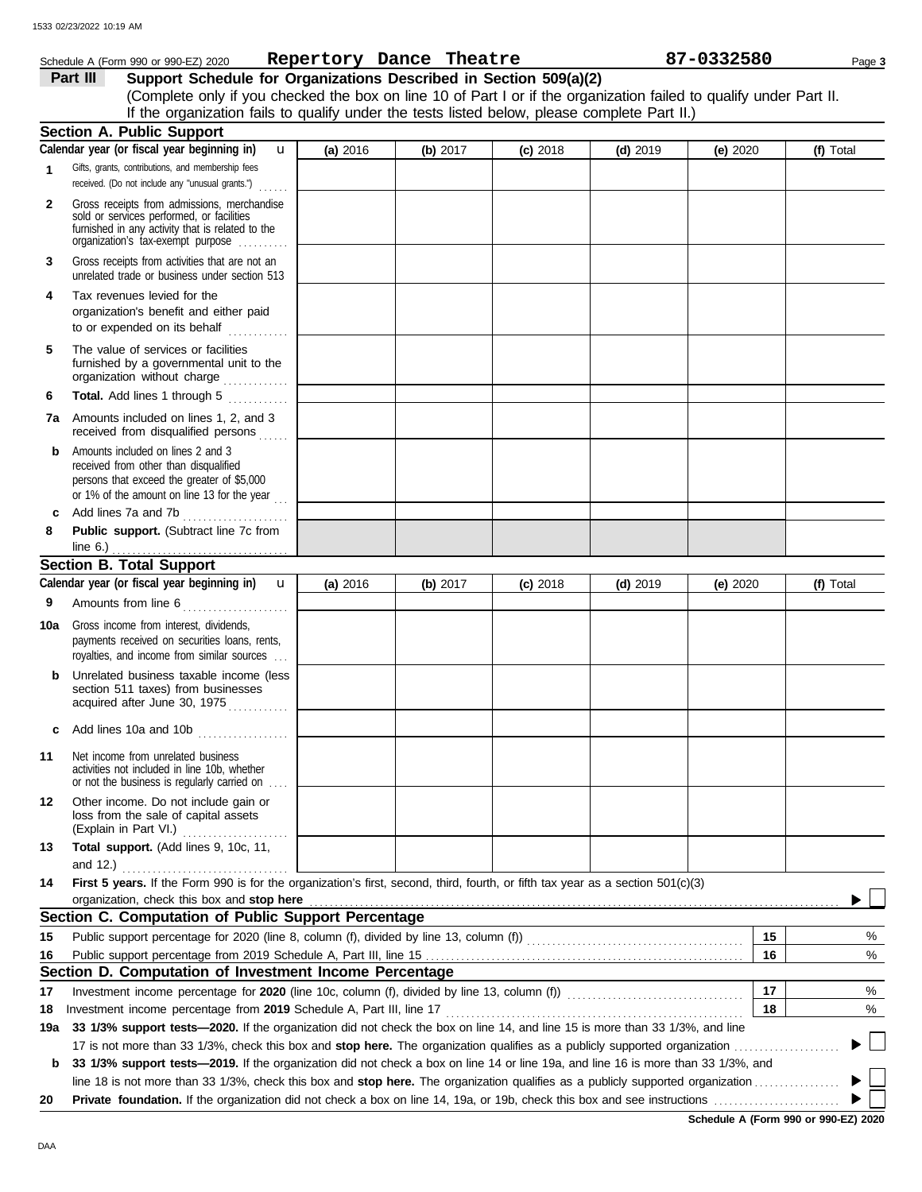Schedule A (Form 990 or 990-EZ) 2020 **Repertory Dance Theatre** **87-0332580** Page **3**

**Part III** **Support Schedule for Organizations Described in Section 509(a)(2)**

(Complete only if you checked the box on line 10 of Part I or if the organization failed to qualify under Part II. If the organization fails to qualify under the tests listed below, please complete Part II.)

## Section A. Public Support

| Calendar year (or fiscal year beginning in) u | (a) 2016 | (b) 2017 | (c) 2018 | (d) 2019 | (e) 2020 | (f) Total |
|---|---|---|---|---|---|---|
| **1** Gifts, grants, contributions, and membership fees received. (Do not include any "unusual grants.") | | | | | | |
| **2** Gross receipts from admissions, merchandise sold or services performed, or facilities furnished in any activity that is related to the organization's tax-exempt purpose | | | | | | |
| **3** Gross receipts from activities that are not an unrelated trade or business under section 513 | | | | | | |
| **4** Tax revenues levied for the organization's benefit and either paid to or expended on its behalf | | | | | | |
| **5** The value of services or facilities furnished by a governmental unit to the organization without charge | | | | | | |
| **6** **Total.** Add lines 1 through 5 | | | | | | |
| **7a** Amounts included on lines 1, 2, and 3 received from disqualified persons | | | | | | |
| **b** Amounts included on lines 2 and 3 received from other than disqualified persons that exceed the greater of $5,000 or 1% of the amount on line 13 for the year | | | | | | |
| **c** Add lines 7a and 7b | | | | | | |
| **8** **Public support.** (Subtract line 7c from line 6.) | | | | | | |

## Section B. Total Support

| Calendar year (or fiscal year beginning in) u | (a) 2016 | (b) 2017 | (c) 2018 | (d) 2019 | (e) 2020 | (f) Total |
|---|---|---|---|---|---|---|
| **9** Amounts from line 6 | | | | | | |
| **10a** Gross income from interest, dividends, payments received on securities loans, rents, royalties, and income from similar sources | | | | | | |
| **b** Unrelated business taxable income (less section 511 taxes) from businesses acquired after June 30, 1975 | | | | | | |
| **c** Add lines 10a and 10b | | | | | | |
| **11** Net income from unrelated business activities not included in line 10b, whether or not the business is regularly carried on | | | | | | |
| **12** Other income. Do not include gain or loss from the sale of capital assets (Explain in Part VI.) | | | | | | |
| **13** **Total support.** (Add lines 9, 10c, 11, and 12.) | | | | | | |

**14** **First 5 years.** If the Form 990 is for the organization's first, second, third, fourth, or fifth tax year as a section 501(c)(3) organization, check this box and **stop here** ▶ ☐

## Section C. Computation of Public Support Percentage

| | | | |
|---|---|---|---|
| **15** | Public support percentage for 2020 (line 8, column (f), divided by line 13, column (f)) | **15** | % |
| **16** | Public support percentage from 2019 Schedule A, Part III, line 15 | **16** | % |

## Section D. Computation of Investment Income Percentage

| | | | |
|---|---|---|---|
| **17** | Investment income percentage for **2020** (line 10c, column (f), divided by line 13, column (f)) | **17** | % |
| **18** | Investment income percentage from **2019** Schedule A, Part III, line 17 | **18** | % |

**19a** **33 1/3% support tests—2020.** If the organization did not check the box on line 14, and line 15 is more than 33 1/3%, and line 17 is not more than 33 1/3%, check this box and **stop here.** The organization qualifies as a publicly supported organization ▶ ☐

**b** **33 1/3% support tests—2019.** If the organization did not check a box on line 14 or line 19a, and line 16 is more than 33 1/3%, and line 18 is not more than 33 1/3%, check this box and **stop here.** The organization qualifies as a publicly supported organization ▶ ☐

**20** **Private foundation.** If the organization did not check a box on line 14, 19a, or 19b, check this box and see instructions ▶ ☐

**Schedule A (Form 990 or 990-EZ) 2020**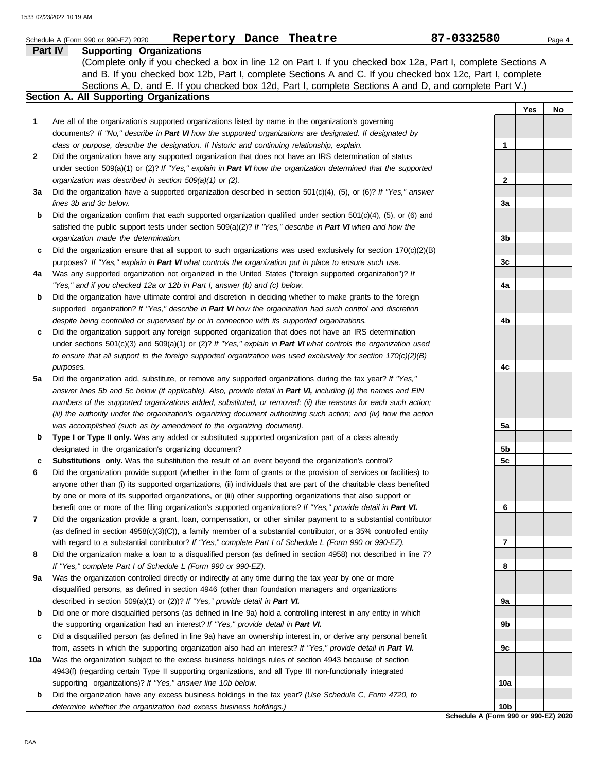Schedule A (Form 990 or 990-EZ) 2020 **Repertory Dance Theatre** **87-0332580** Page **4**

## Part IV Supporting Organizations

(Complete only if you checked a box in line 12 on Part I. If you checked box 12a, Part I, complete Sections A and B. If you checked box 12b, Part I, complete Sections A and C. If you checked box 12c, Part I, complete Sections A, D, and E. If you checked box 12d, Part I, complete Sections A and D, and complete Part V.)

### Section A. All Supporting Organizations

| | | | Yes | No |
|---|---|---|---|---|
| **1** | Are all of the organization's supported organizations listed by name in the organization's governing documents? *If "No," describe in **Part VI** how the supported organizations are designated. If designated by class or purpose, describe the designation. If historic and continuing relationship, explain.* | 1 | | |
| **2** | Did the organization have any supported organization that does not have an IRS determination of status under section 509(a)(1) or (2)? *If "Yes," explain in **Part VI** how the organization determined that the supported organization was described in section 509(a)(1) or (2).* | 2 | | |
| **3a** | Did the organization have a supported organization described in section 501(c)(4), (5), or (6)? *If "Yes," answer lines 3b and 3c below.* | 3a | | |
| **b** | Did the organization confirm that each supported organization qualified under section 501(c)(4), (5), or (6) and satisfied the public support tests under section 509(a)(2)? *If "Yes," describe in **Part VI** when and how the organization made the determination.* | 3b | | |
| **c** | Did the organization ensure that all support to such organizations was used exclusively for section 170(c)(2)(B) purposes? *If "Yes," explain in **Part VI** what controls the organization put in place to ensure such use.* | 3c | | |
| **4a** | Was any supported organization not organized in the United States ("foreign supported organization")? *If "Yes," and if you checked 12a or 12b in Part I, answer (b) and (c) below.* | 4a | | |
| **b** | Did the organization have ultimate control and discretion in deciding whether to make grants to the foreign supported organization? *If "Yes," describe in **Part VI** how the organization had such control and discretion despite being controlled or supervised by or in connection with its supported organizations.* | 4b | | |
| **c** | Did the organization support any foreign supported organization that does not have an IRS determination under sections 501(c)(3) and 509(a)(1) or (2)? *If "Yes," explain in **Part VI** what controls the organization used to ensure that all support to the foreign supported organization was used exclusively for section 170(c)(2)(B) purposes.* | 4c | | |
| **5a** | Did the organization add, substitute, or remove any supported organizations during the tax year? *If "Yes," answer lines 5b and 5c below (if applicable). Also, provide detail in **Part VI,** including (i) the names and EIN numbers of the supported organizations added, substituted, or removed; (ii) the reasons for each such action; (iii) the authority under the organization's organizing document authorizing such action; and (iv) how the action was accomplished (such as by amendment to the organizing document).* | 5a | | |
| **b** | **Type I or Type II only.** Was any added or substituted supported organization part of a class already designated in the organization's organizing document? | 5b | | |
| **c** | **Substitutions only.** Was the substitution the result of an event beyond the organization's control? | 5c | | |
| **6** | Did the organization provide support (whether in the form of grants or the provision of services or facilities) to anyone other than (i) its supported organizations, (ii) individuals that are part of the charitable class benefited by one or more of its supported organizations, or (iii) other supporting organizations that also support or benefit one or more of the filing organization's supported organizations? *If "Yes," provide detail in **Part VI.*** | 6 | | |
| **7** | Did the organization provide a grant, loan, compensation, or other similar payment to a substantial contributor (as defined in section 4958(c)(3)(C)), a family member of a substantial contributor, or a 35% controlled entity with regard to a substantial contributor? *If "Yes," complete Part I of Schedule L (Form 990 or 990-EZ).* | 7 | | |
| **8** | Did the organization make a loan to a disqualified person (as defined in section 4958) not described in line 7? *If "Yes," complete Part I of Schedule L (Form 990 or 990-EZ).* | 8 | | |
| **9a** | Was the organization controlled directly or indirectly at any time during the tax year by one or more disqualified persons, as defined in section 4946 (other than foundation managers and organizations described in section 509(a)(1) or (2))? *If "Yes," provide detail in **Part VI.*** | 9a | | |
| **b** | Did one or more disqualified persons (as defined in line 9a) hold a controlling interest in any entity in which the supporting organization had an interest? *If "Yes," provide detail in **Part VI.*** | 9b | | |
| **c** | Did a disqualified person (as defined in line 9a) have an ownership interest in, or derive any personal benefit from, assets in which the supporting organization also had an interest? *If "Yes," provide detail in **Part VI.*** | 9c | | |
| **10a** | Was the organization subject to the excess business holdings rules of section 4943 because of section 4943(f) (regarding certain Type II supporting organizations, and all Type III non-functionally integrated supporting organizations)? *If "Yes," answer line 10b below.* | 10a | | |
| **b** | Did the organization have any excess business holdings in the tax year? *(Use Schedule C, Form 4720, to determine whether the organization had excess business holdings.)* | 10b | | |

**Schedule A (Form 990 or 990-EZ) 2020**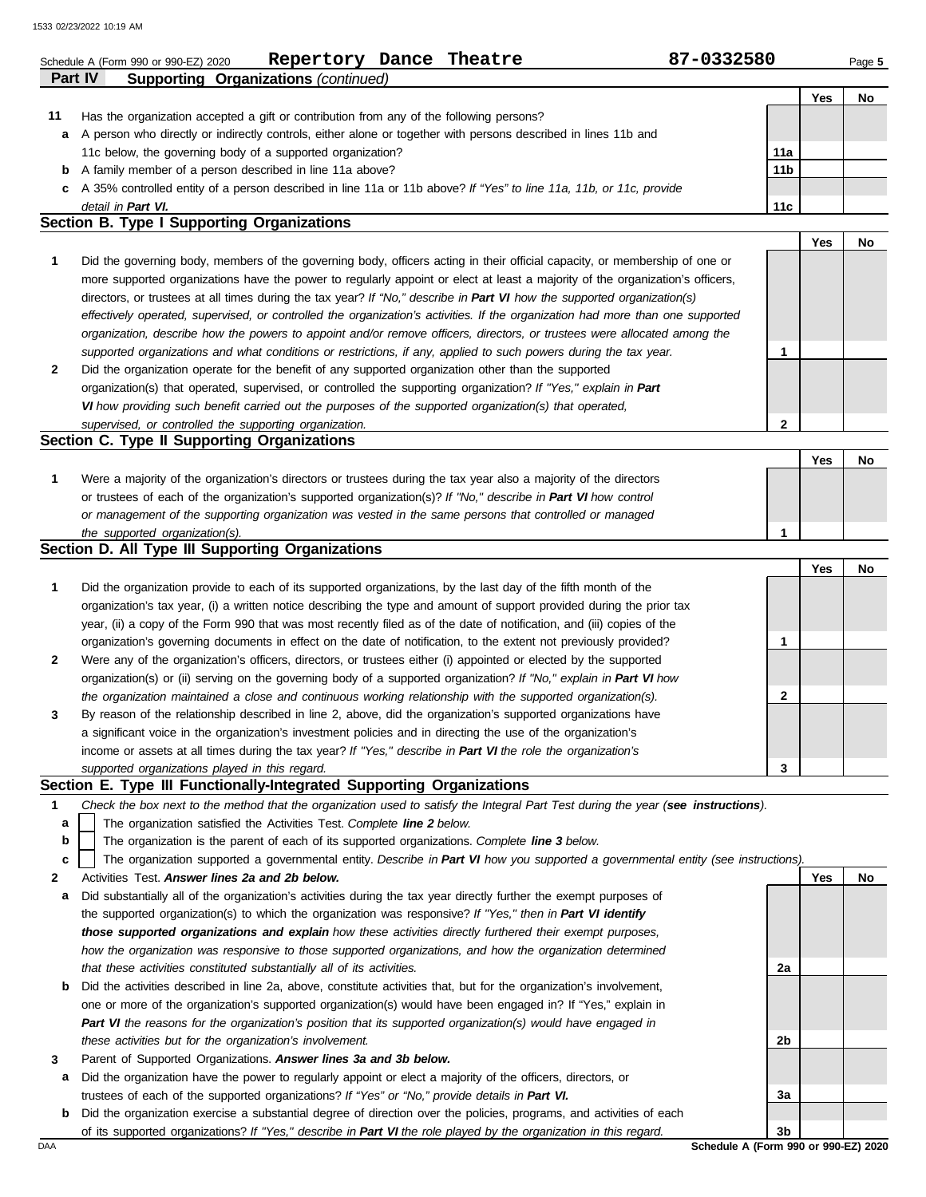Schedule A (Form 990 or 990-EZ) 2020 **Repertory Dance Theatre** **87-0332580** Page **5**

**Part IV Supporting Organizations** *(continued)*

| | | | Yes | No |
|---|---|---|---|---|
| **11** | Has the organization accepted a gift or contribution from any of the following persons? | | | |
| **a** | A person who directly or indirectly controls, either alone or together with persons described in lines 11b and 11c below, the governing body of a supported organization? | 11a | | |
| **b** | A family member of a person described in line 11a above? | 11b | | |
| **c** | A 35% controlled entity of a person described in line 11a or 11b above? *If "Yes" to line 11a, 11b, or 11c, provide detail in **Part VI**.* | 11c | | |

## Section B. Type I Supporting Organizations

| | | | Yes | No |
|---|---|---|---|---|
| **1** | Did the governing body, members of the governing body, officers acting in their official capacity, or membership of one or more supported organizations have the power to regularly appoint or elect at least a majority of the organization's officers, directors, or trustees at all times during the tax year? *If "No," describe in **Part VI** how the supported organization(s) effectively operated, supervised, or controlled the organization's activities. If the organization had more than one supported organization, describe how the powers to appoint and/or remove officers, directors, or trustees were allocated among the supported organizations and what conditions or restrictions, if any, applied to such powers during the tax year.* | 1 | | |
| **2** | Did the organization operate for the benefit of any supported organization other than the supported organization(s) that operated, supervised, or controlled the supporting organization? *If "Yes," explain in **Part VI** how providing such benefit carried out the purposes of the supported organization(s) that operated, supervised, or controlled the supporting organization.* | 2 | | |

## Section C. Type II Supporting Organizations

| | | | Yes | No |
|---|---|---|---|---|
| **1** | Were a majority of the organization's directors or trustees during the tax year also a majority of the directors or trustees of each of the organization's supported organization(s)? *If "No," describe in **Part VI** how control or management of the supporting organization was vested in the same persons that controlled or managed the supported organization(s).* | 1 | | |

## Section D. All Type III Supporting Organizations

| | | | Yes | No |
|---|---|---|---|---|
| **1** | Did the organization provide to each of its supported organizations, by the last day of the fifth month of the organization's tax year, (i) a written notice describing the type and amount of support provided during the prior tax year, (ii) a copy of the Form 990 that was most recently filed as of the date of notification, and (iii) copies of the organization's governing documents in effect on the date of notification, to the extent not previously provided? | 1 | | |
| **2** | Were any of the organization's officers, directors, or trustees either (i) appointed or elected by the supported organization(s) or (ii) serving on the governing body of a supported organization? *If "No," explain in **Part VI** how the organization maintained a close and continuous working relationship with the supported organization(s).* | 2 | | |
| **3** | By reason of the relationship described in line 2, above, did the organization's supported organizations have a significant voice in the organization's investment policies and in directing the use of the organization's income or assets at all times during the tax year? *If "Yes," describe in **Part VI** the role the organization's supported organizations played in this regard.* | 3 | | |

## Section E. Type III Functionally-Integrated Supporting Organizations

**1** *Check the box next to the method that the organization used to satisfy the Integral Part Test during the year (**see instructions**).*

- **a** ☐ The organization satisfied the Activities Test. *Complete **line 2** below.*
- **b** ☐ The organization is the parent of each of its supported organizations. *Complete **line 3** below.*
- **c** ☐ The organization supported a governmental entity. *Describe in **Part VI** how you supported a governmental entity (see instructions).*

| | | | Yes | No |
|---|---|---|---|---|
| **2** | Activities Test. ***Answer lines 2a and 2b below.*** | | | |
| **a** | Did substantially all of the organization's activities during the tax year directly further the exempt purposes of the supported organization(s) to which the organization was responsive? *If "Yes," then in **Part VI identify those supported organizations and explain** how these activities directly furthered their exempt purposes, how the organization was responsive to those supported organizations, and how the organization determined that these activities constituted substantially all of its activities.* | 2a | | |
| **b** | Did the activities described in line 2a, above, constitute activities that, but for the organization's involvement, one or more of the organization's supported organization(s) would have been engaged in? If "Yes," explain in ***Part VI*** *the reasons for the organization's position that its supported organization(s) would have engaged in these activities but for the organization's involvement.* | 2b | | |
| **3** | Parent of Supported Organizations. ***Answer lines 3a and 3b below.*** | | | |
| **a** | Did the organization have the power to regularly appoint or elect a majority of the officers, directors, or trustees of each of the supported organizations? *If "Yes" or "No," provide details in **Part VI.*** | 3a | | |
| **b** | Did the organization exercise a substantial degree of direction over the policies, programs, and activities of each of its supported organizations? *If "Yes," describe in **Part VI** the role played by the organization in this regard.* | 3b | | |

**Schedule A (Form 990 or 990-EZ) 2020**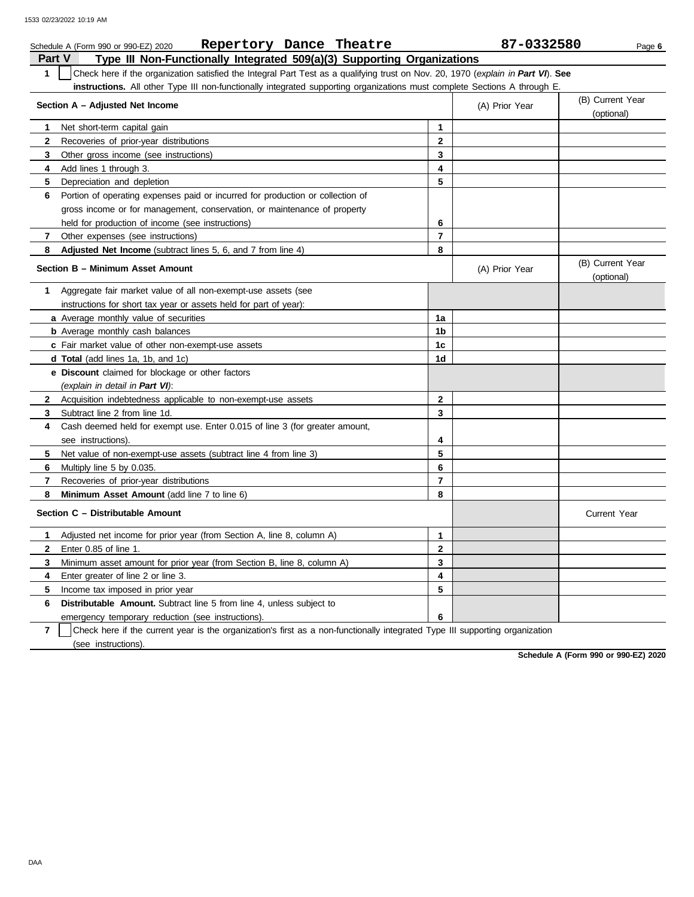Schedule A (Form 990 or 990-EZ) 2020 **Repertory Dance Theatre** **87-0332580**

## Part V Type III Non-Functionally Integrated 509(a)(3) Supporting Organizations

**1** ☐ Check here if the organization satisfied the Integral Part Test as a qualifying trust on Nov. 20, 1970 (*explain in **Part VI***). **See instructions.** All other Type III non-functionally integrated supporting organizations must complete Sections A through E.

| **Section A – Adjusted Net Income** | | (A) Prior Year | (B) Current Year (optional) |
|---|---|---|---|
| **1** Net short-term capital gain | **1** | | |
| **2** Recoveries of prior-year distributions | **2** | | |
| **3** Other gross income (see instructions) | **3** | | |
| **4** Add lines 1 through 3. | **4** | | |
| **5** Depreciation and depletion | **5** | | |
| **6** Portion of operating expenses paid or incurred for production or collection of gross income or for management, conservation, or maintenance of property held for production of income (see instructions) | **6** | | |
| **7** Other expenses (see instructions) | **7** | | |
| **8** **Adjusted Net Income** (subtract lines 5, 6, and 7 from line 4) | **8** | | |

| **Section B – Minimum Asset Amount** | | (A) Prior Year | (B) Current Year (optional) |
|---|---|---|---|
| **1** Aggregate fair market value of all non-exempt-use assets (see instructions for short tax year or assets held for part of year): | | | |
| **a** Average monthly value of securities | **1a** | | |
| **b** Average monthly cash balances | **1b** | | |
| **c** Fair market value of other non-exempt-use assets | **1c** | | |
| **d** **Total** (add lines 1a, 1b, and 1c) | **1d** | | |
| **e** **Discount** claimed for blockage or other factors (*explain in detail in **Part VI***): | | | |
| **2** Acquisition indebtedness applicable to non-exempt-use assets | **2** | | |
| **3** Subtract line 2 from line 1d. | **3** | | |
| **4** Cash deemed held for exempt use. Enter 0.015 of line 3 (for greater amount, see instructions). | **4** | | |
| **5** Net value of non-exempt-use assets (subtract line 4 from line 3) | **5** | | |
| **6** Multiply line 5 by 0.035. | **6** | | |
| **7** Recoveries of prior-year distributions | **7** | | |
| **8** **Minimum Asset Amount** (add line 7 to line 6) | **8** | | |

| **Section C – Distributable Amount** | | | Current Year |
|---|---|---|---|
| **1** Adjusted net income for prior year (from Section A, line 8, column A) | **1** | | |
| **2** Enter 0.85 of line 1. | **2** | | |
| **3** Minimum asset amount for prior year (from Section B, line 8, column A) | **3** | | |
| **4** Enter greater of line 2 or line 3. | **4** | | |
| **5** Income tax imposed in prior year | **5** | | |
| **6** **Distributable Amount.** Subtract line 5 from line 4, unless subject to emergency temporary reduction (see instructions). | **6** | | |

**7** ☐ Check here if the current year is the organization's first as a non-functionally integrated Type III supporting organization (see instructions).

**Schedule A (Form 990 or 990-EZ) 2020**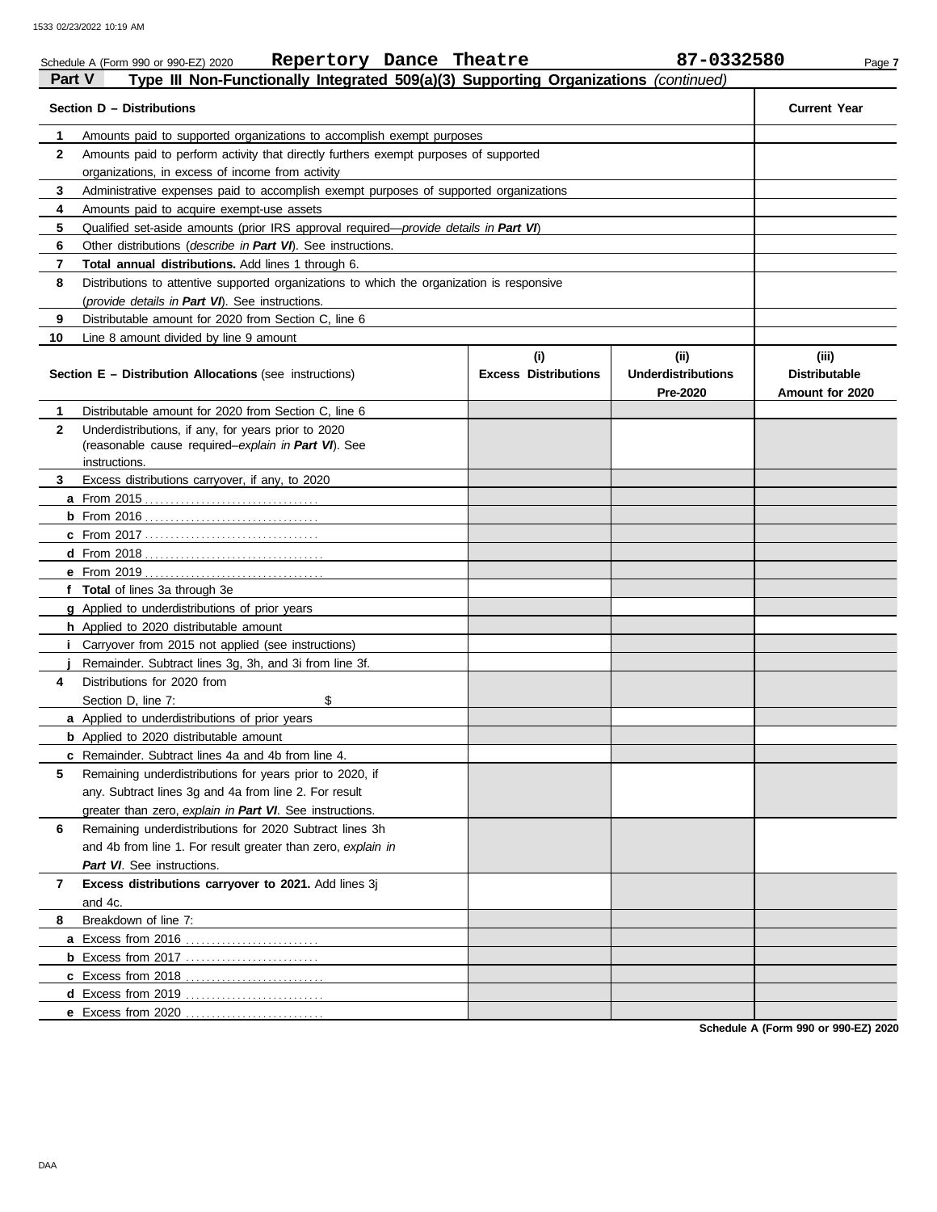Schedule A (Form 990 or 990-EZ) 2020 **Repertory Dance Theatre** **87-0332580**

## Part V — Type III Non-Functionally Integrated 509(a)(3) Supporting Organizations *(continued)*

| | **Section D – Distributions** | **Current Year** |
|---|---|---|
| **1** | Amounts paid to supported organizations to accomplish exempt purposes | |
| **2** | Amounts paid to perform activity that directly furthers exempt purposes of supported organizations, in excess of income from activity | |
| **3** | Administrative expenses paid to accomplish exempt purposes of supported organizations | |
| **4** | Amounts paid to acquire exempt-use assets | |
| **5** | Qualified set-aside amounts (prior IRS approval required—*provide details in **Part VI***) | |
| **6** | Other distributions (*describe in **Part VI***). See instructions. | |
| **7** | **Total annual distributions.** Add lines 1 through 6. | |
| **8** | Distributions to attentive supported organizations to which the organization is responsive (*provide details in **Part VI***). See instructions. | |
| **9** | Distributable amount for 2020 from Section C, line 6 | |
| **10** | Line 8 amount divided by line 9 amount | |

| | **Section E – Distribution Allocations** (see instructions) | **(i) Excess Distributions** | **(ii) Underdistributions Pre-2020** | **(iii) Distributable Amount for 2020** |
|---|---|---|---|---|
| **1** | Distributable amount for 2020 from Section C, line 6 | | | |
| **2** | Underdistributions, if any, for years prior to 2020 (reasonable cause required–*explain in **Part VI***). See instructions. | | | |
| **3** | Excess distributions carryover, if any, to 2020 | | | |
| **a** | From 2015 | | | |
| **b** | From 2016 | | | |
| **c** | From 2017 | | | |
| **d** | From 2018 | | | |
| **e** | From 2019 | | | |
| **f** | **Total** of lines 3a through 3e | | | |
| **g** | Applied to underdistributions of prior years | | | |
| **h** | Applied to 2020 distributable amount | | | |
| **i** | Carryover from 2015 not applied (see instructions) | | | |
| **j** | Remainder. Subtract lines 3g, 3h, and 3i from line 3f. | | | |
| **4** | Distributions for 2020 from Section D, line 7: $ | | | |
| **a** | Applied to underdistributions of prior years | | | |
| **b** | Applied to 2020 distributable amount | | | |
| **c** | Remainder. Subtract lines 4a and 4b from line 4. | | | |
| **5** | Remaining underdistributions for years prior to 2020, if any. Subtract lines 3g and 4a from line 2. For result greater than zero, *explain in **Part VI***. See instructions. | | | |
| **6** | Remaining underdistributions for 2020 Subtract lines 3h and 4b from line 1. For result greater than zero, *explain in **Part VI***. See instructions. | | | |
| **7** | **Excess distributions carryover to 2021.** Add lines 3j and 4c. | | | |
| **8** | Breakdown of line 7: | | | |
| **a** | Excess from 2016 | | | |
| **b** | Excess from 2017 | | | |
| **c** | Excess from 2018 | | | |
| **d** | Excess from 2019 | | | |
| **e** | Excess from 2020 | | | |

**Schedule A (Form 990 or 990-EZ) 2020**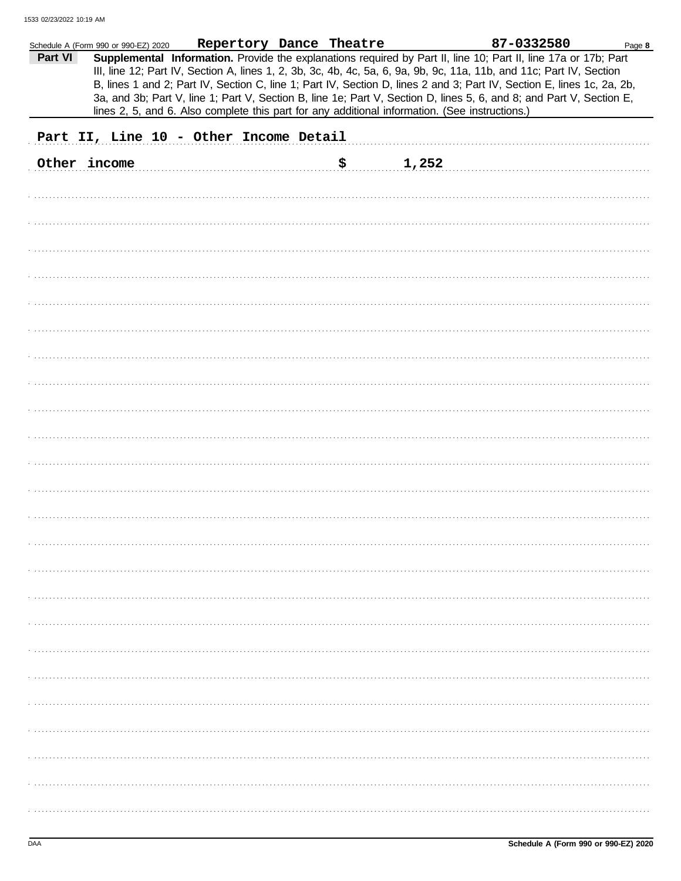Schedule A (Form 990 or 990-EZ) 2020 Repertory Dance Theatre 87-0332580

**Part VI** **Supplemental Information.** Provide the explanations required by Part II, line 10; Part II, line 17a or 17b; Part III, line 12; Part IV, Section A, lines 1, 2, 3b, 3c, 4b, 4c, 5a, 6, 9a, 9b, 9c, 11a, 11b, and 11c; Part IV, Section B, lines 1 and 2; Part IV, Section C, line 1; Part IV, Section D, lines 2 and 3; Part IV, Section E, lines 1c, 2a, 2b, 3a, and 3b; Part V, line 1; Part V, Section B, line 1e; Part V, Section D, lines 5, 6, and 8; and Part V, Section E, lines 2, 5, and 6. Also complete this part for any additional information. (See instructions.)

Part II, Line 10 - Other Income Detail

Other income $ 1,252

DAA

Schedule A (Form 990 or 990-EZ) 2020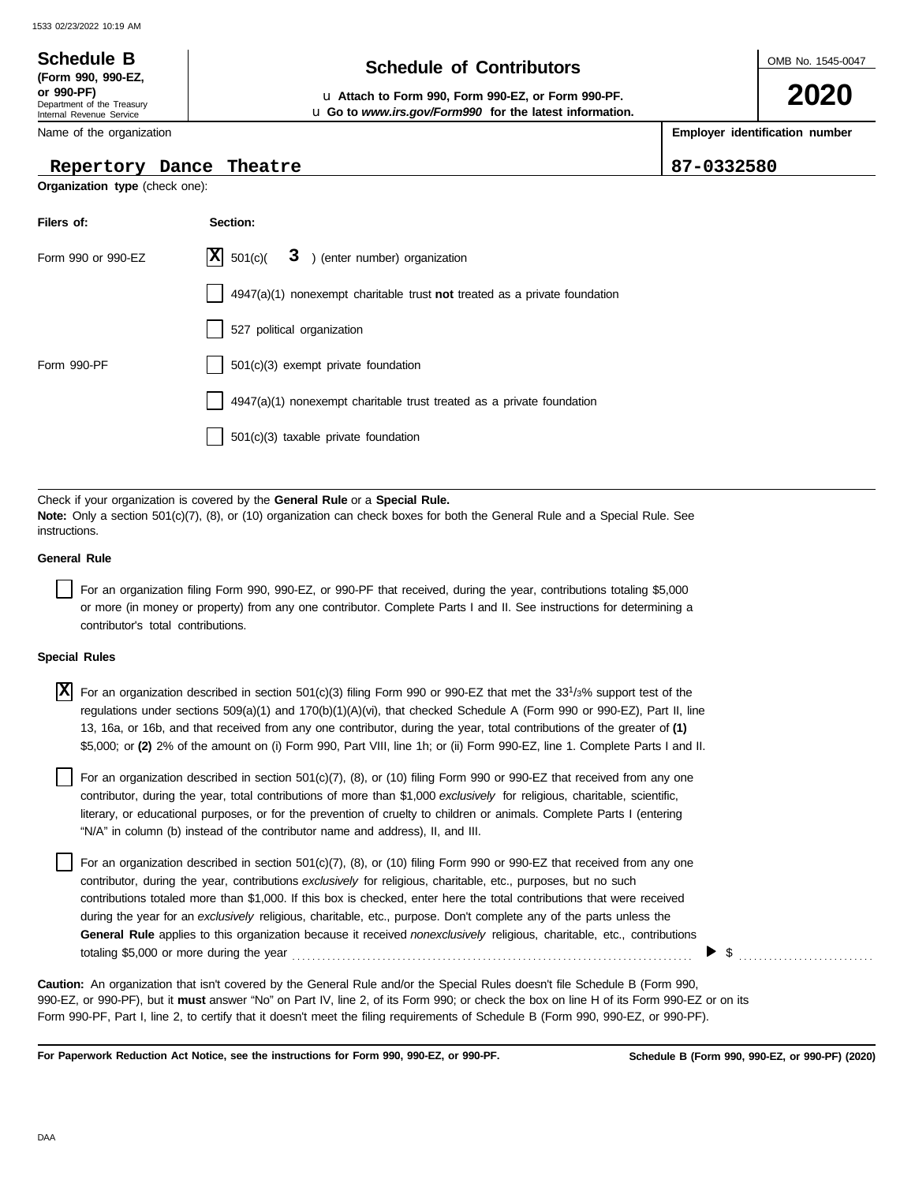**Schedule B**
**(Form 990, 990-EZ, or 990-PF)**
Department of the Treasury
Internal Revenue Service

# Schedule of Contributors

u **Attach to Form 990, Form 990-EZ, or Form 990-PF.**
u **Go to *www.irs.gov/Form990* for the latest information.**

OMB No. 1545-0047

**2020**

Name of the organization: Repertory Dance Theatre

**Employer identification number:** 87-0332580

**Organization type** (check one):

| **Filers of:** | **Section:** |
|---|---|
| Form 990 or 990-EZ | [X] 501(c)( 3 ) (enter number) organization |
| | [ ] 4947(a)(1) nonexempt charitable trust **not** treated as a private foundation |
| | [ ] 527 political organization |
| Form 990-PF | [ ] 501(c)(3) exempt private foundation |
| | [ ] 4947(a)(1) nonexempt charitable trust treated as a private foundation |
| | [ ] 501(c)(3) taxable private foundation |

Check if your organization is covered by the **General Rule** or a **Special Rule.**
**Note:** Only a section 501(c)(7), (8), or (10) organization can check boxes for both the General Rule and a Special Rule. See instructions.

**General Rule**

[ ] For an organization filing Form 990, 990-EZ, or 990-PF that received, during the year, contributions totaling $5,000 or more (in money or property) from any one contributor. Complete Parts I and II. See instructions for determining a contributor's total contributions.

**Special Rules**

[X] For an organization described in section 501(c)(3) filing Form 990 or 990-EZ that met the 33 1/3% support test of the regulations under sections 509(a)(1) and 170(b)(1)(A)(vi), that checked Schedule A (Form 990 or 990-EZ), Part II, line 13, 16a, or 16b, and that received from any one contributor, during the year, total contributions of the greater of **(1)** $5,000; or **(2)** 2% of the amount on (i) Form 990, Part VIII, line 1h; or (ii) Form 990-EZ, line 1. Complete Parts I and II.

[ ] For an organization described in section 501(c)(7), (8), or (10) filing Form 990 or 990-EZ that received from any one contributor, during the year, total contributions of more than $1,000 *exclusively* for religious, charitable, scientific, literary, or educational purposes, or for the prevention of cruelty to children or animals. Complete Parts I (entering "N/A" in column (b) instead of the contributor name and address), II, and III.

[ ] For an organization described in section 501(c)(7), (8), or (10) filing Form 990 or 990-EZ that received from any one contributor, during the year, contributions *exclusively* for religious, charitable, etc., purposes, but no such contributions totaled more than $1,000. If this box is checked, enter here the total contributions that were received during the year for an *exclusively* religious, charitable, etc., purpose. Don't complete any of the parts unless the **General Rule** applies to this organization because it received *nonexclusively* religious, charitable, etc., contributions totaling $5,000 or more during the year . . . . . . . . . . ▶ $ . . . . . . . . . .

**Caution:** An organization that isn't covered by the General Rule and/or the Special Rules doesn't file Schedule B (Form 990, 990-EZ, or 990-PF), but it **must** answer "No" on Part IV, line 2, of its Form 990; or check the box on line H of its Form 990-EZ or on its Form 990-PF, Part I, line 2, to certify that it doesn't meet the filing requirements of Schedule B (Form 990, 990-EZ, or 990-PF).

**For Paperwork Reduction Act Notice, see the instructions for Form 990, 990-EZ, or 990-PF.**

**Schedule B (Form 990, 990-EZ, or 990-PF) (2020)**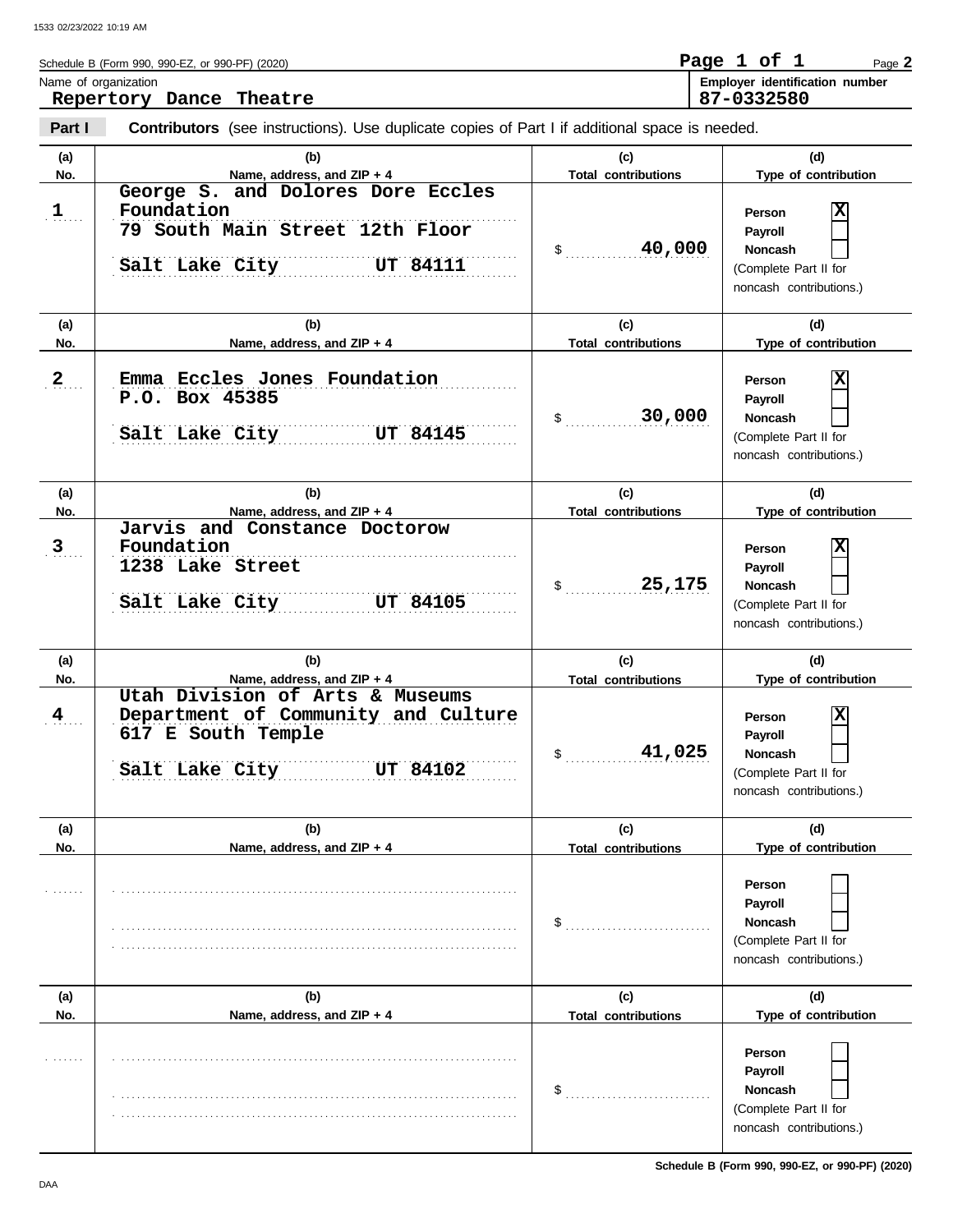Schedule B (Form 990, 990-EZ, or 990-PF) (2020)

Name of organization
**Repertory Dance Theatre**

Employer identification number
**87-0332580**

**Part I** **Contributors** (see instructions). Use duplicate copies of Part I if additional space is needed.

| (a) No. | (b) Name, address, and ZIP + 4 | (c) Total contributions | (d) Type of contribution |
|---|---|---|---|
| 1 | George S. and Dolores Dore Eccles Foundation<br>79 South Main Street 12th Floor<br>Salt Lake City UT 84111 | $ 40,000 | Person [X]<br>Payroll [ ]<br>Noncash [ ]<br>(Complete Part II for noncash contributions.) |
| 2 | Emma Eccles Jones Foundation<br>P.O. Box 45385<br>Salt Lake City UT 84145 | $ 30,000 | Person [X]<br>Payroll [ ]<br>Noncash [ ]<br>(Complete Part II for noncash contributions.) |
| 3 | Jarvis and Constance Doctorow Foundation<br>1238 Lake Street<br>Salt Lake City UT 84105 | $ 25,175 | Person [X]<br>Payroll [ ]<br>Noncash [ ]<br>(Complete Part II for noncash contributions.) |
| 4 | Utah Division of Arts & Museums Department of Community and Culture<br>617 E South Temple<br>Salt Lake City UT 84102 | $ 41,025 | Person [X]<br>Payroll [ ]<br>Noncash [ ]<br>(Complete Part II for noncash contributions.) |
| | | $ | Person [ ]<br>Payroll [ ]<br>Noncash [ ]<br>(Complete Part II for noncash contributions.) |
| | | $ | Person [ ]<br>Payroll [ ]<br>Noncash [ ]<br>(Complete Part II for noncash contributions.) |

Schedule B (Form 990, 990-EZ, or 990-PF) (2020)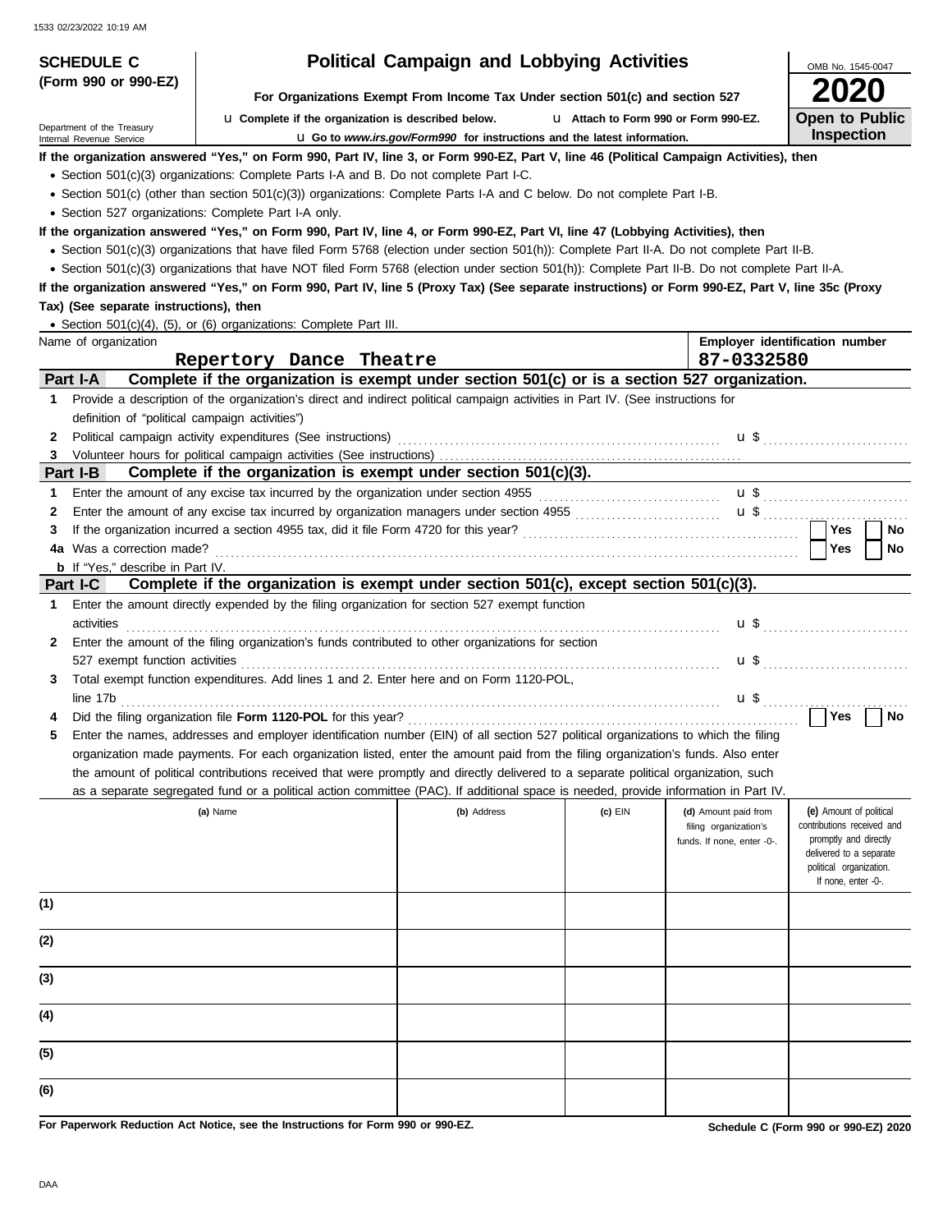**SCHEDULE C (Form 990 or 990-EZ)**

Department of the Treasury
Internal Revenue Service

# Political Campaign and Lobbying Activities

**For Organizations Exempt From Income Tax Under section 501(c) and section 527**

u Complete if the organization is described below. u Attach to Form 990 or Form 990-EZ.

u Go to *www.irs.gov/Form990* for instructions and the latest information.

OMB No. 1545-0047

**2020**

**Open to Public Inspection**

**If the organization answered "Yes," on Form 990, Part IV, line 3, or Form 990-EZ, Part V, line 46 (Political Campaign Activities), then**

- Section 501(c)(3) organizations: Complete Parts I-A and B. Do not complete Part I-C.
- Section 501(c) (other than section 501(c)(3)) organizations: Complete Parts I-A and C below. Do not complete Part I-B.
- Section 527 organizations: Complete Part I-A only.

**If the organization answered "Yes," on Form 990, Part IV, line 4, or Form 990-EZ, Part VI, line 47 (Lobbying Activities), then**

- Section 501(c)(3) organizations that have filed Form 5768 (election under section 501(h)): Complete Part II-A. Do not complete Part II-B.
- Section 501(c)(3) organizations that have NOT filed Form 5768 (election under section 501(h)): Complete Part II-B. Do not complete Part II-A.

**If the organization answered "Yes," on Form 990, Part IV, line 5 (Proxy Tax) (See separate instructions) or Form 990-EZ, Part V, line 35c (Proxy Tax) (See separate instructions), then**

- Section 501(c)(4), (5), or (6) organizations: Complete Part III.

| Name of organization | Employer identification number |
|---|---|
| Repertory Dance Theatre | 87-0332580 |

## Part I-A Complete if the organization is exempt under section 501(c) or is a section 527 organization.

1 Provide a description of the organization's direct and indirect political campaign activities in Part IV. (See instructions for definition of "political campaign activities")

2 Political campaign activity expenditures (See instructions) u $

3 Volunteer hours for political campaign activities (See instructions)

## Part I-B Complete if the organization is exempt under section 501(c)(3).

1 Enter the amount of any excise tax incurred by the organization under section 4955 u $

2 Enter the amount of any excise tax incurred by organization managers under section 4955 u $

3 If the organization incurred a section 4955 tax, did it file Form 4720 for this year? Yes No

4a Was a correction made? Yes No

b If "Yes," describe in Part IV.

## Part I-C Complete if the organization is exempt under section 501(c), except section 501(c)(3).

1 Enter the amount directly expended by the filing organization for section 527 exempt function activities u $

2 Enter the amount of the filing organization's funds contributed to other organizations for section 527 exempt function activities u $

3 Total exempt function expenditures. Add lines 1 and 2. Enter here and on Form 1120-POL, line 17b u $

4 Did the filing organization file **Form 1120-POL** for this year? Yes No

5 Enter the names, addresses and employer identification number (EIN) of all section 527 political organizations to which the filing organization made payments. For each organization listed, enter the amount paid from the filing organization's funds. Also enter the amount of political contributions received that were promptly and directly delivered to a separate political organization, such as a separate segregated fund or a political action committee (PAC). If additional space is needed, provide information in Part IV.

| | (a) Name | (b) Address | (c) EIN | (d) Amount paid from filing organization's funds. If none, enter -0-. | (e) Amount of political contributions received and promptly and directly delivered to a separate political organization. If none, enter -0-. |
|---|---|---|---|---|---|
| (1) | | | | | |
| (2) | | | | | |
| (3) | | | | | |
| (4) | | | | | |
| (5) | | | | | |
| (6) | | | | | |

**For Paperwork Reduction Act Notice, see the Instructions for Form 990 or 990-EZ.**

**Schedule C (Form 990 or 990-EZ) 2020**

DAA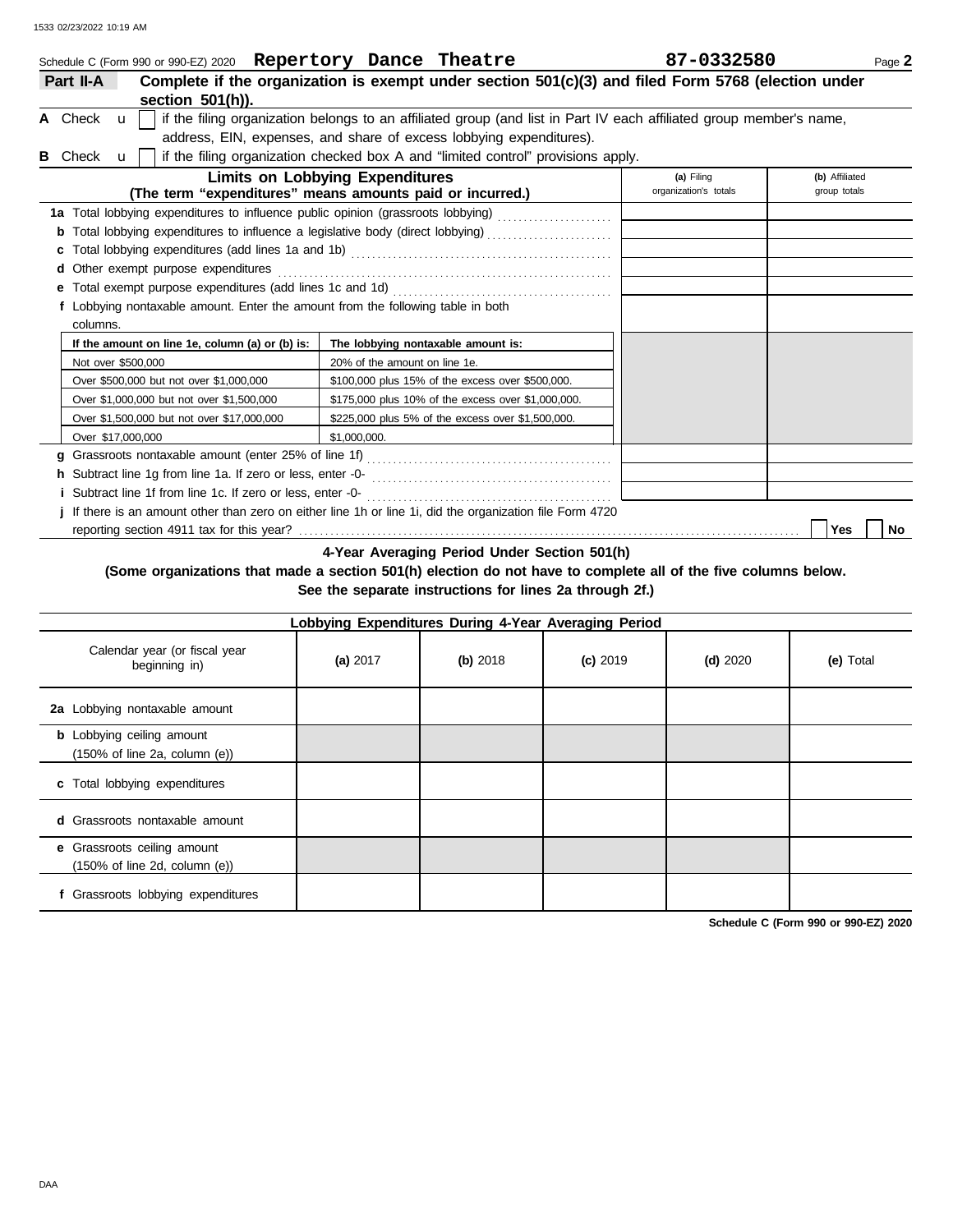Schedule C (Form 990 or 990-EZ) 2020 **Repertory Dance Theatre** **87-0332580**

**Part II-A** **Complete if the organization is exempt under section 501(c)(3) and filed Form 5768 (election under section 501(h)).**

**A** Check u [ ] if the filing organization belongs to an affiliated group (and list in Part IV each affiliated group member's name, address, EIN, expenses, and share of excess lobbying expenditures).

**B** Check u [ ] if the filing organization checked box A and "limited control" provisions apply.

| **Limits on Lobbying Expenditures** (The term "expenditures" means amounts paid or incurred.) | **(a)** Filing organization's totals | **(b)** Affiliated group totals |
|---|---|---|
| **1a** Total lobbying expenditures to influence public opinion (grassroots lobbying) | | |
| **b** Total lobbying expenditures to influence a legislative body (direct lobbying) | | |
| **c** Total lobbying expenditures (add lines 1a and 1b) | | |
| **d** Other exempt purpose expenditures | | |
| **e** Total exempt purpose expenditures (add lines 1c and 1d) | | |
| **f** Lobbying nontaxable amount. Enter the amount from the following table in both columns. | | |

| If the amount on line 1e, column (a) or (b) is: | The lobbying nontaxable amount is: |
|---|---|
| Not over $500,000 | 20% of the amount on line 1e. |
| Over $500,000 but not over $1,000,000 | $100,000 plus 15% of the excess over $500,000. |
| Over $1,000,000 but not over $1,500,000 | $175,000 plus 10% of the excess over $1,000,000. |
| Over $1,500,000 but not over $17,000,000 | $225,000 plus 5% of the excess over $1,500,000. |
| Over $17,000,000 | $1,000,000. |

| | (a) | (b) |
|---|---|---|
| **g** Grassroots nontaxable amount (enter 25% of line 1f) | | |
| **h** Subtract line 1g from line 1a. If zero or less, enter -0- | | |
| **i** Subtract line 1f from line 1c. If zero or less, enter -0- | | |

**j** If there is an amount other than zero on either line 1h or line 1i, did the organization file Form 4720 reporting section 4911 tax for this year? [ ] Yes [ ] No

**4-Year Averaging Period Under Section 501(h)**

**(Some organizations that made a section 501(h) election do not have to complete all of the five columns below. See the separate instructions for lines 2a through 2f.)**

**Lobbying Expenditures During 4-Year Averaging Period**

| Calendar year (or fiscal year beginning in) | **(a)** 2017 | **(b)** 2018 | **(c)** 2019 | **(d)** 2020 | **(e)** Total |
|---|---|---|---|---|---|
| **2a** Lobbying nontaxable amount | | | | | |
| **b** Lobbying ceiling amount (150% of line 2a, column (e)) | | | | | |
| **c** Total lobbying expenditures | | | | | |
| **d** Grassroots nontaxable amount | | | | | |
| **e** Grassroots ceiling amount (150% of line 2d, column (e)) | | | | | |
| **f** Grassroots lobbying expenditures | | | | | |

**Schedule C (Form 990 or 990-EZ) 2020**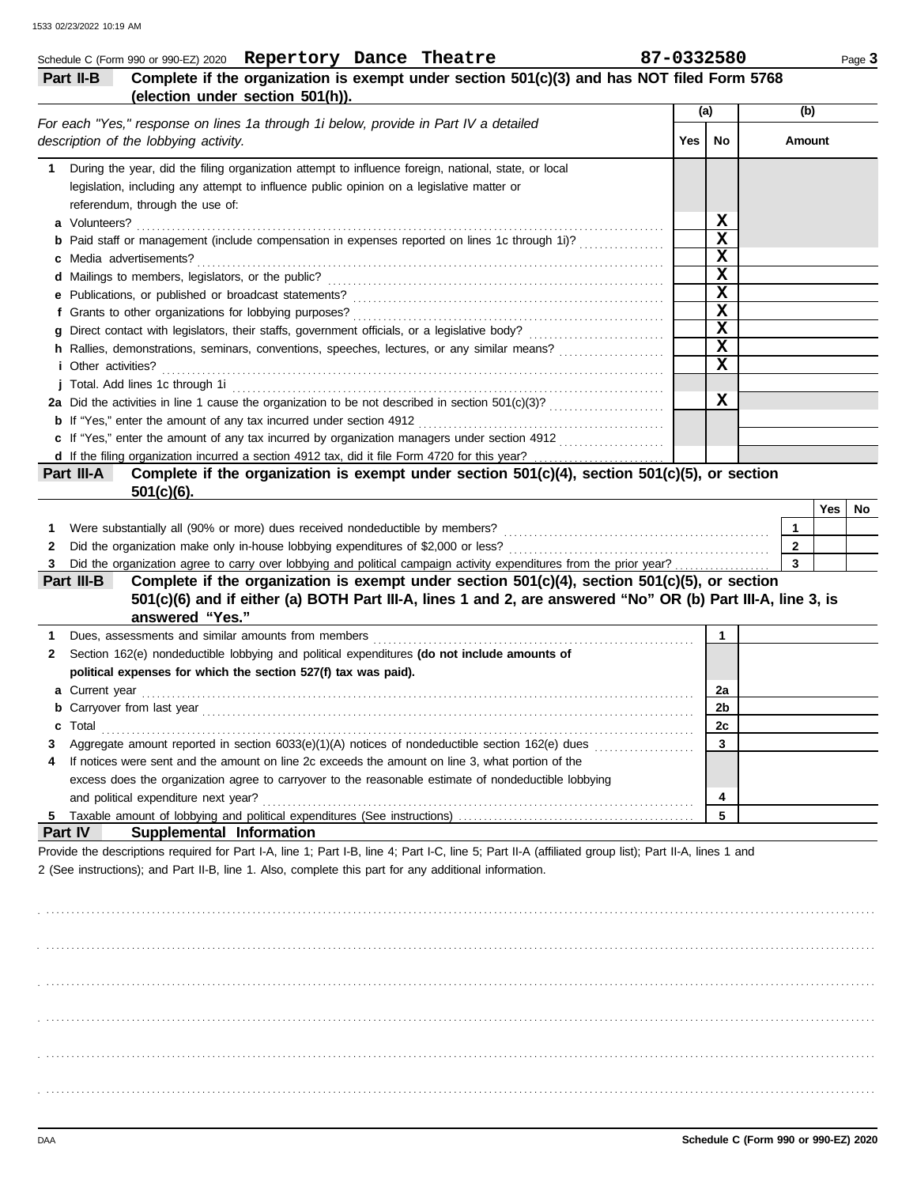Schedule C (Form 990 or 990-EZ) 2020 **Repertory Dance Theatre** **87-0332580**

**Part II-B** **Complete if the organization is exempt under section 501(c)(3) and has NOT filed Form 5768 (election under section 501(h)).**

| *For each "Yes," response on lines 1a through 1i below, provide in Part IV a detailed description of the lobbying activity.* | (a) Yes | (a) No | (b) Amount |
|---|---|---|---|
| **1** During the year, did the filing organization attempt to influence foreign, national, state, or local legislation, including any attempt to influence public opinion on a legislative matter or referendum, through the use of: | | | |
| **a** Volunteers? | | X | |
| **b** Paid staff or management (include compensation in expenses reported on lines 1c through 1i)? | | X | |
| **c** Media advertisements? | | X | |
| **d** Mailings to members, legislators, or the public? | | X | |
| **e** Publications, or published or broadcast statements? | | X | |
| **f** Grants to other organizations for lobbying purposes? | | X | |
| **g** Direct contact with legislators, their staffs, government officials, or a legislative body? | | X | |
| **h** Rallies, demonstrations, seminars, conventions, speeches, lectures, or any similar means? | | X | |
| **i** Other activities? | | X | |
| **j** Total. Add lines 1c through 1i | | | |
| **2a** Did the activities in line 1 cause the organization to be not described in section 501(c)(3)? | | X | |
| **b** If "Yes," enter the amount of any tax incurred under section 4912 | | | |
| **c** If "Yes," enter the amount of any tax incurred by organization managers under section 4912 | | | |
| **d** If the filing organization incurred a section 4912 tax, did it file Form 4720 for this year? | | | |

**Part III-A** **Complete if the organization is exempt under section 501(c)(4), section 501(c)(5), or section 501(c)(6).**

| | | Yes | No |
|---|---|---|---|
| **1** Were substantially all (90% or more) dues received nondeductible by members? | 1 | | |
| **2** Did the organization make only in-house lobbying expenditures of $2,000 or less? | 2 | | |
| **3** Did the organization agree to carry over lobbying and political campaign activity expenditures from the prior year? | 3 | | |

**Part III-B** **Complete if the organization is exempt under section 501(c)(4), section 501(c)(5), or section 501(c)(6) and if either (a) BOTH Part III-A, lines 1 and 2, are answered "No" OR (b) Part III-A, line 3, is answered "Yes."**

| | | |
|---|---|---|
| **1** Dues, assessments and similar amounts from members | 1 | |
| **2** Section 162(e) nondeductible lobbying and political expenditures **(do not include amounts of political expenses for which the section 527(f) tax was paid).** | | |
| **a** Current year | 2a | |
| **b** Carryover from last year | 2b | |
| **c** Total | 2c | |
| **3** Aggregate amount reported in section 6033(e)(1)(A) notices of nondeductible section 162(e) dues | 3 | |
| **4** If notices were sent and the amount on line 2c exceeds the amount on line 3, what portion of the excess does the organization agree to carryover to the reasonable estimate of nondeductible lobbying and political expenditure next year? | 4 | |
| **5** Taxable amount of lobbying and political expenditures (See instructions) | 5 | |

**Part IV** **Supplemental Information**

Provide the descriptions required for Part I-A, line 1; Part I-B, line 4; Part I-C, line 5; Part II-A (affiliated group list); Part II-A, lines 1 and 2 (See instructions); and Part II-B, line 1. Also, complete this part for any additional information.

**Schedule C (Form 990 or 990-EZ) 2020**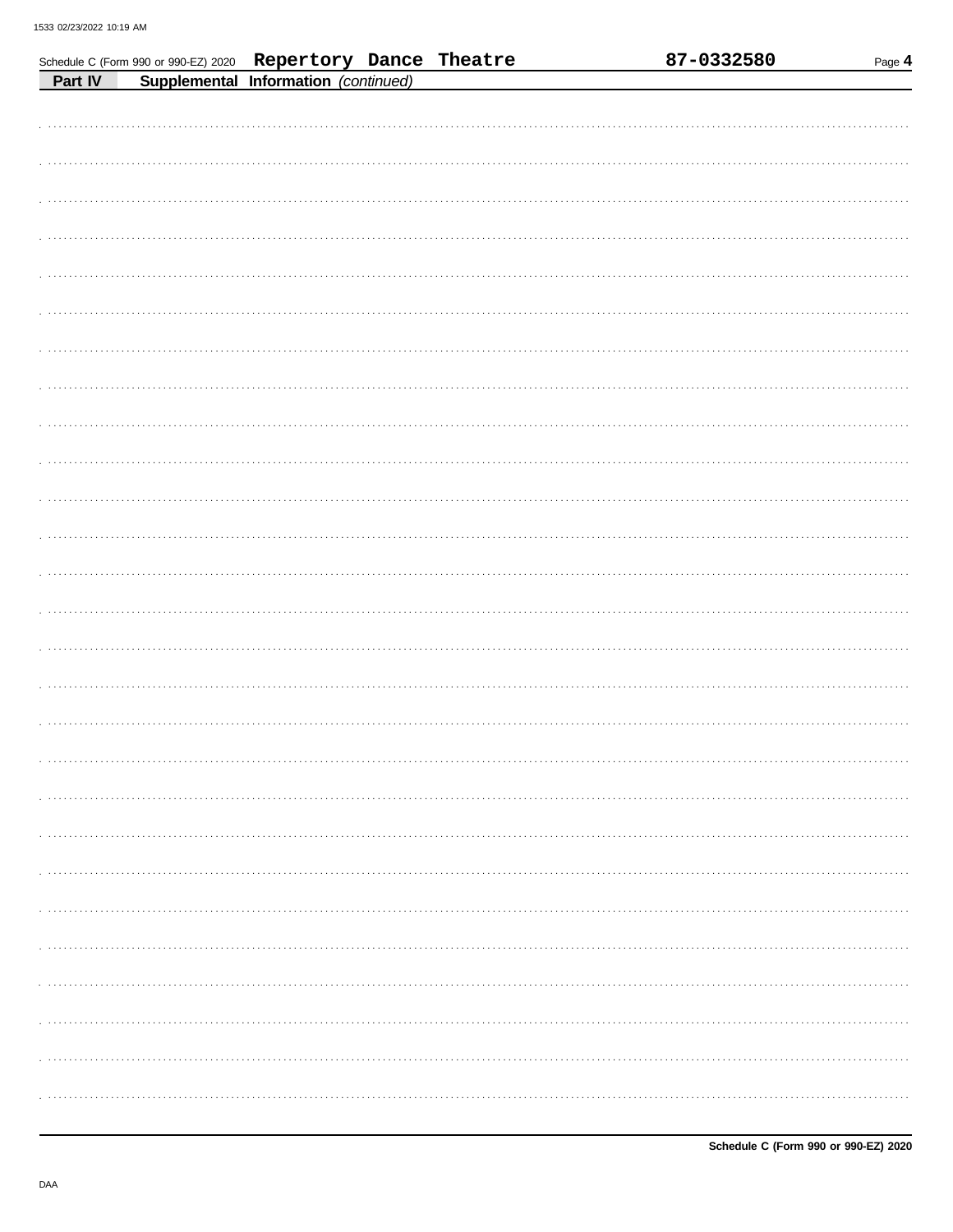Schedule C (Form 990 or 990-EZ) 2020 **Repertory Dance Theatre** **87-0332580** Page **4**

**Part IV** **Supplemental Information** *(continued)*

**Schedule C (Form 990 or 990-EZ) 2020**

DAA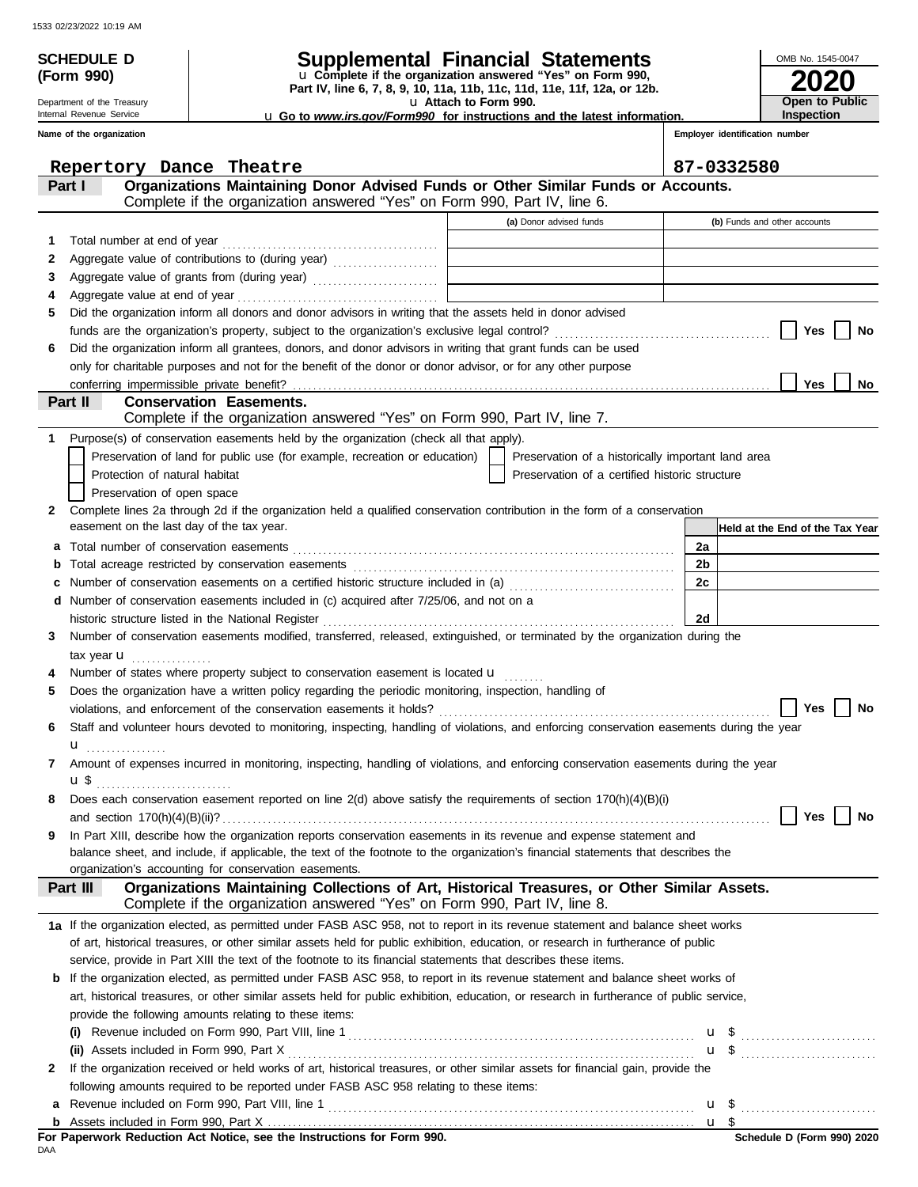1533 02/23/2022 10:19 AM

**SCHEDULE D (Form 990)**

Department of the Treasury
Internal Revenue Service

# Supplemental Financial Statements

u Complete if the organization answered "Yes" on Form 990, Part IV, line 6, 7, 8, 9, 10, 11a, 11b, 11c, 11d, 11e, 11f, 12a, or 12b.
u Attach to Form 990.
u Go to *www.irs.gov/Form990* for instructions and the latest information.

OMB No. 1545-0047
**2020**
**Open to Public Inspection**

**Name of the organization:** Repertory Dance Theatre

**Employer identification number:** 87-0332580

## Part I — Organizations Maintaining Donor Advised Funds or Other Similar Funds or Accounts.
Complete if the organization answered "Yes" on Form 990, Part IV, line 6.

| | | (a) Donor advised funds | (b) Funds and other accounts |
|---|---|---|---|
| 1 | Total number at end of year | | |
| 2 | Aggregate value of contributions to (during year) | | |
| 3 | Aggregate value of grants from (during year) | | |
| 4 | Aggregate value at end of year | | |

5 Did the organization inform all donors and donor advisors in writing that the assets held in donor advised funds are the organization's property, subject to the organization's exclusive legal control? ☐ Yes ☐ No

6 Did the organization inform all grantees, donors, and donor advisors in writing that grant funds can be used only for charitable purposes and not for the benefit of the donor or donor advisor, or for any other purpose conferring impermissible private benefit? ☐ Yes ☐ No

## Part II — Conservation Easements.
Complete if the organization answered "Yes" on Form 990, Part IV, line 7.

1 Purpose(s) of conservation easements held by the organization (check all that apply).

- ☐ Preservation of land for public use (for example, recreation or education)
- ☐ Preservation of a historically important land area
- ☐ Protection of natural habitat
- ☐ Preservation of a certified historic structure
- ☐ Preservation of open space

2 Complete lines 2a through 2d if the organization held a qualified conservation contribution in the form of a conservation easement on the last day of the tax year.

| | | | Held at the End of the Tax Year |
|---|---|---|---|
| a | Total number of conservation easements | 2a | |
| b | Total acreage restricted by conservation easements | 2b | |
| c | Number of conservation easements on a certified historic structure included in (a) | 2c | |
| d | Number of conservation easements included in (c) acquired after 7/25/06, and not on a historic structure listed in the National Register | 2d | |

3 Number of conservation easements modified, transferred, released, extinguished, or terminated by the organization during the tax year u

4 Number of states where property subject to conservation easement is located u

5 Does the organization have a written policy regarding the periodic monitoring, inspection, handling of violations, and enforcement of the conservation easements it holds? ☐ Yes ☐ No

6 Staff and volunteer hours devoted to monitoring, inspecting, handling of violations, and enforcing conservation easements during the year u

7 Amount of expenses incurred in monitoring, inspecting, handling of violations, and enforcing conservation easements during the year u $

8 Does each conservation easement reported on line 2(d) above satisfy the requirements of section 170(h)(4)(B)(i) and section 170(h)(4)(B)(ii)? ☐ Yes ☐ No

9 In Part XIII, describe how the organization reports conservation easements in its revenue and expense statement and balance sheet, and include, if applicable, the text of the footnote to the organization's financial statements that describes the organization's accounting for conservation easements.

## Part III — Organizations Maintaining Collections of Art, Historical Treasures, or Other Similar Assets.
Complete if the organization answered "Yes" on Form 990, Part IV, line 8.

1a If the organization elected, as permitted under FASB ASC 958, not to report in its revenue statement and balance sheet works of art, historical treasures, or other similar assets held for public exhibition, education, or research in furtherance of public service, provide in Part XIII the text of the footnote to its financial statements that describes these items.

b If the organization elected, as permitted under FASB ASC 958, to report in its revenue statement and balance sheet works of art, historical treasures, or other similar assets held for public exhibition, education, or research in furtherance of public service, provide the following amounts relating to these items:

(i) Revenue included on Form 990, Part VIII, line 1 u $

(ii) Assets included in Form 990, Part X u $

2 If the organization received or held works of art, historical treasures, or other similar assets for financial gain, provide the following amounts required to be reported under FASB ASC 958 relating to these items:

a Revenue included on Form 990, Part VIII, line 1 u $

b Assets included in Form 990, Part X u $

**For Paperwork Reduction Act Notice, see the Instructions for Form 990.**

DAA

**Schedule D (Form 990) 2020**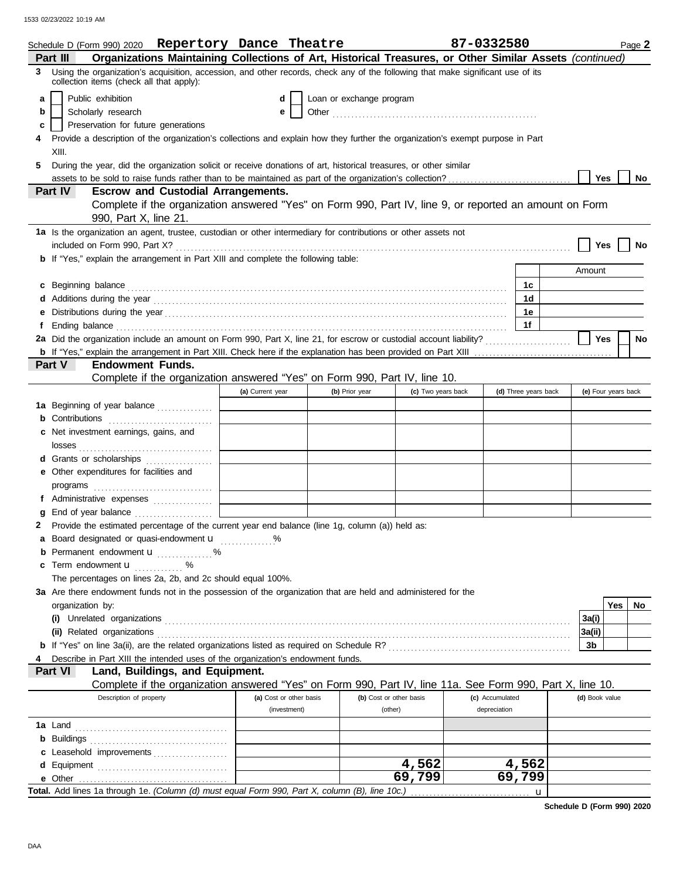Schedule D (Form 990) 2020 **Repertory Dance Theatre** **87-0332580** Page **2**

**Part III** **Organizations Maintaining Collections of Art, Historical Treasures, or Other Similar Assets** *(continued)*

**3** Using the organization's acquisition, accession, and other records, check any of the following that make significant use of its collection items (check all that apply):

- **a** ☐ Public exhibition
- **b** ☐ Scholarly research
- **c** ☐ Preservation for future generations
- **d** ☐ Loan or exchange program
- **e** ☐ Other

**4** Provide a description of the organization's collections and explain how they further the organization's exempt purpose in Part XIII.

**5** During the year, did the organization solicit or receive donations of art, historical treasures, or other similar assets to be sold to raise funds rather than to be maintained as part of the organization's collection? ☐ Yes ☐ No

**Part IV** **Escrow and Custodial Arrangements.**
Complete if the organization answered "Yes" on Form 990, Part IV, line 9, or reported an amount on Form 990, Part X, line 21.

**1a** Is the organization an agent, trustee, custodian or other intermediary for contributions or other assets not included on Form 990, Part X? ☐ Yes ☐ No

**b** If "Yes," explain the arrangement in Part XIII and complete the following table:

| | | Amount |
|---|---|---|
| **c** Beginning balance | 1c | |
| **d** Additions during the year | 1d | |
| **e** Distributions during the year | 1e | |
| **f** Ending balance | 1f | |

**2a** Did the organization include an amount on Form 990, Part X, line 21, for escrow or custodial account liability? ☐ Yes ☐ No

**b** If "Yes," explain the arrangement in Part XIII. Check here if the explanation has been provided on Part XIII ☐

**Part V** **Endowment Funds.**
Complete if the organization answered "Yes" on Form 990, Part IV, line 10.

| | (a) Current year | (b) Prior year | (c) Two years back | (d) Three years back | (e) Four years back |
|---|---|---|---|---|---|
| **1a** Beginning of year balance | | | | | |
| **b** Contributions | | | | | |
| **c** Net investment earnings, gains, and losses | | | | | |
| **d** Grants or scholarships | | | | | |
| **e** Other expenditures for facilities and programs | | | | | |
| **f** Administrative expenses | | | | | |
| **g** End of year balance | | | | | |

**2** Provide the estimated percentage of the current year end balance (line 1g, column (a)) held as:

- **a** Board designated or quasi-endowment u %
- **b** Permanent endowment u %
- **c** Term endowment u %

The percentages on lines 2a, 2b, and 2c should equal 100%.

**3a** Are there endowment funds not in the possession of the organization that are held and administered for the organization by:

| | | Yes | No |
|---|---|---|---|
| **(i)** Unrelated organizations | 3a(i) | | |
| **(ii)** Related organizations | 3a(ii) | | |
| **b** If "Yes" on line 3a(ii), are the related organizations listed as required on Schedule R? | 3b | | |

**4** Describe in Part XIII the intended uses of the organization's endowment funds.

**Part VI** **Land, Buildings, and Equipment.**
Complete if the organization answered "Yes" on Form 990, Part IV, line 11a. See Form 990, Part X, line 10.

| Description of property | (a) Cost or other basis (investment) | (b) Cost or other basis (other) | (c) Accumulated depreciation | (d) Book value |
|---|---|---|---|---|
| **1a** Land | | | | |
| **b** Buildings | | | | |
| **c** Leasehold improvements | | | | |
| **d** Equipment | | 4,562 | 4,562 | |
| **e** Other | | 69,799 | 69,799 | |

**Total.** Add lines 1a through 1e. *(Column (d) must equal Form 990, Part X, column (B), line 10c.)* u

**Schedule D (Form 990) 2020**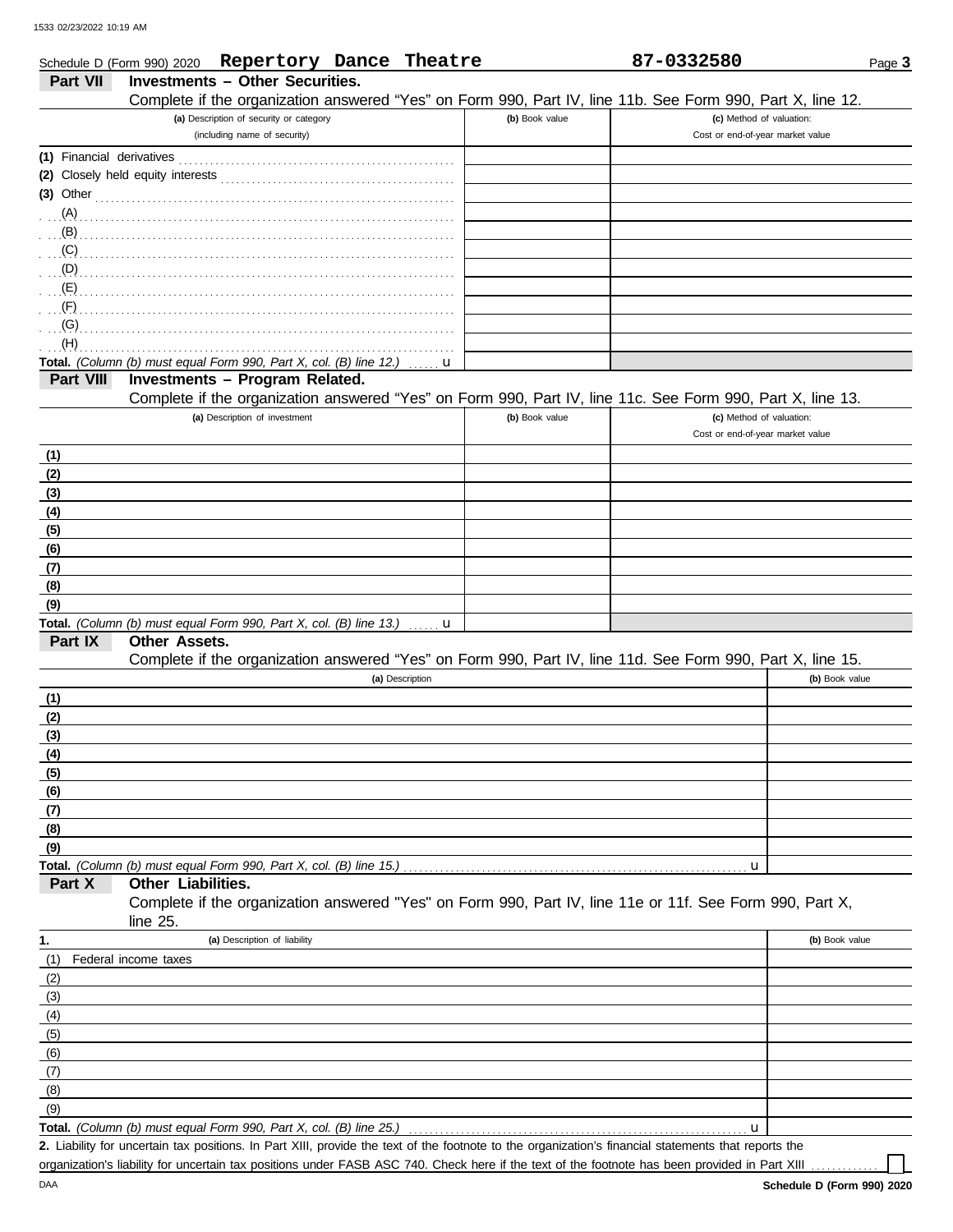Schedule D (Form 990) 2020 **Repertory Dance Theatre** **87-0332580** Page **3**

## Part VII Investments – Other Securities.

Complete if the organization answered "Yes" on Form 990, Part IV, line 11b. See Form 990, Part X, line 12.

| (a) Description of security or category (including name of security) | (b) Book value | (c) Method of valuation: Cost or end-of-year market value |
|---|---|---|
| (1) Financial derivatives | | |
| (2) Closely held equity interests | | |
| (3) Other | | |
| (A) | | |
| (B) | | |
| (C) | | |
| (D) | | |
| (E) | | |
| (F) | | |
| (G) | | |
| (H) | | |
| **Total.** *(Column (b) must equal Form 990, Part X, col. (B) line 12.)* u | | |

## Part VIII Investments – Program Related.

Complete if the organization answered "Yes" on Form 990, Part IV, line 11c. See Form 990, Part X, line 13.

| (a) Description of investment | (b) Book value | (c) Method of valuation: Cost or end-of-year market value |
|---|---|---|
| (1) | | |
| (2) | | |
| (3) | | |
| (4) | | |
| (5) | | |
| (6) | | |
| (7) | | |
| (8) | | |
| (9) | | |
| **Total.** *(Column (b) must equal Form 990, Part X, col. (B) line 13.)* u | | |

## Part IX Other Assets.

Complete if the organization answered "Yes" on Form 990, Part IV, line 11d. See Form 990, Part X, line 15.

| (a) Description | (b) Book value |
|---|---|
| (1) | |
| (2) | |
| (3) | |
| (4) | |
| (5) | |
| (6) | |
| (7) | |
| (8) | |
| (9) | |
| **Total.** *(Column (b) must equal Form 990, Part X, col. (B) line 15.)* u | |

## Part X Other Liabilities.

Complete if the organization answered "Yes" on Form 990, Part IV, line 11e or 11f. See Form 990, Part X, line 25.

| 1. (a) Description of liability | (b) Book value |
|---|---|
| (1) Federal income taxes | |
| (2) | |
| (3) | |
| (4) | |
| (5) | |
| (6) | |
| (7) | |
| (8) | |
| (9) | |
| **Total.** *(Column (b) must equal Form 990, Part X, col. (B) line 25.)* u | |

**2.** Liability for uncertain tax positions. In Part XIII, provide the text of the footnote to the organization's financial statements that reports the organization's liability for uncertain tax positions under FASB ASC 740. Check here if the text of the footnote has been provided in Part XIII ☐

DAA **Schedule D (Form 990) 2020**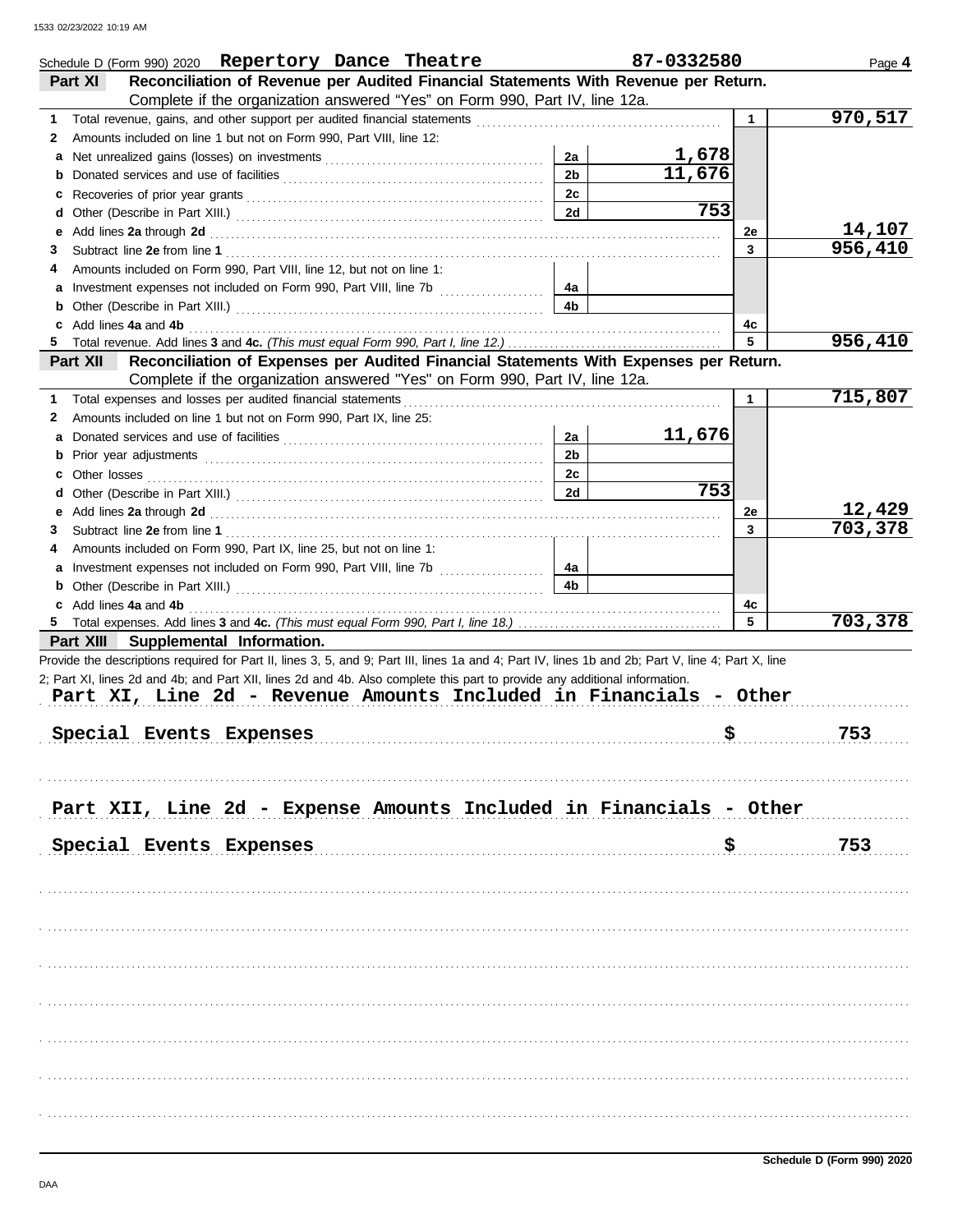Schedule D (Form 990) 2020 **Repertory Dance Theatre** **87-0332580** Page **4**

## Part XI Reconciliation of Revenue per Audited Financial Statements With Revenue per Return.

Complete if the organization answered "Yes" on Form 990, Part IV, line 12a.

| | | | | | |
|---|---|---|---|---|---|
| 1 | Total revenue, gains, and other support per audited financial statements | | | 1 | 970,517 |
| 2 | Amounts included on line 1 but not on Form 990, Part VIII, line 12: | | | | |
| a | Net unrealized gains (losses) on investments | 2a | 1,678 | | |
| b | Donated services and use of facilities | 2b | 11,676 | | |
| c | Recoveries of prior year grants | 2c | | | |
| d | Other (Describe in Part XIII.) | 2d | 753 | | |
| e | Add lines **2a** through **2d** | | | 2e | 14,107 |
| 3 | Subtract line **2e** from line **1** | | | 3 | 956,410 |
| 4 | Amounts included on Form 990, Part VIII, line 12, but not on line 1: | | | | |
| a | Investment expenses not included on Form 990, Part VIII, line 7b | 4a | | | |
| b | Other (Describe in Part XIII.) | 4b | | | |
| c | Add lines **4a** and **4b** | | | 4c | |
| 5 | Total revenue. Add lines **3** and **4c.** *(This must equal Form 990, Part I, line 12.)* | | | 5 | 956,410 |

## Part XII Reconciliation of Expenses per Audited Financial Statements With Expenses per Return.

Complete if the organization answered "Yes" on Form 990, Part IV, line 12a.

| | | | | | |
|---|---|---|---|---|---|
| 1 | Total expenses and losses per audited financial statements | | | 1 | 715,807 |
| 2 | Amounts included on line 1 but not on Form 990, Part IX, line 25: | | | | |
| a | Donated services and use of facilities | 2a | 11,676 | | |
| b | Prior year adjustments | 2b | | | |
| c | Other losses | 2c | | | |
| d | Other (Describe in Part XIII.) | 2d | 753 | | |
| e | Add lines **2a** through **2d** | | | 2e | 12,429 |
| 3 | Subtract line **2e** from line **1** | | | 3 | 703,378 |
| 4 | Amounts included on Form 990, Part IX, line 25, but not on line 1: | | | | |
| a | Investment expenses not included on Form 990, Part VIII, line 7b | 4a | | | |
| b | Other (Describe in Part XIII.) | 4b | | | |
| c | Add lines **4a** and **4b** | | | 4c | |
| 5 | Total expenses. Add lines **3** and **4c.** *(This must equal Form 990, Part I, line 18.)* | | | 5 | 703,378 |

## Part XIII Supplemental Information.

Provide the descriptions required for Part II, lines 3, 5, and 9; Part III, lines 1a and 4; Part IV, lines 1b and 2b; Part V, line 4; Part X, line 2; Part XI, lines 2d and 4b; and Part XII, lines 2d and 4b. Also complete this part to provide any additional information.

**Part XI, Line 2d - Revenue Amounts Included in Financials - Other**

Special Events Expenses $ 753

**Part XII, Line 2d - Expense Amounts Included in Financials - Other**

Special Events Expenses $ 753

Schedule D (Form 990) 2020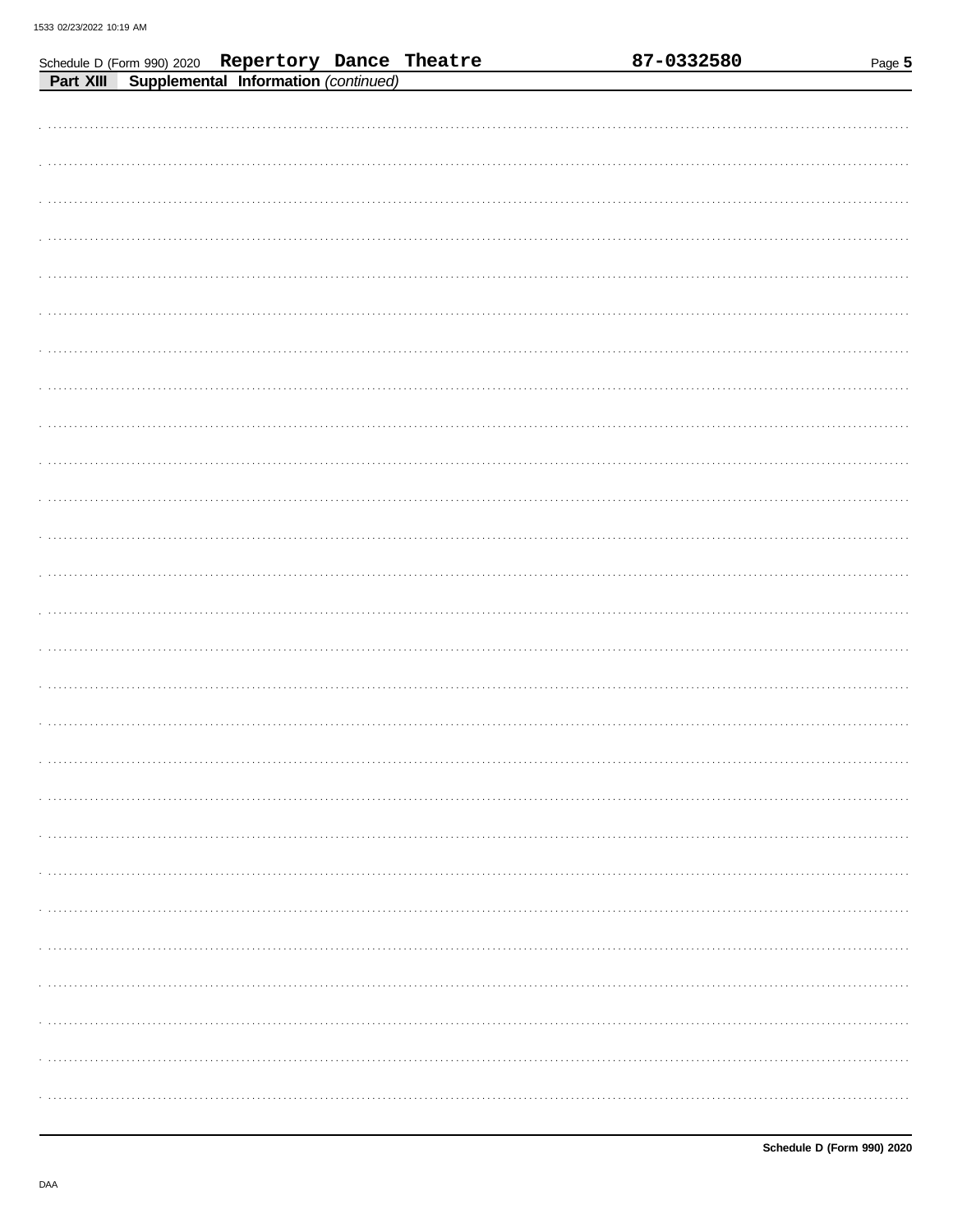Schedule D (Form 990) 2020 **Repertory Dance Theatre** **87-0332580**

**Part XIII** **Supplemental Information** *(continued)*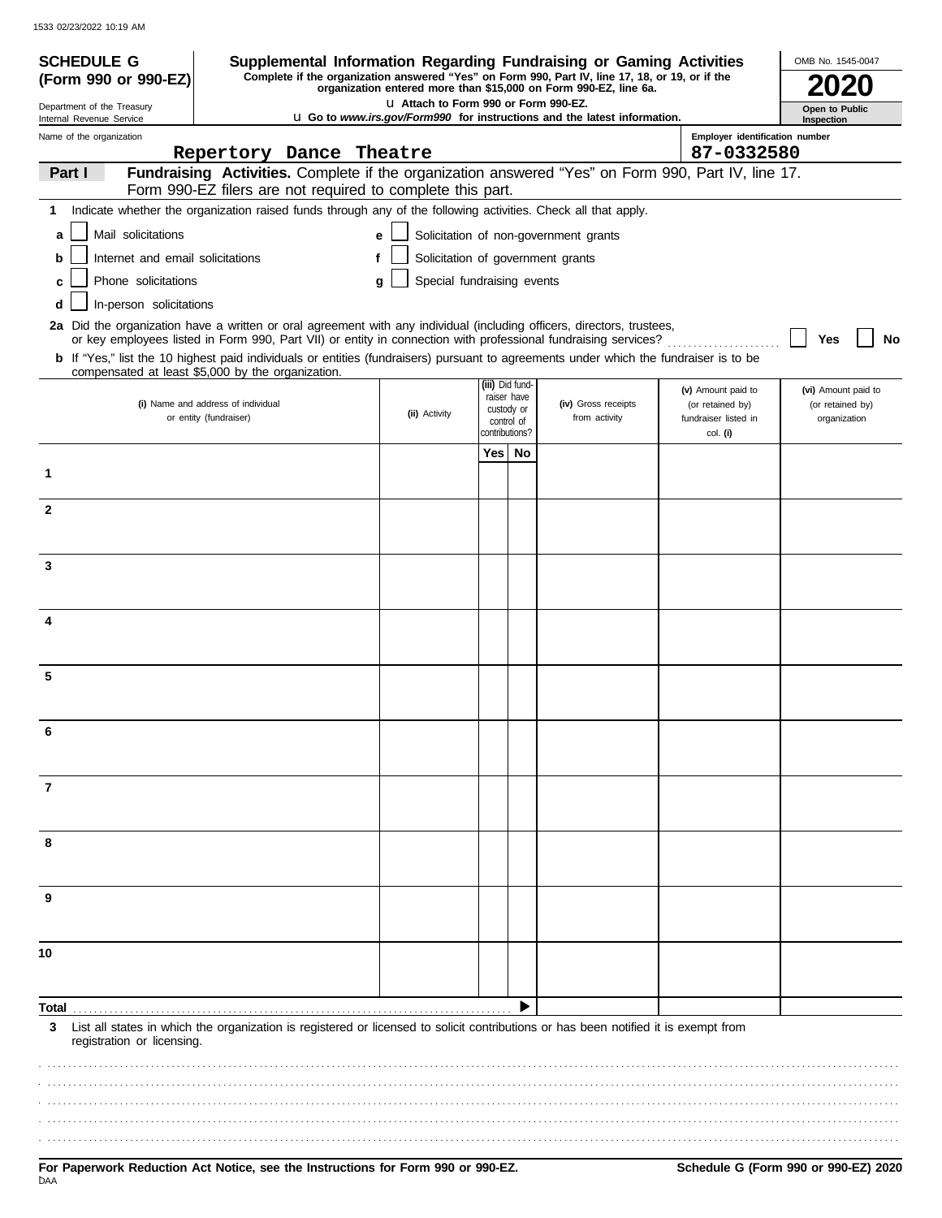**SCHEDULE G (Form 990 or 990-EZ)**

Department of the Treasury
Internal Revenue Service

# Supplemental Information Regarding Fundraising or Gaming Activities

**Complete if the organization answered "Yes" on Form 990, Part IV, line 17, 18, or 19, or if the organization entered more than $15,000 on Form 990-EZ, line 6a.**

**u Attach to Form 990 or Form 990-EZ.**

**u Go to *www.irs.gov/Form990* for instructions and the latest information.**

OMB No. 1545-0047

**2020**

**Open to Public Inspection**

Name of the organization: **Repertory Dance Theatre**

Employer identification number: **87-0332580**

**Part I — Fundraising Activities.** Complete if the organization answered "Yes" on Form 990, Part IV, line 17. Form 990-EZ filers are not required to complete this part.

**1** Indicate whether the organization raised funds through any of the following activities. Check all that apply.

- **a** ☐ Mail solicitations
- **b** ☐ Internet and email solicitations
- **c** ☐ Phone solicitations
- **d** ☐ In-person solicitations
- **e** ☐ Solicitation of non-government grants
- **f** ☐ Solicitation of government grants
- **g** ☐ Special fundraising events

**2a** Did the organization have a written or oral agreement with any individual (including officers, directors, trustees, or key employees listed in Form 990, Part VII) or entity in connection with professional fundraising services? ☐ **Yes** ☐ **No**

**b** If "Yes," list the 10 highest paid individuals or entities (fundraisers) pursuant to agreements under which the fundraiser is to be compensated at least $5,000 by the organization.

| | (i) Name and address of individual or entity (fundraiser) | (ii) Activity | (iii) Did fund-raiser have custody or control of contributions? Yes | No | (iv) Gross receipts from activity | (v) Amount paid to (or retained by) fundraiser listed in col. (i) | (vi) Amount paid to (or retained by) organization |
|---|---|---|---|---|---|---|---|
| 1 | | | | | | | |
| 2 | | | | | | | |
| 3 | | | | | | | |
| 4 | | | | | | | |
| 5 | | | | | | | |
| 6 | | | | | | | |
| 7 | | | | | | | |
| 8 | | | | | | | |
| 9 | | | | | | | |
| 10 | | | | | | | |
| **Total** | | | | ▶ | | | |

**3** List all states in which the organization is registered or licensed to solicit contributions or has been notified it is exempt from registration or licensing.

**For Paperwork Reduction Act Notice, see the Instructions for Form 990 or 990-EZ.**

**Schedule G (Form 990 or 990-EZ) 2020**

DAA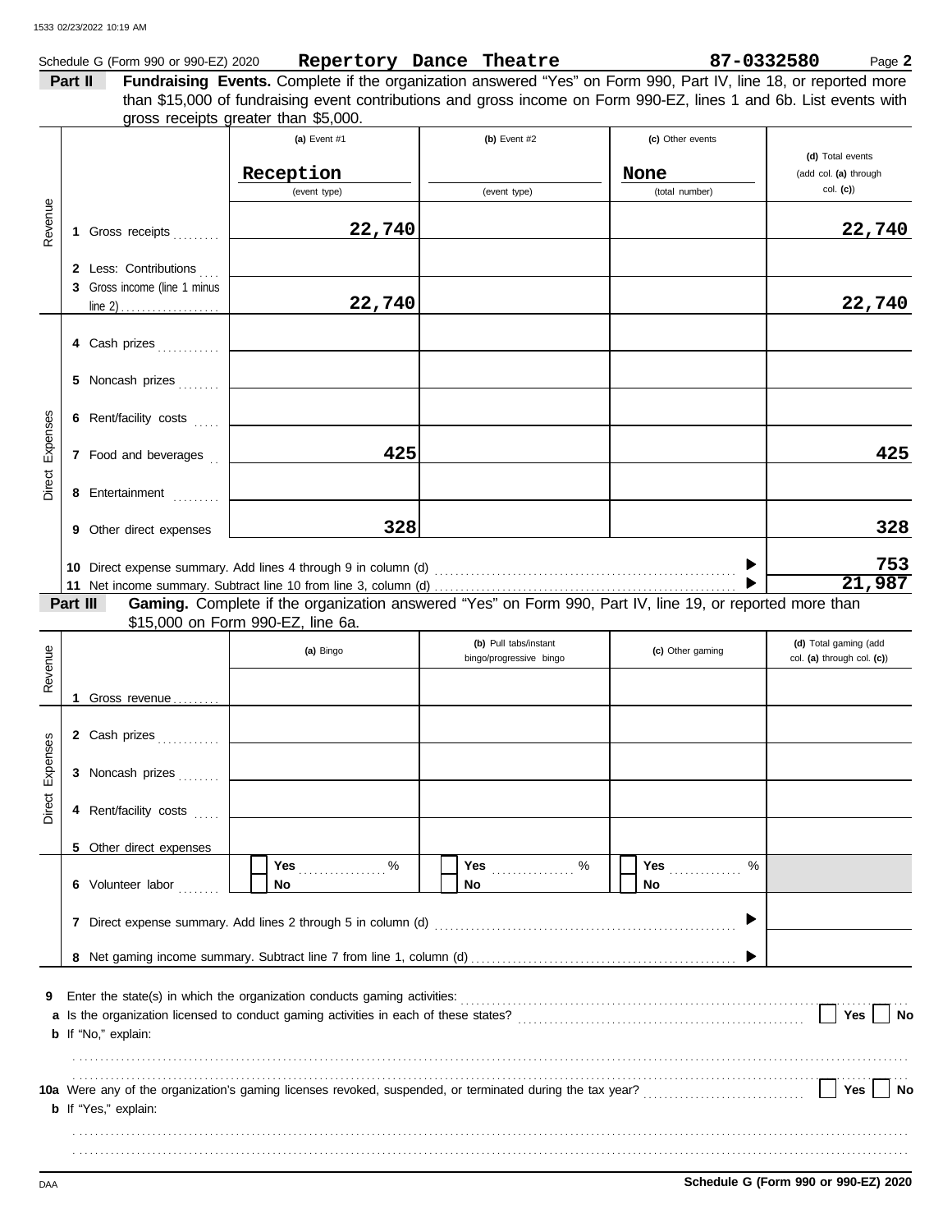Schedule G (Form 990 or 990-EZ) 2020 **Repertory Dance Theatre** **87-0332580** Page **2**

**Part II** **Fundraising Events.** Complete if the organization answered "Yes" on Form 990, Part IV, line 18, or reported more than $15,000 of fundraising event contributions and gross income on Form 990-EZ, lines 1 and 6b. List events with gross receipts greater than $5,000.

| | | (a) Event #1 | (b) Event #2 | (c) Other events | (d) Total events (add col. (a) through col. (c)) |
|---|---|---|---|---|---|
| | | Reception (event type) | (event type) | None (total number) | |
| Revenue | 1 Gross receipts | 22,740 | | | 22,740 |
| | 2 Less: Contributions | | | | |
| | 3 Gross income (line 1 minus line 2) | 22,740 | | | 22,740 |
| Direct Expenses | 4 Cash prizes | | | | |
| | 5 Noncash prizes | | | | |
| | 6 Rent/facility costs | | | | |
| | 7 Food and beverages | 425 | | | 425 |
| | 8 Entertainment | | | | |
| | 9 Other direct expenses | 328 | | | 328 |
| | 10 Direct expense summary. Add lines 4 through 9 in column (d) | | | | 753 |
| | 11 Net income summary. Subtract line 10 from line 3, column (d) | | | | 21,987 |

**Part III** **Gaming.** Complete if the organization answered "Yes" on Form 990, Part IV, line 19, or reported more than $15,000 on Form 990-EZ, line 6a.

| | | (a) Bingo | (b) Pull tabs/instant bingo/progressive bingo | (c) Other gaming | (d) Total gaming (add col. (a) through col. (c)) |
|---|---|---|---|---|---|
| Revenue | 1 Gross revenue | | | | |
| Direct Expenses | 2 Cash prizes | | | | |
| | 3 Noncash prizes | | | | |
| | 4 Rent/facility costs | | | | |
| | 5 Other direct expenses | | | | |
| | 6 Volunteer labor | Yes ___ % / No | Yes ___ % / No | Yes ___ % / No | |
| | 7 Direct expense summary. Add lines 2 through 5 in column (d) | | | | |
| | 8 Net gaming income summary. Subtract line 7 from line 1, column (d) | | | | |

**9** Enter the state(s) in which the organization conducts gaming activities:

**a** Is the organization licensed to conduct gaming activities in each of these states? Yes No

**b** If "No," explain:

**10a** Were any of the organization's gaming licenses revoked, suspended, or terminated during the tax year? Yes No

**b** If "Yes," explain:

**Schedule G (Form 990 or 990-EZ) 2020**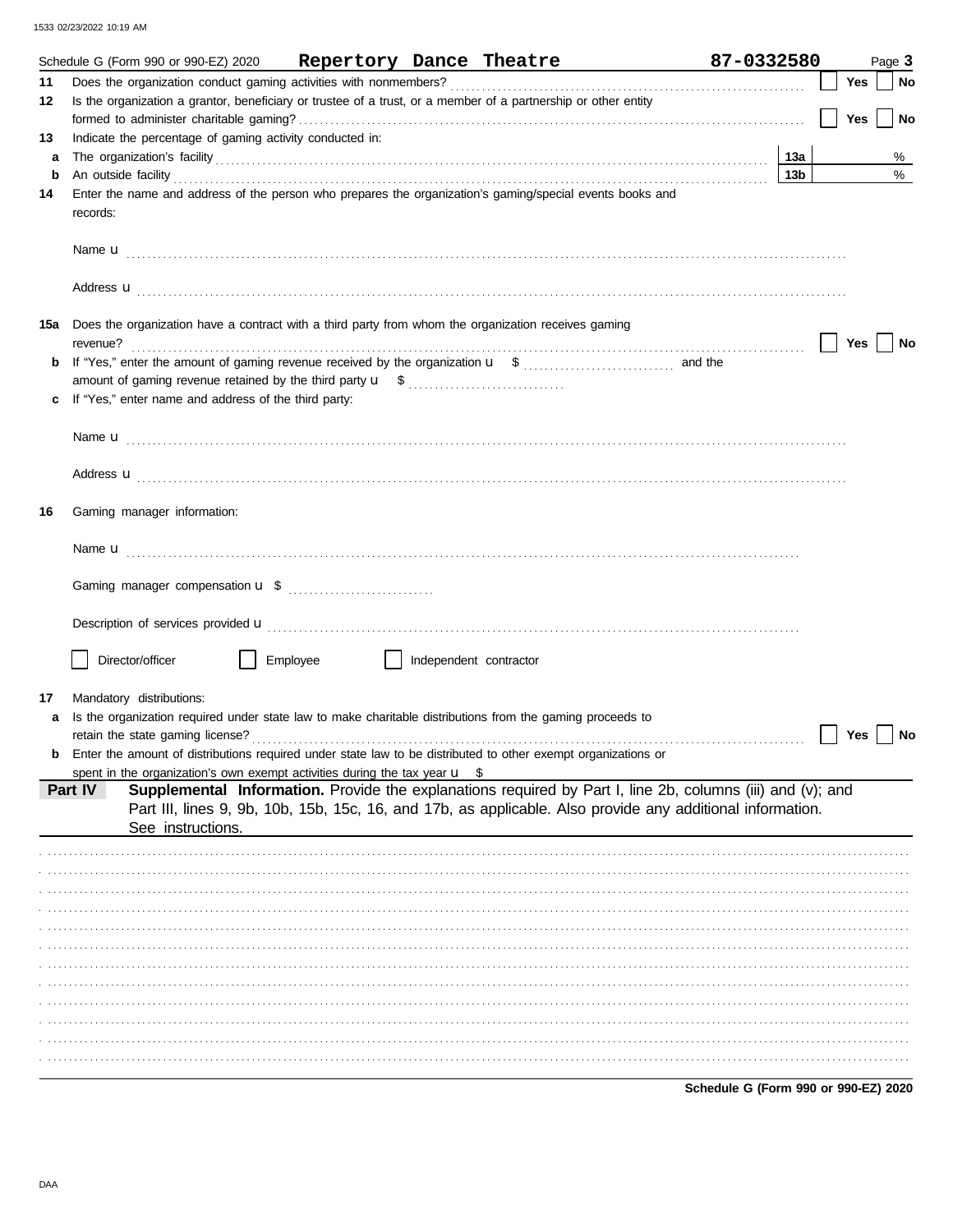Schedule G (Form 990 or 990-EZ) 2020 **Repertory Dance Theatre** **87-0332580** Page **3**

**11** Does the organization conduct gaming activities with nonmembers? ☐ Yes ☐ No

**12** Is the organization a grantor, beneficiary or trustee of a trust, or a member of a partnership or other entity formed to administer charitable gaming? ☐ Yes ☐ No

**13** Indicate the percentage of gaming activity conducted in:

**a** The organization's facility **13a** %

**b** An outside facility **13b** %

**14** Enter the name and address of the person who prepares the organization's gaming/special events books and records:

Name u

Address u

**15a** Does the organization have a contract with a third party from whom the organization receives gaming revenue? ☐ Yes ☐ No

**b** If "Yes," enter the amount of gaming revenue received by the organization u $ and the amount of gaming revenue retained by the third party u $

**c** If "Yes," enter name and address of the third party:

Name u

Address u

**16** Gaming manager information:

Name u

Gaming manager compensation u $

Description of services provided u

☐ Director/officer ☐ Employee ☐ Independent contractor

**17** Mandatory distributions:

**a** Is the organization required under state law to make charitable distributions from the gaming proceeds to retain the state gaming license? ☐ Yes ☐ No

**b** Enter the amount of distributions required under state law to be distributed to other exempt organizations or spent in the organization's own exempt activities during the tax year u $

**Part IV** **Supplemental Information.** Provide the explanations required by Part I, line 2b, columns (iii) and (v); and Part III, lines 9, 9b, 10b, 15b, 15c, 16, and 17b, as applicable. Also provide any additional information. See instructions.

**Schedule G (Form 990 or 990-EZ) 2020**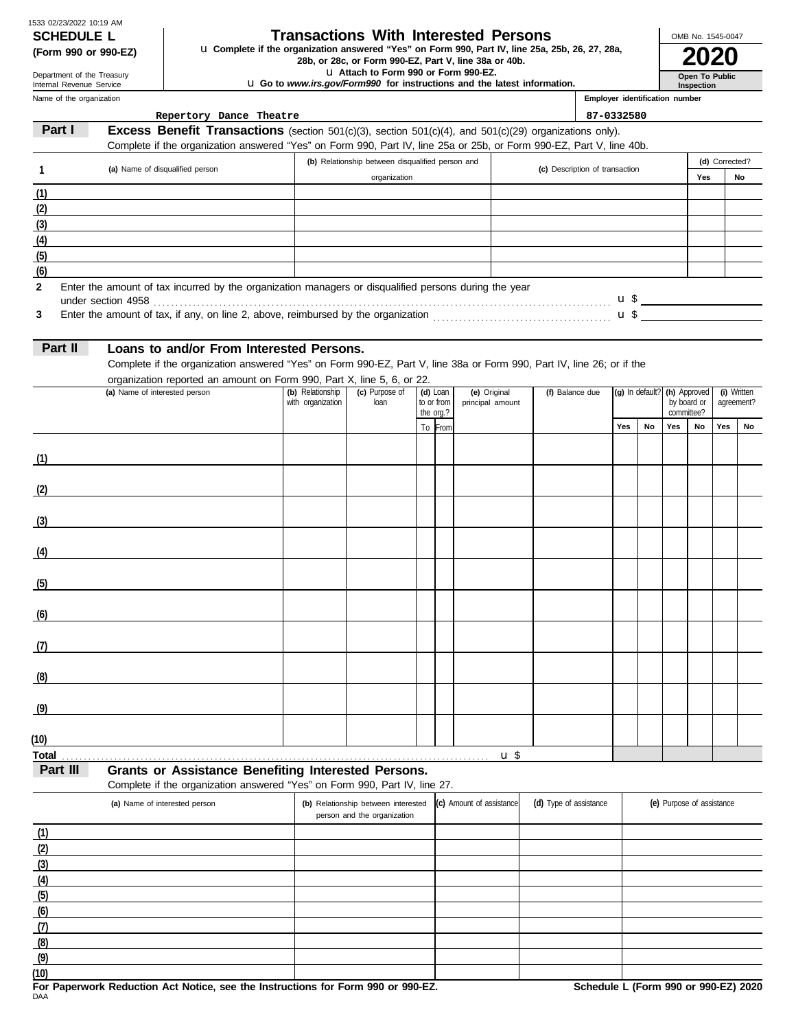1533 02/23/2022 10:19 AM

**SCHEDULE L**
**(Form 990 or 990-EZ)**

Department of the Treasury
Internal Revenue Service

# Transactions With Interested Persons

u Complete if the organization answered "Yes" on Form 990, Part IV, line 25a, 25b, 26, 27, 28a, 28b, or 28c, or Form 990-EZ, Part V, line 38a or 40b.
u Attach to Form 990 or Form 990-EZ.
u Go to *www.irs.gov/Form990* for instructions and the latest information.

OMB No. 1545-0047

**2020**

**Open To Public Inspection**

Name of the organization: Repertory Dance Theatre

Employer identification number: 87-0332580

## Part I Excess Benefit Transactions (section 501(c)(3), section 501(c)(4), and 501(c)(29) organizations only).

Complete if the organization answered "Yes" on Form 990, Part IV, line 25a or 25b, or Form 990-EZ, Part V, line 40b.

| 1 | (a) Name of disqualified person | (b) Relationship between disqualified person and organization | (c) Description of transaction | (d) Corrected? Yes | (d) Corrected? No |
|---|---|---|---|---|---|
| (1) | | | | | |
| (2) | | | | | |
| (3) | | | | | |
| (4) | | | | | |
| (5) | | | | | |
| (6) | | | | | |

**2** Enter the amount of tax incurred by the organization managers or disqualified persons during the year under section 4958 . . . u $

**3** Enter the amount of tax, if any, on line 2, above, reimbursed by the organization . . . u $

## Part II Loans to and/or From Interested Persons.

Complete if the organization answered "Yes" on Form 990-EZ, Part V, line 38a or Form 990, Part IV, line 26; or if the organization reported an amount on Form 990, Part X, line 5, 6, or 22.

| | (a) Name of interested person | (b) Relationship with organization | (c) Purpose of loan | (d) Loan to or from the org.? To | (d) From | (e) Original principal amount | (f) Balance due | (g) In default? Yes | (g) No | (h) Approved by board or committee? Yes | (h) No | (i) Written agreement? Yes | (i) No |
|---|---|---|---|---|---|---|---|---|---|---|---|---|---|
| (1) | | | | | | | | | | | | | |
| (2) | | | | | | | | | | | | | |
| (3) | | | | | | | | | | | | | |
| (4) | | | | | | | | | | | | | |
| (5) | | | | | | | | | | | | | |
| (6) | | | | | | | | | | | | | |
| (7) | | | | | | | | | | | | | |
| (8) | | | | | | | | | | | | | |
| (9) | | | | | | | | | | | | | |
| (10) | | | | | | | | | | | | | |
| Total | | | | | | u $ | | | | | | | |

## Part III Grants or Assistance Benefiting Interested Persons.

Complete if the organization answered "Yes" on Form 990, Part IV, line 27.

| | (a) Name of interested person | (b) Relationship between interested person and the organization | (c) Amount of assistance | (d) Type of assistance | (e) Purpose of assistance |
|---|---|---|---|---|---|
| (1) | | | | | |
| (2) | | | | | |
| (3) | | | | | |
| (4) | | | | | |
| (5) | | | | | |
| (6) | | | | | |
| (7) | | | | | |
| (8) | | | | | |
| (9) | | | | | |
| (10) | | | | | |

**For Paperwork Reduction Act Notice, see the Instructions for Form 990 or 990-EZ.** **Schedule L (Form 990 or 990-EZ) 2020**

DAA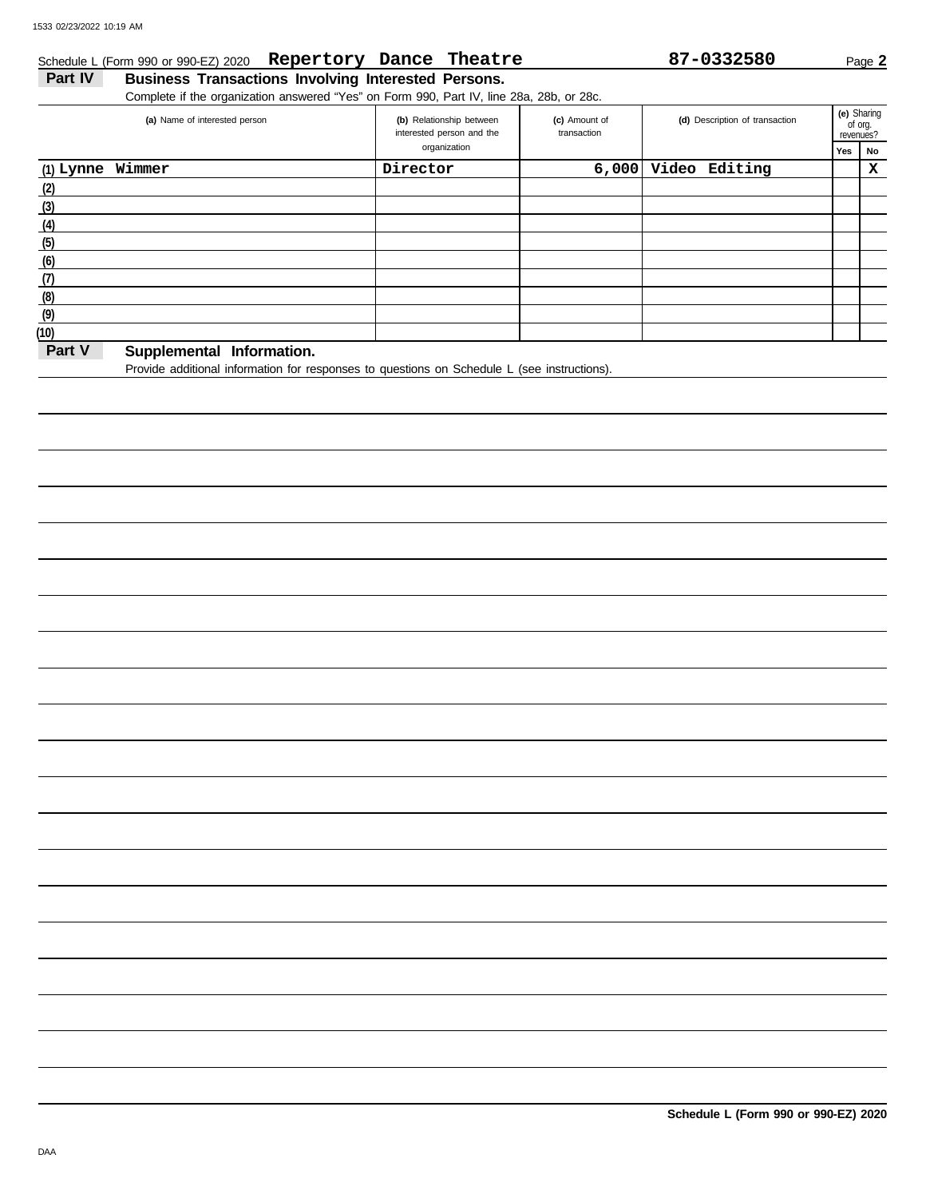Schedule L (Form 990 or 990-EZ) 2020 **Repertory Dance Theatre** **87-0332580** Page **2**

## Part IV Business Transactions Involving Interested Persons.

Complete if the organization answered "Yes" on Form 990, Part IV, line 28a, 28b, or 28c.

| (a) Name of interested person | (b) Relationship between interested person and the organization | (c) Amount of transaction | (d) Description of transaction | (e) Sharing of org. revenues? | |
|---|---|---|---|---|---|
| | | | | Yes | No |
| (1) Lynne Wimmer | Director | 6,000 | Video Editing | | X |
| (2) | | | | | |
| (3) | | | | | |
| (4) | | | | | |
| (5) | | | | | |
| (6) | | | | | |
| (7) | | | | | |
| (8) | | | | | |
| (9) | | | | | |
| (10) | | | | | |

## Part V Supplemental Information.

Provide additional information for responses to questions on Schedule L (see instructions).

**Schedule L (Form 990 or 990-EZ) 2020**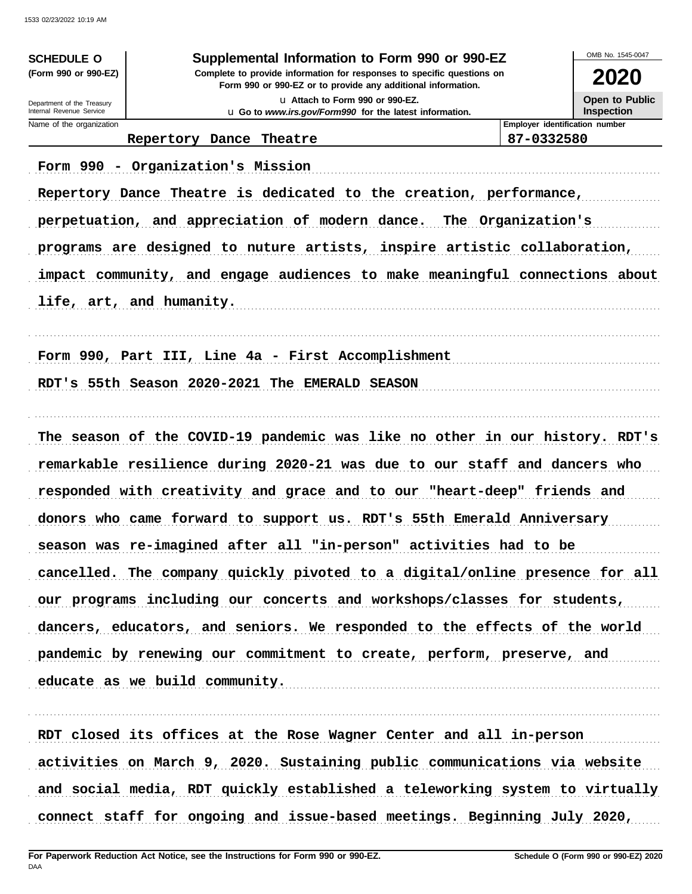**SCHEDULE O**
**(Form 990 or 990-EZ)**

Department of the Treasury
Internal Revenue Service

# Supplemental Information to Form 990 or 990-EZ

**Complete to provide information for responses to specific questions on Form 990 or 990-EZ or to provide any additional information.**

u Attach to Form 990 or 990-EZ.
u Go to *www.irs.gov/Form990* for the latest information.

OMB No. 1545-0047

**2020**

**Open to Public Inspection**

| Name of the organization | Employer identification number |
|---|---|
| Repertory Dance Theatre | 87-0332580 |

Form 990 - Organization's Mission

Repertory Dance Theatre is dedicated to the creation, performance, perpetuation, and appreciation of modern dance. The Organization's programs are designed to nuture artists, inspire artistic collaboration, impact community, and engage audiences to make meaningful connections about life, art, and humanity.

Form 990, Part III, Line 4a - First Accomplishment

RDT's 55th Season 2020-2021 The EMERALD SEASON

The season of the COVID-19 pandemic was like no other in our history. RDT's remarkable resilience during 2020-21 was due to our staff and dancers who responded with creativity and grace and to our "heart-deep" friends and donors who came forward to support us. RDT's 55th Emerald Anniversary season was re-imagined after all "in-person" activities had to be cancelled. The company quickly pivoted to a digital/online presence for all our programs including our concerts and workshops/classes for students, dancers, educators, and seniors. We responded to the effects of the world pandemic by renewing our commitment to create, perform, preserve, and educate as we build community.

RDT closed its offices at the Rose Wagner Center and all in-person activities on March 9, 2020. Sustaining public communications via website and social media, RDT quickly established a teleworking system to virtually connect staff for ongoing and issue-based meetings. Beginning July 2020,

**For Paperwork Reduction Act Notice, see the Instructions for Form 990 or 990-EZ.**
DAA
**Schedule O (Form 990 or 990-EZ) 2020**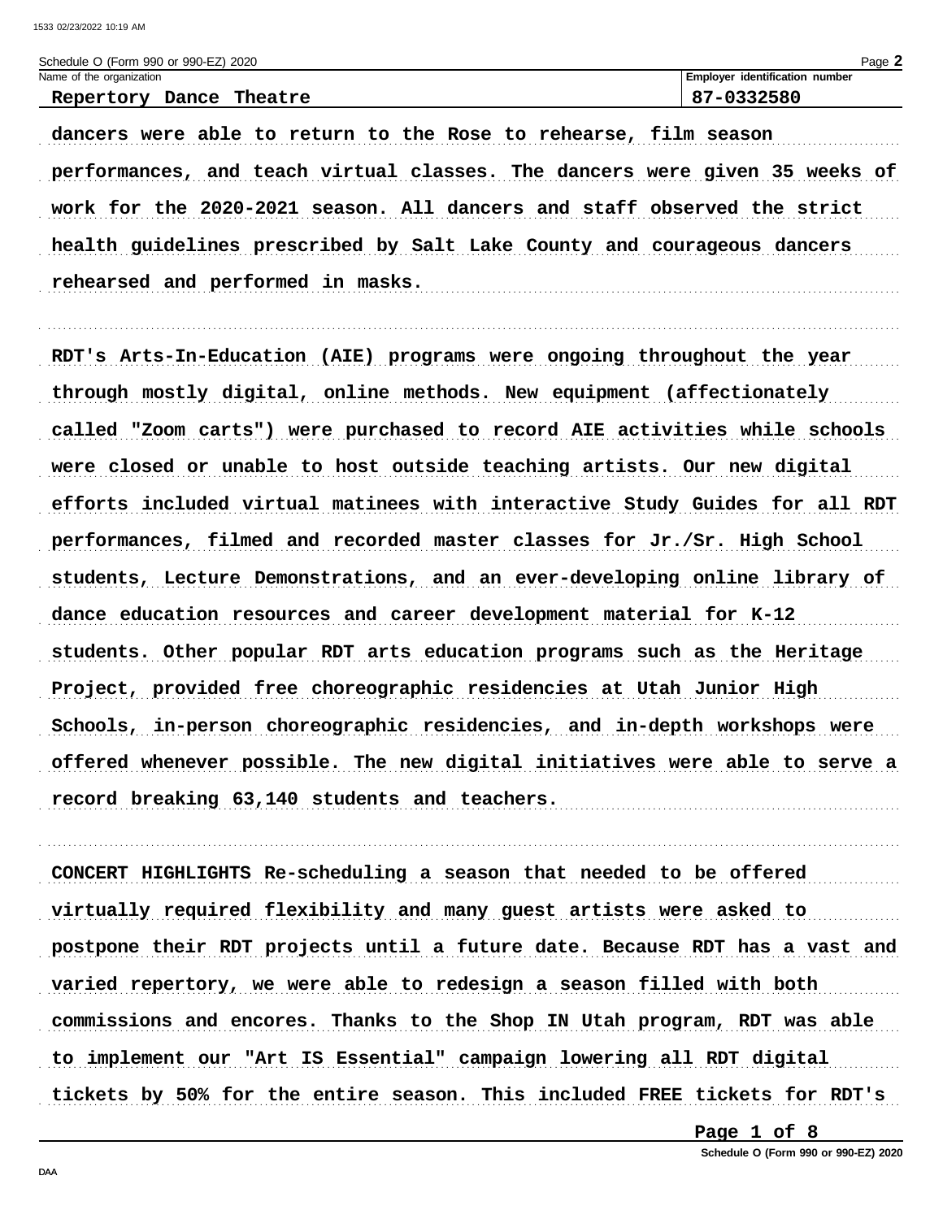Schedule O (Form 990 or 990-EZ) 2020

Name of the organization: Repertory Dance Theatre

Employer identification number: 87-0332580

dancers were able to return to the Rose to rehearse, film season performances, and teach virtual classes. The dancers were given 35 weeks of work for the 2020-2021 season. All dancers and staff observed the strict health guidelines prescribed by Salt Lake County and courageous dancers rehearsed and performed in masks.

RDT's Arts-In-Education (AIE) programs were ongoing throughout the year through mostly digital, online methods. New equipment (affectionately called "Zoom carts") were purchased to record AIE activities while schools were closed or unable to host outside teaching artists. Our new digital efforts included virtual matinees with interactive Study Guides for all RDT performances, filmed and recorded master classes for Jr./Sr. High School students, Lecture Demonstrations, and an ever-developing online library of dance education resources and career development material for K-12 students. Other popular RDT arts education programs such as the Heritage Project, provided free choreographic residencies at Utah Junior High Schools, in-person choreographic residencies, and in-depth workshops were offered whenever possible. The new digital initiatives were able to serve a record breaking 63,140 students and teachers.

CONCERT HIGHLIGHTS Re-scheduling a season that needed to be offered virtually required flexibility and many guest artists were asked to postpone their RDT projects until a future date. Because RDT has a vast and varied repertory, we were able to redesign a season filled with both commissions and encores. Thanks to the Shop IN Utah program, RDT was able to implement our "Art IS Essential" campaign lowering all RDT digital tickets by 50% for the entire season. This included FREE tickets for RDT's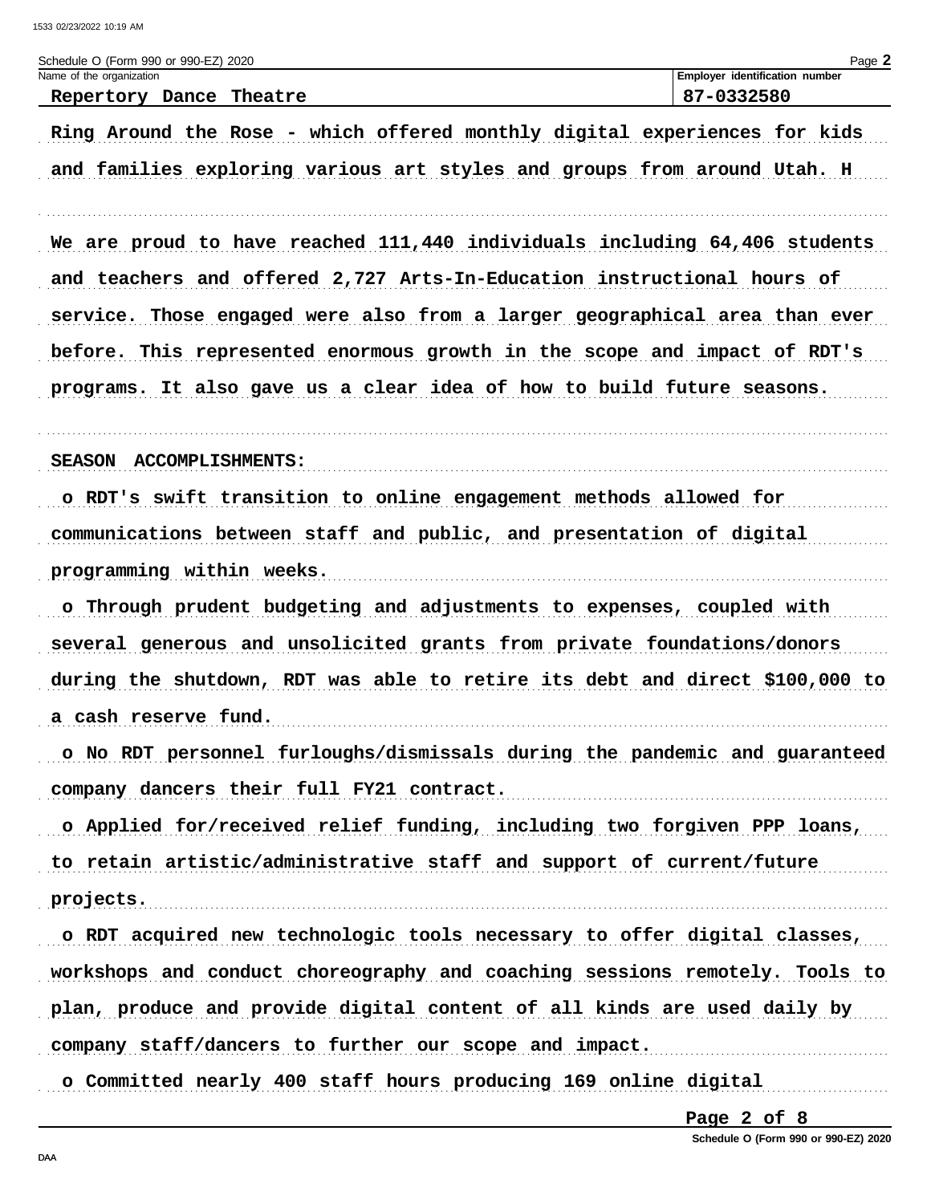Schedule O (Form 990 or 990-EZ) 2020

Name of the organization: Repertory Dance Theatre

Employer identification number: 87-0332580

Ring Around the Rose - which offered monthly digital experiences for kids and families exploring various art styles and groups from around Utah. H

We are proud to have reached 111,440 individuals including 64,406 students and teachers and offered 2,727 Arts-In-Education instructional hours of service. Those engaged were also from a larger geographical area than ever before. This represented enormous growth in the scope and impact of RDT's programs. It also gave us a clear idea of how to build future seasons.

**SEASON ACCOMPLISHMENTS:**

- RDT's swift transition to online engagement methods allowed for communications between staff and public, and presentation of digital programming within weeks.
- Through prudent budgeting and adjustments to expenses, coupled with several generous and unsolicited grants from private foundations/donors during the shutdown, RDT was able to retire its debt and direct $100,000 to a cash reserve fund.
- No RDT personnel furloughs/dismissals during the pandemic and guaranteed company dancers their full FY21 contract.
- Applied for/received relief funding, including two forgiven PPP loans, to retain artistic/administrative staff and support of current/future projects.
- RDT acquired new technologic tools necessary to offer digital classes, workshops and conduct choreography and coaching sessions remotely. Tools to plan, produce and provide digital content of all kinds are used daily by company staff/dancers to further our scope and impact.
- Committed nearly 400 staff hours producing 169 online digital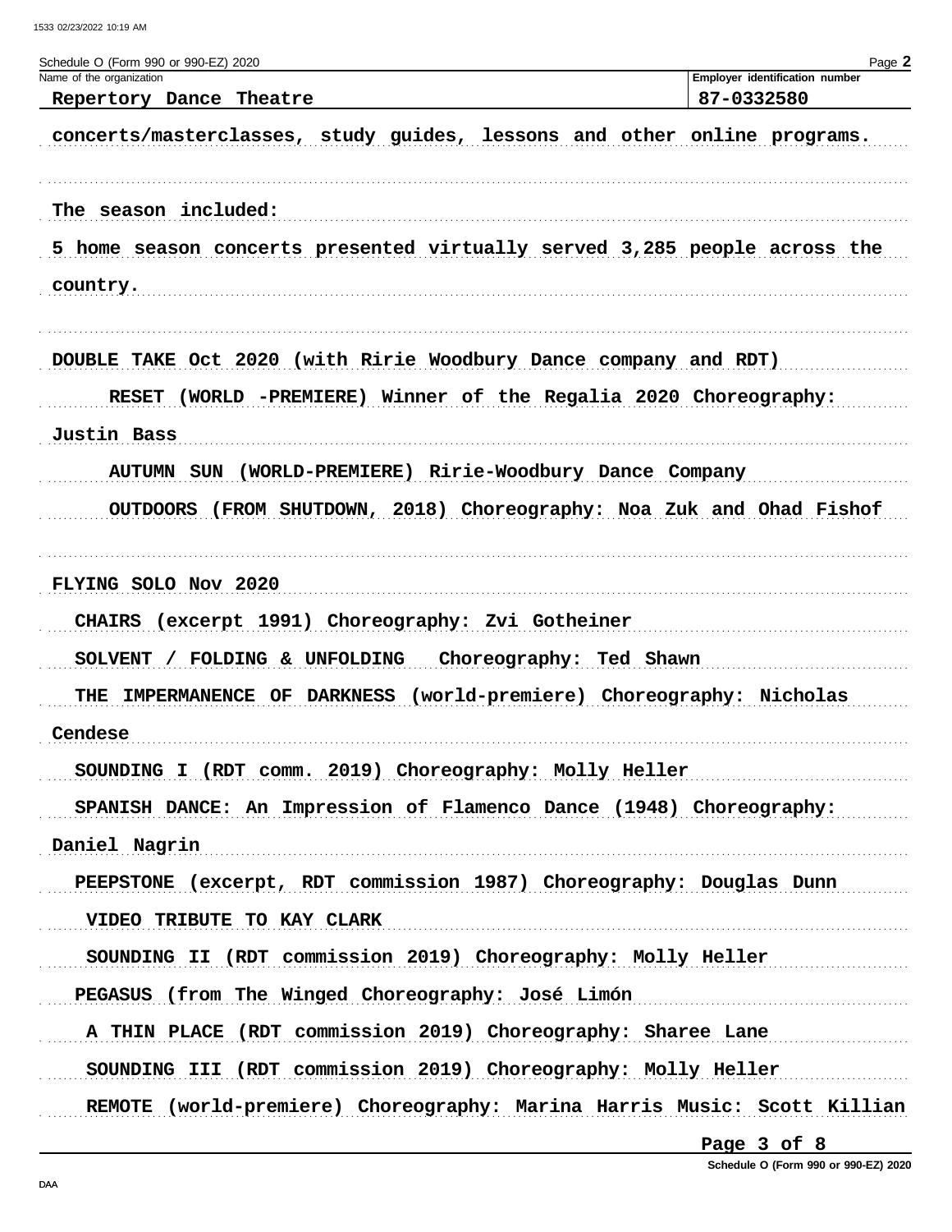Schedule O (Form 990 or 990-EZ) 2020

Name of the organization: Repertory Dance Theatre

Employer identification number: 87-0332580

concerts/masterclasses, study guides, lessons and other online programs.

The season included:

5 home season concerts presented virtually served 3,285 people across the country.

DOUBLE TAKE Oct 2020 (with Ririe Woodbury Dance company and RDT)

RESET (WORLD -PREMIERE) Winner of the Regalia 2020 Choreography: Justin Bass

AUTUMN SUN (WORLD-PREMIERE) Ririe-Woodbury Dance Company

OUTDOORS (FROM SHUTDOWN, 2018) Choreography: Noa Zuk and Ohad Fishof

FLYING SOLO Nov 2020

CHAIRS (excerpt 1991) Choreography: Zvi Gotheiner

SOLVENT / FOLDING & UNFOLDING Choreography: Ted Shawn

THE IMPERMANENCE OF DARKNESS (world-premiere) Choreography: Nicholas Cendese

SOUNDING I (RDT comm. 2019) Choreography: Molly Heller

SPANISH DANCE: An Impression of Flamenco Dance (1948) Choreography: Daniel Nagrin

PEEPSTONE (excerpt, RDT commission 1987) Choreography: Douglas Dunn

VIDEO TRIBUTE TO KAY CLARK

SOUNDING II (RDT commission 2019) Choreography: Molly Heller

PEGASUS (from The Winged Choreography: José Limón

A THIN PLACE (RDT commission 2019) Choreography: Sharee Lane

SOUNDING III (RDT commission 2019) Choreography: Molly Heller

REMOTE (world-premiere) Choreography: Marina Harris Music: Scott Killian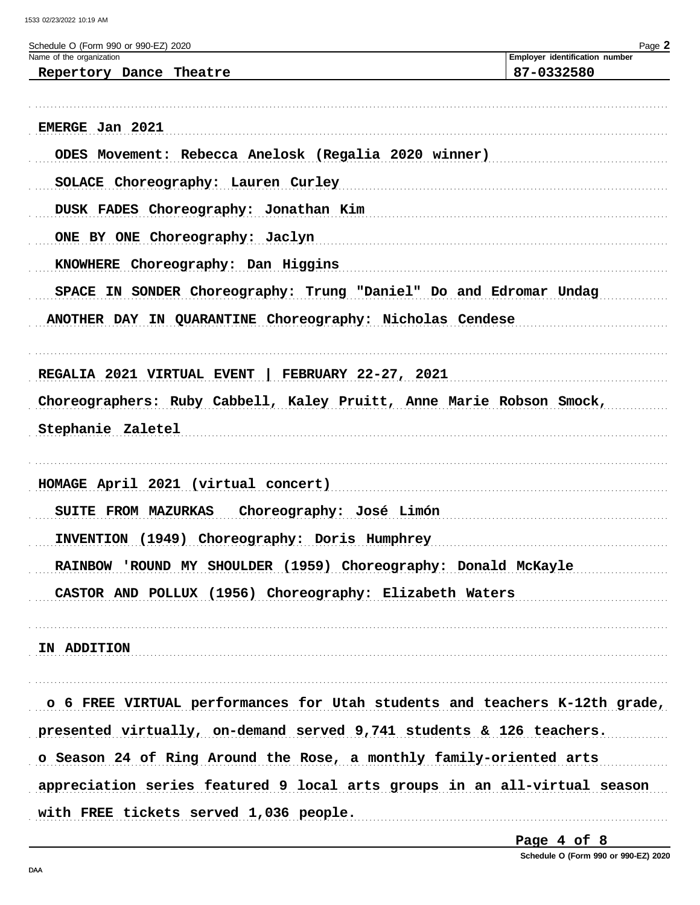Schedule O (Form 990 or 990-EZ) 2020

Name of the organization: Repertory Dance Theatre

Employer identification number: 87-0332580

EMERGE Jan 2021

ODES Movement: Rebecca Anelosk (Regalia 2020 winner)

SOLACE Choreography: Lauren Curley

DUSK FADES Choreography: Jonathan Kim

ONE BY ONE Choreography: Jaclyn

KNOWHERE Choreography: Dan Higgins

SPACE IN SONDER Choreography: Trung "Daniel" Do and Edromar Undag

ANOTHER DAY IN QUARANTINE Choreography: Nicholas Cendese

REGALIA 2021 VIRTUAL EVENT | FEBRUARY 22-27, 2021

Choreographers: Ruby Cabbell, Kaley Pruitt, Anne Marie Robson Smock, Stephanie Zaletel

HOMAGE April 2021 (virtual concert)

SUITE FROM MAZURKAS Choreography: José Limón

INVENTION (1949) Choreography: Doris Humphrey

RAINBOW 'ROUND MY SHOULDER (1959) Choreography: Donald McKayle

CASTOR AND POLLUX (1956) Choreography: Elizabeth Waters

IN ADDITION

o 6 FREE VIRTUAL performances for Utah students and teachers K-12th grade, presented virtually, on-demand served 9,741 students & 126 teachers.

o Season 24 of Ring Around the Rose, a monthly family-oriented arts appreciation series featured 9 local arts groups in an all-virtual season with FREE tickets served 1,036 people.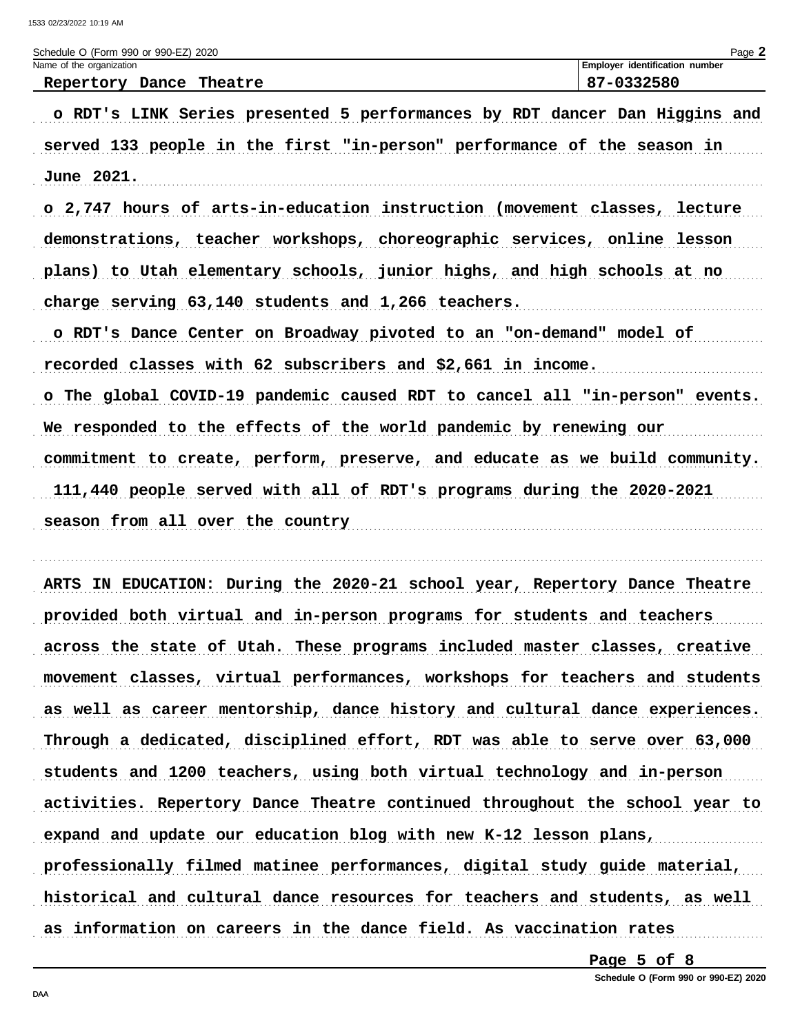Schedule O (Form 990 or 990-EZ) 2020

| Name of the organization | Employer identification number |
| --- | --- |
| Repertory Dance Theatre | 87-0332580 |

o RDT's LINK Series presented 5 performances by RDT dancer Dan Higgins and served 133 people in the first "in-person" performance of the season in June 2021.

o 2,747 hours of arts-in-education instruction (movement classes, lecture demonstrations, teacher workshops, choreographic services, online lesson plans) to Utah elementary schools, junior highs, and high schools at no charge serving 63,140 students and 1,266 teachers.

o RDT's Dance Center on Broadway pivoted to an "on-demand" model of recorded classes with 62 subscribers and $2,661 in income.

o The global COVID-19 pandemic caused RDT to cancel all "in-person" events. We responded to the effects of the world pandemic by renewing our commitment to create, perform, preserve, and educate as we build community.

111,440 people served with all of RDT's programs during the 2020-2021 season from all over the country

ARTS IN EDUCATION: During the 2020-21 school year, Repertory Dance Theatre provided both virtual and in-person programs for students and teachers across the state of Utah. These programs included master classes, creative movement classes, virtual performances, workshops for teachers and students as well as career mentorship, dance history and cultural dance experiences. Through a dedicated, disciplined effort, RDT was able to serve over 63,000 students and 1200 teachers, using both virtual technology and in-person activities. Repertory Dance Theatre continued throughout the school year to expand and update our education blog with new K-12 lesson plans, professionally filmed matinee performances, digital study guide material, historical and cultural dance resources for teachers and students, as well as information on careers in the dance field. As vaccination rates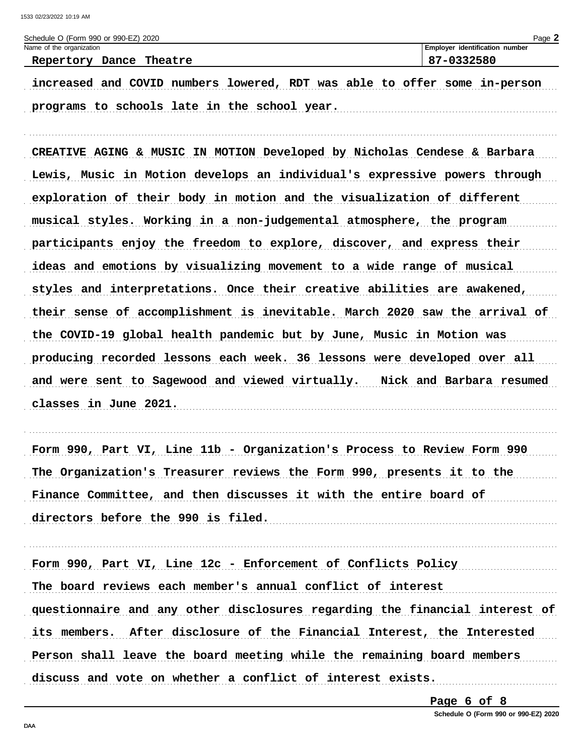Schedule O (Form 990 or 990-EZ) 2020

| Name of the organization | Employer identification number |
| --- | --- |
| Repertory Dance Theatre | 87-0332580 |

increased and COVID numbers lowered, RDT was able to offer some in-person programs to schools late in the school year.

CREATIVE AGING & MUSIC IN MOTION Developed by Nicholas Cendese & Barbara Lewis, Music in Motion develops an individual's expressive powers through exploration of their body in motion and the visualization of different musical styles. Working in a non-judgemental atmosphere, the program participants enjoy the freedom to explore, discover, and express their ideas and emotions by visualizing movement to a wide range of musical styles and interpretations. Once their creative abilities are awakened, their sense of accomplishment is inevitable. March 2020 saw the arrival of the COVID-19 global health pandemic but by June, Music in Motion was producing recorded lessons each week. 36 lessons were developed over all and were sent to Sagewood and viewed virtually. Nick and Barbara resumed classes in June 2021.

Form 990, Part VI, Line 11b - Organization's Process to Review Form 990
The Organization's Treasurer reviews the Form 990, presents it to the Finance Committee, and then discusses it with the entire board of directors before the 990 is filed.

Form 990, Part VI, Line 12c - Enforcement of Conflicts Policy
The board reviews each member's annual conflict of interest questionnaire and any other disclosures regarding the financial interest of its members. After disclosure of the Financial Interest, the Interested Person shall leave the board meeting while the remaining board members discuss and vote on whether a conflict of interest exists.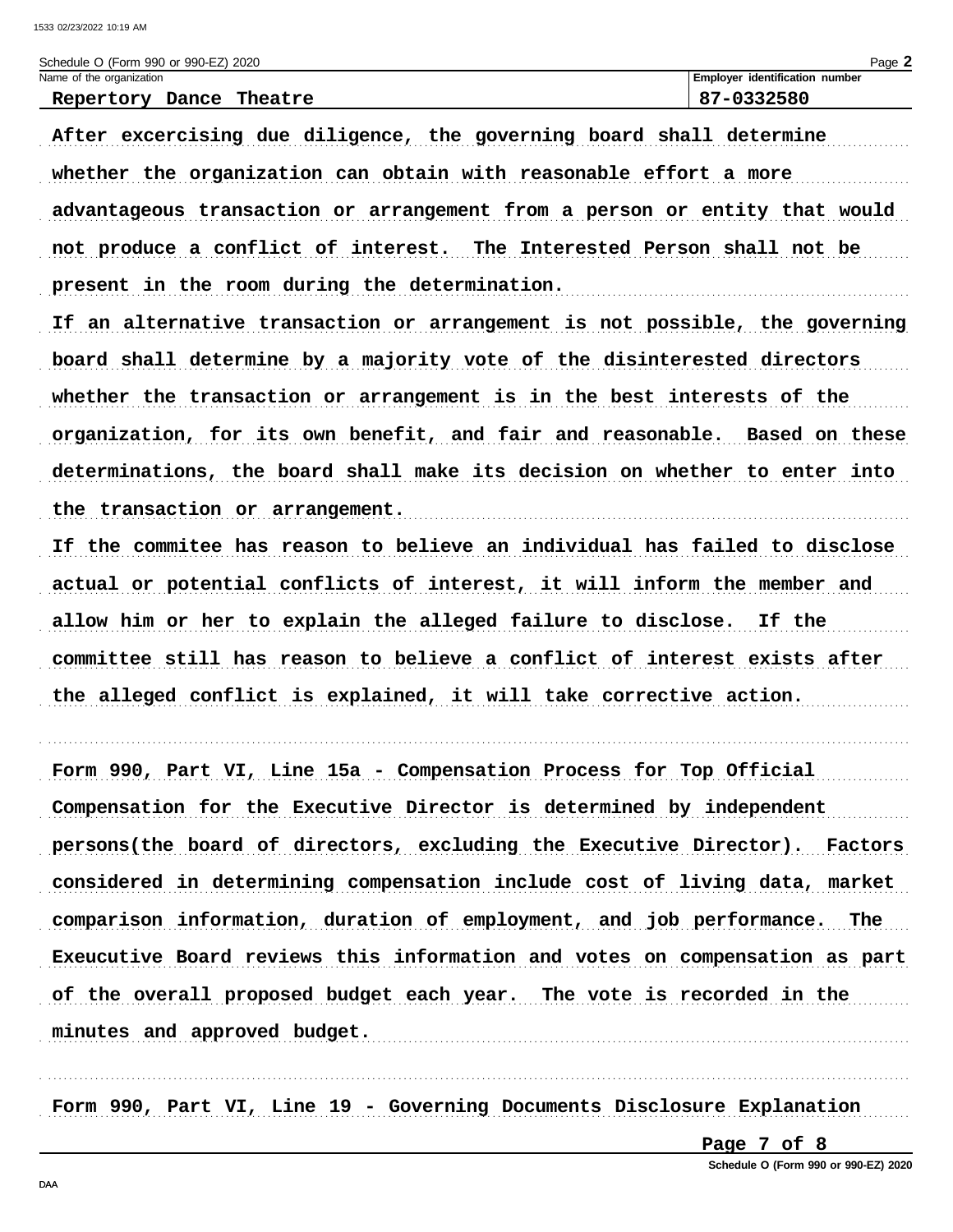Schedule O (Form 990 or 990-EZ) 2020

| Name of the organization | Employer identification number |
| --- | --- |
| Repertory Dance Theatre | 87-0332580 |

After excercising due diligence, the governing board shall determine whether the organization can obtain with reasonable effort a more advantageous transaction or arrangement from a person or entity that would not produce a conflict of interest. The Interested Person shall not be present in the room during the determination.

If an alternative transaction or arrangement is not possible, the governing board shall determine by a majority vote of the disinterested directors whether the transaction or arrangement is in the best interests of the organization, for its own benefit, and fair and reasonable. Based on these determinations, the board shall make its decision on whether to enter into the transaction or arrangement.

If the commitee has reason to believe an individual has failed to disclose actual or potential conflicts of interest, it will inform the member and allow him or her to explain the alleged failure to disclose. If the committee still has reason to believe a conflict of interest exists after the alleged conflict is explained, it will take corrective action.

Form 990, Part VI, Line 15a - Compensation Process for Top Official

Compensation for the Executive Director is determined by independent persons(the board of directors, excluding the Executive Director). Factors considered in determining compensation include cost of living data, market comparison information, duration of employment, and job performance. The Exeucutive Board reviews this information and votes on compensation as part of the overall proposed budget each year. The vote is recorded in the minutes and approved budget.

Form 990, Part VI, Line 19 - Governing Documents Disclosure Explanation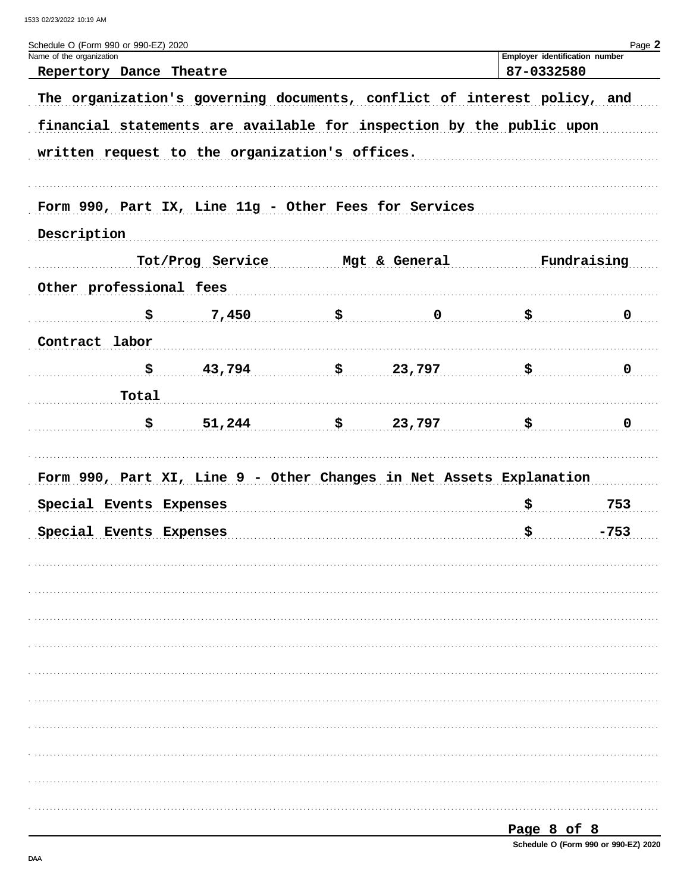Schedule O (Form 990 or 990-EZ) 2020

| Name of the organization | Employer identification number |
|---|---|
| Repertory Dance Theatre | 87-0332580 |

The organization's governing documents, conflict of interest policy, and financial statements are available for inspection by the public upon written request to the organization's offices.

Form 990, Part IX, Line 11g - Other Fees for Services

| Description | Tot/Prog Service | Mgt & General | Fundraising |
|---|---|---|---|
| Other professional fees | $ 7,450 | $ 0 | $ 0 |
| Contract labor | $ 43,794 | $ 23,797 | $ 0 |
| Total | $ 51,244 | $ 23,797 | $ 0 |

Form 990, Part XI, Line 9 - Other Changes in Net Assets Explanation

| | |
|---|---|
| Special Events Expenses | $ 753 |
| Special Events Expenses | $ -753 |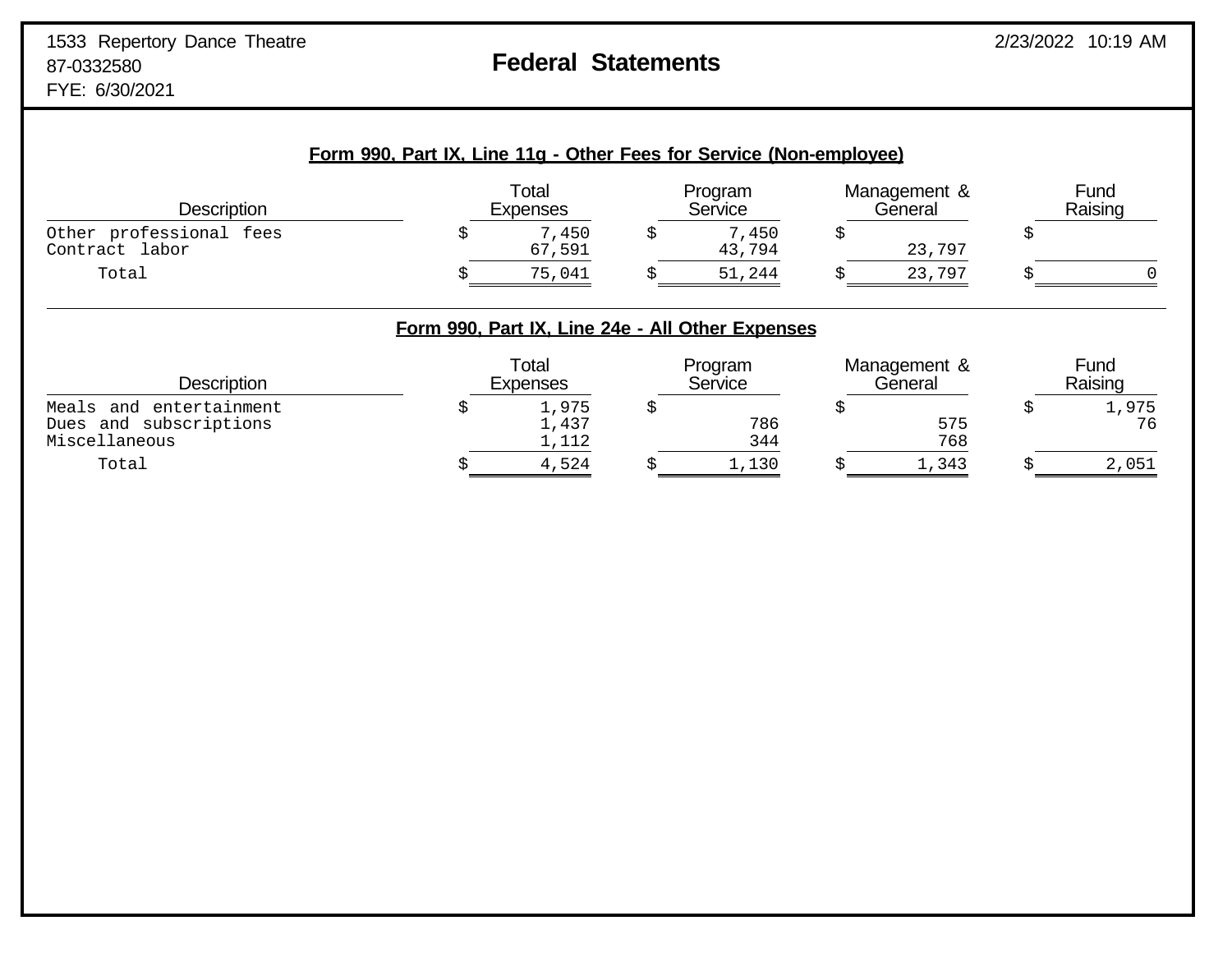1533 Repertory Dance Theatre
87-0332580
FYE: 6/30/2021

# Federal Statements

2/23/2022 10:19 AM

## Form 990, Part IX, Line 11g - Other Fees for Service (Non-employee)

| Description | Total Expenses | Program Service | Management & General | Fund Raising |
|---|---|---|---|---|
| Other professional fees | $ 7,450 | $ 7,450 | $ | $ |
| Contract labor | 67,591 | 43,794 | 23,797 | |
| Total | $ 75,041 | $ 51,244 | $ 23,797 | $ 0 |

## Form 990, Part IX, Line 24e - All Other Expenses

| Description | Total Expenses | Program Service | Management & General | Fund Raising |
|---|---|---|---|---|
| Meals and entertainment | $ 1,975 | $ | $ | $ 1,975 |
| Dues and subscriptions | 1,437 | 786 | 575 | 76 |
| Miscellaneous | 1,112 | 344 | 768 | |
| Total | $ 4,524 | $ 1,130 | $ 1,343 | $ 2,051 |